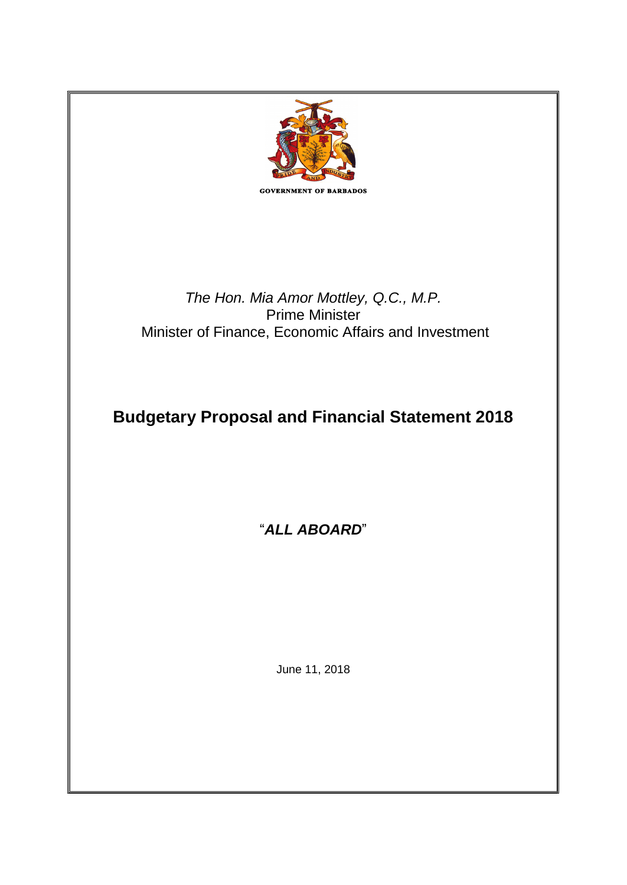GOVERNMENT OF BARBADOS

*The Hon. Mia Amor Mottley, Q.C., M.P.*
Prime Minister
Minister of Finance, Economic Affairs and Investment

# Budgetary Proposal and Financial Statement 2018

"***ALL ABOARD***"

June 11, 2018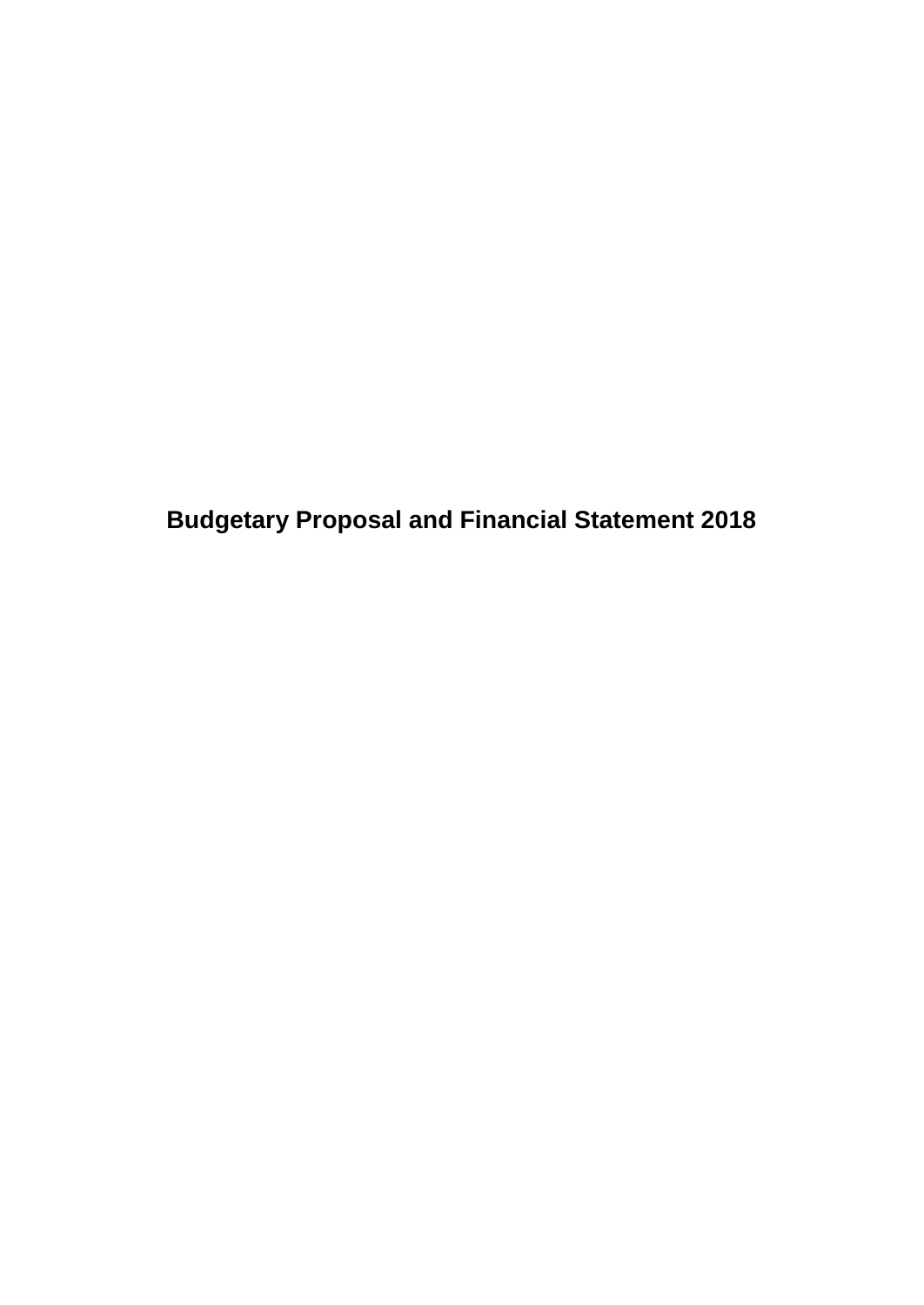# Budgetary Proposal and Financial Statement 2018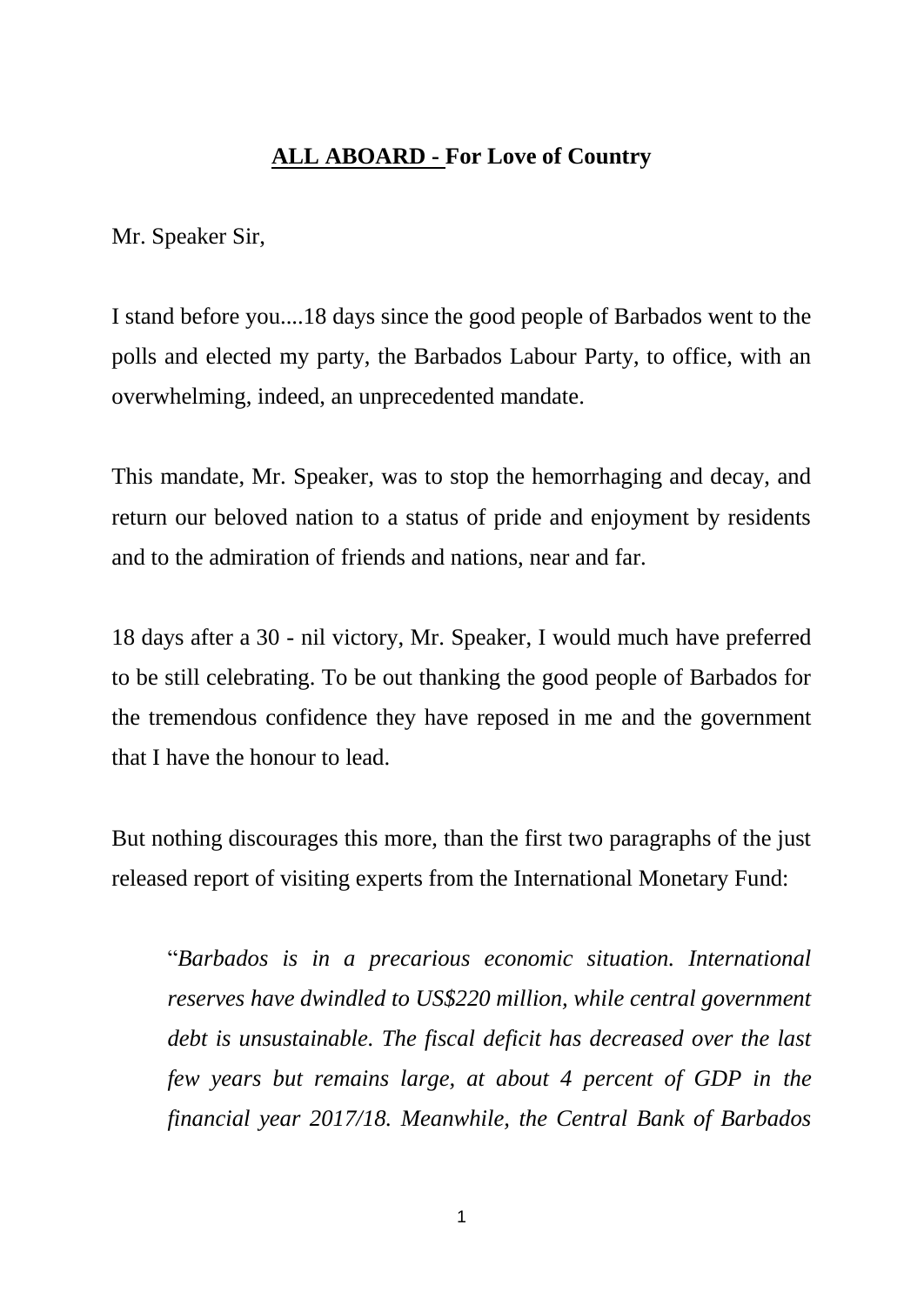## **ALL ABOARD - For Love of Country**

Mr. Speaker Sir,

I stand before you....18 days since the good people of Barbados went to the polls and elected my party, the Barbados Labour Party, to office, with an overwhelming, indeed, an unprecedented mandate.

This mandate, Mr. Speaker, was to stop the hemorrhaging and decay, and return our beloved nation to a status of pride and enjoyment by residents and to the admiration of friends and nations, near and far.

18 days after a 30 - nil victory, Mr. Speaker, I would much have preferred to be still celebrating. To be out thanking the good people of Barbados for the tremendous confidence they have reposed in me and the government that I have the honour to lead.

But nothing discourages this more, than the first two paragraphs of the just released report of visiting experts from the International Monetary Fund:

> "*Barbados is in a precarious economic situation. International reserves have dwindled to US$220 million, while central government debt is unsustainable. The fiscal deficit has decreased over the last few years but remains large, at about 4 percent of GDP in the financial year 2017/18. Meanwhile, the Central Bank of Barbados*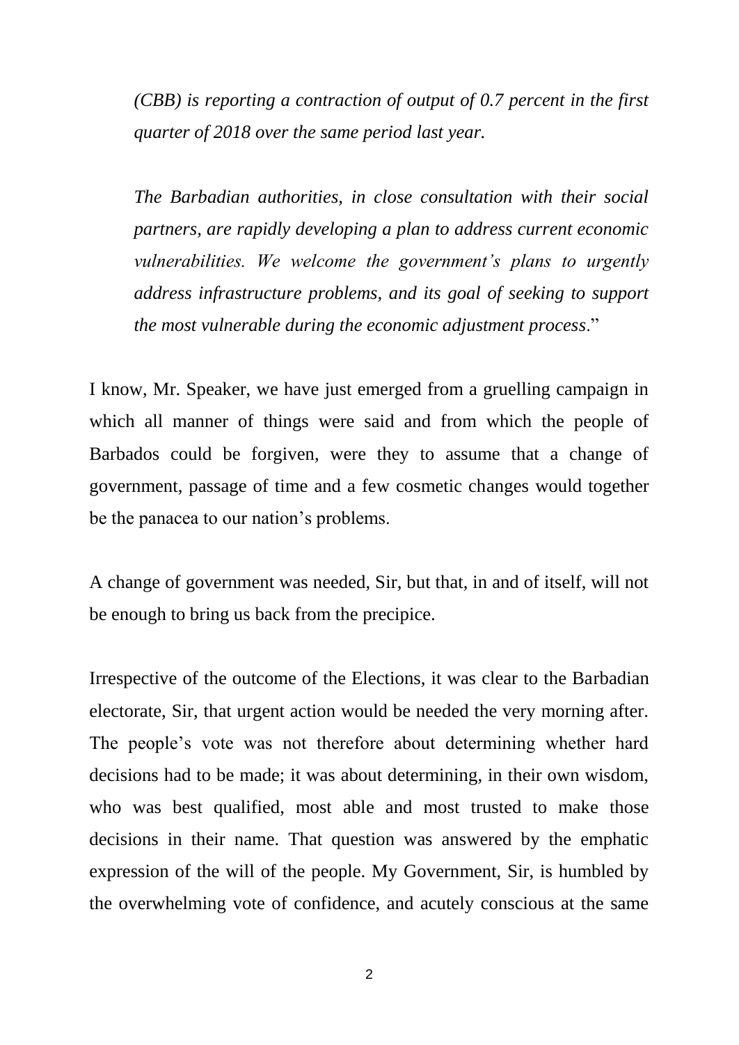*(CBB) is reporting a contraction of output of 0.7 percent in the first quarter of 2018 over the same period last year.*

*The Barbadian authorities, in close consultation with their social partners, are rapidly developing a plan to address current economic vulnerabilities. We welcome the government's plans to urgently address infrastructure problems, and its goal of seeking to support the most vulnerable during the economic adjustment process*."

I know, Mr. Speaker, we have just emerged from a gruelling campaign in which all manner of things were said and from which the people of Barbados could be forgiven, were they to assume that a change of government, passage of time and a few cosmetic changes would together be the panacea to our nation's problems.

A change of government was needed, Sir, but that, in and of itself, will not be enough to bring us back from the precipice.

Irrespective of the outcome of the Elections, it was clear to the Barbadian electorate, Sir, that urgent action would be needed the very morning after. The people's vote was not therefore about determining whether hard decisions had to be made; it was about determining, in their own wisdom, who was best qualified, most able and most trusted to make those decisions in their name. That question was answered by the emphatic expression of the will of the people. My Government, Sir, is humbled by the overwhelming vote of confidence, and acutely conscious at the same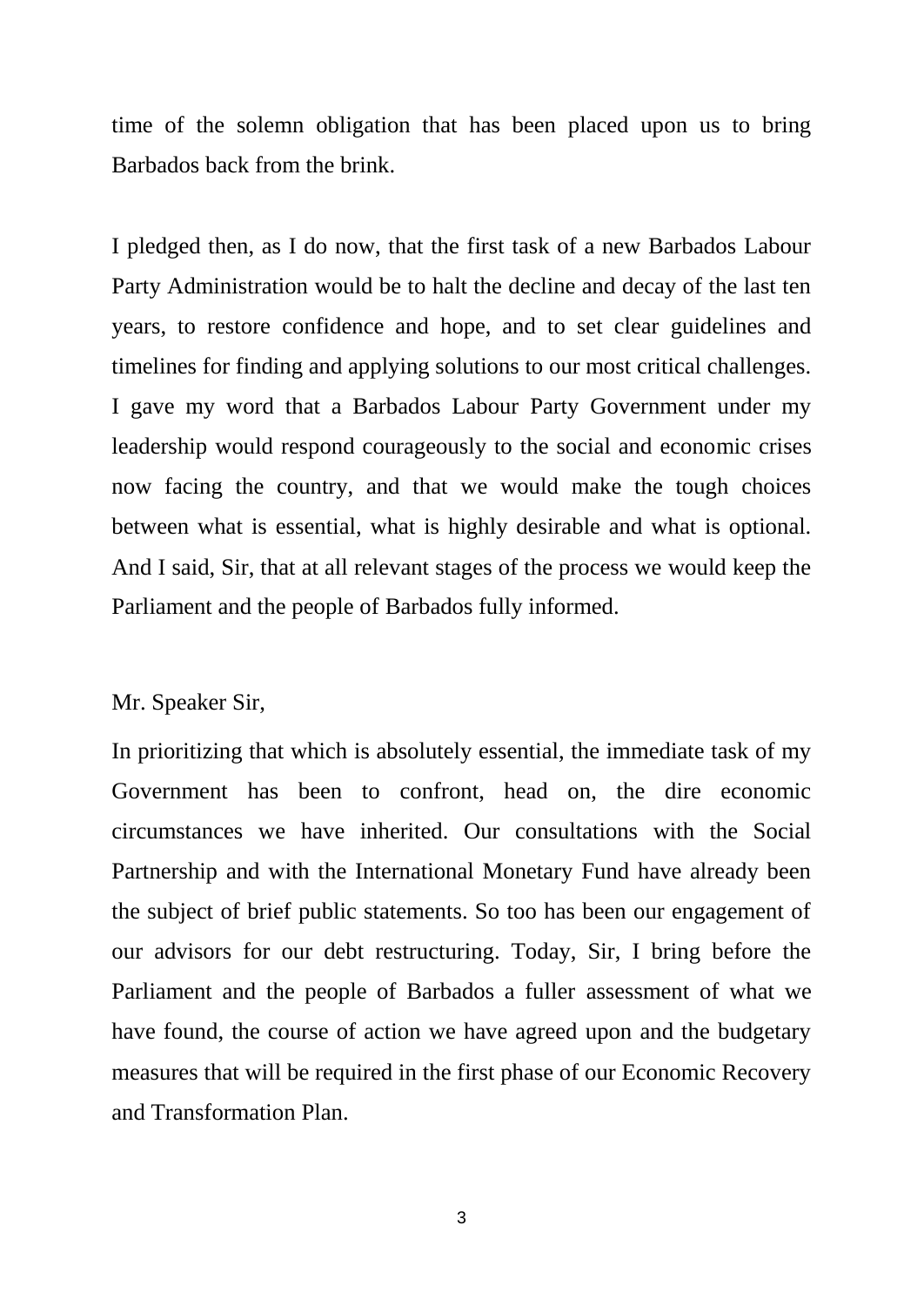time of the solemn obligation that has been placed upon us to bring Barbados back from the brink.

I pledged then, as I do now, that the first task of a new Barbados Labour Party Administration would be to halt the decline and decay of the last ten years, to restore confidence and hope, and to set clear guidelines and timelines for finding and applying solutions to our most critical challenges. I gave my word that a Barbados Labour Party Government under my leadership would respond courageously to the social and economic crises now facing the country, and that we would make the tough choices between what is essential, what is highly desirable and what is optional. And I said, Sir, that at all relevant stages of the process we would keep the Parliament and the people of Barbados fully informed.

Mr. Speaker Sir,

In prioritizing that which is absolutely essential, the immediate task of my Government has been to confront, head on, the dire economic circumstances we have inherited. Our consultations with the Social Partnership and with the International Monetary Fund have already been the subject of brief public statements. So too has been our engagement of our advisors for our debt restructuring. Today, Sir, I bring before the Parliament and the people of Barbados a fuller assessment of what we have found, the course of action we have agreed upon and the budgetary measures that will be required in the first phase of our Economic Recovery and Transformation Plan.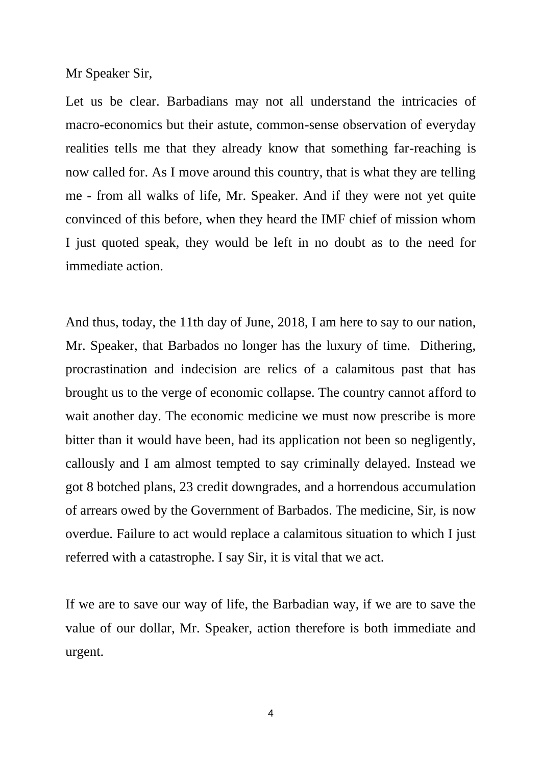Mr Speaker Sir,

Let us be clear. Barbadians may not all understand the intricacies of macro-economics but their astute, common-sense observation of everyday realities tells me that they already know that something far-reaching is now called for. As I move around this country, that is what they are telling me - from all walks of life, Mr. Speaker. And if they were not yet quite convinced of this before, when they heard the IMF chief of mission whom I just quoted speak, they would be left in no doubt as to the need for immediate action.

And thus, today, the 11th day of June, 2018, I am here to say to our nation, Mr. Speaker, that Barbados no longer has the luxury of time. Dithering, procrastination and indecision are relics of a calamitous past that has brought us to the verge of economic collapse. The country cannot afford to wait another day. The economic medicine we must now prescribe is more bitter than it would have been, had its application not been so negligently, callously and I am almost tempted to say criminally delayed. Instead we got 8 botched plans, 23 credit downgrades, and a horrendous accumulation of arrears owed by the Government of Barbados. The medicine, Sir, is now overdue. Failure to act would replace a calamitous situation to which I just referred with a catastrophe. I say Sir, it is vital that we act.

If we are to save our way of life, the Barbadian way, if we are to save the value of our dollar, Mr. Speaker, action therefore is both immediate and urgent.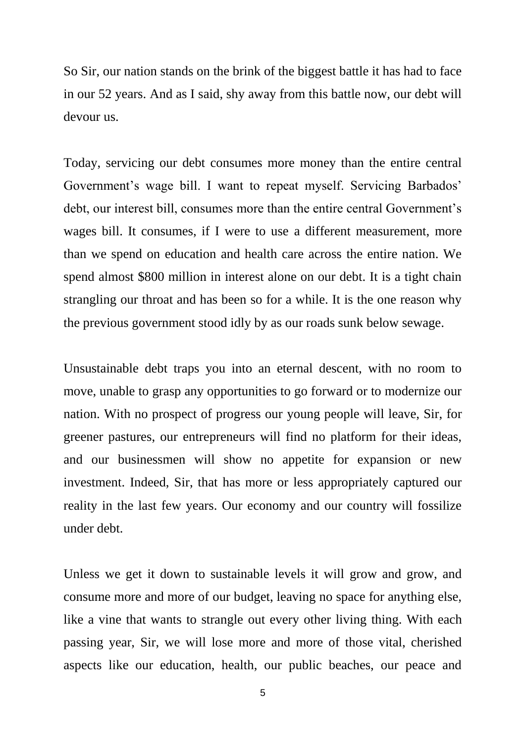So Sir, our nation stands on the brink of the biggest battle it has had to face in our 52 years. And as I said, shy away from this battle now, our debt will devour us.

Today, servicing our debt consumes more money than the entire central Government's wage bill. I want to repeat myself. Servicing Barbados' debt, our interest bill, consumes more than the entire central Government's wages bill. It consumes, if I were to use a different measurement, more than we spend on education and health care across the entire nation. We spend almost $800 million in interest alone on our debt. It is a tight chain strangling our throat and has been so for a while. It is the one reason why the previous government stood idly by as our roads sunk below sewage.

Unsustainable debt traps you into an eternal descent, with no room to move, unable to grasp any opportunities to go forward or to modernize our nation. With no prospect of progress our young people will leave, Sir, for greener pastures, our entrepreneurs will find no platform for their ideas, and our businessmen will show no appetite for expansion or new investment. Indeed, Sir, that has more or less appropriately captured our reality in the last few years. Our economy and our country will fossilize under debt.

Unless we get it down to sustainable levels it will grow and grow, and consume more and more of our budget, leaving no space for anything else, like a vine that wants to strangle out every other living thing. With each passing year, Sir, we will lose more and more of those vital, cherished aspects like our education, health, our public beaches, our peace and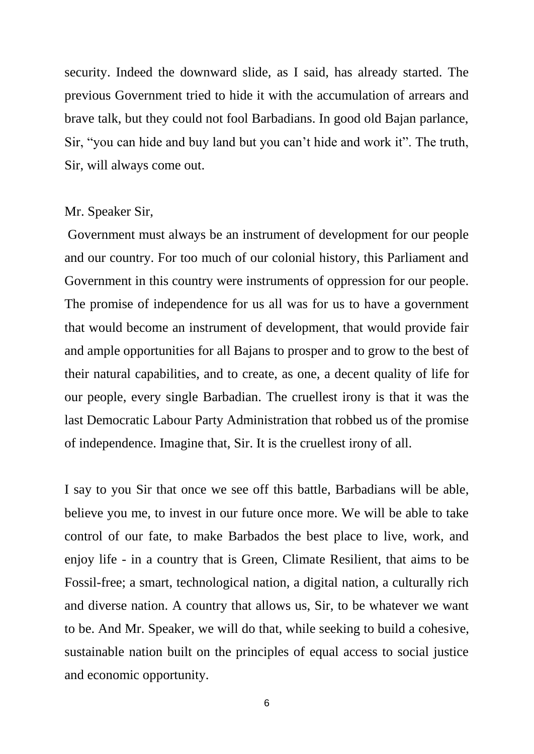security. Indeed the downward slide, as I said, has already started. The previous Government tried to hide it with the accumulation of arrears and brave talk, but they could not fool Barbadians. In good old Bajan parlance, Sir, "you can hide and buy land but you can't hide and work it". The truth, Sir, will always come out.

Mr. Speaker Sir,

Government must always be an instrument of development for our people and our country. For too much of our colonial history, this Parliament and Government in this country were instruments of oppression for our people. The promise of independence for us all was for us to have a government that would become an instrument of development, that would provide fair and ample opportunities for all Bajans to prosper and to grow to the best of their natural capabilities, and to create, as one, a decent quality of life for our people, every single Barbadian. The cruellest irony is that it was the last Democratic Labour Party Administration that robbed us of the promise of independence. Imagine that, Sir. It is the cruellest irony of all.

I say to you Sir that once we see off this battle, Barbadians will be able, believe you me, to invest in our future once more. We will be able to take control of our fate, to make Barbados the best place to live, work, and enjoy life - in a country that is Green, Climate Resilient, that aims to be Fossil-free; a smart, technological nation, a digital nation, a culturally rich and diverse nation. A country that allows us, Sir, to be whatever we want to be. And Mr. Speaker, we will do that, while seeking to build a cohesive, sustainable nation built on the principles of equal access to social justice and economic opportunity.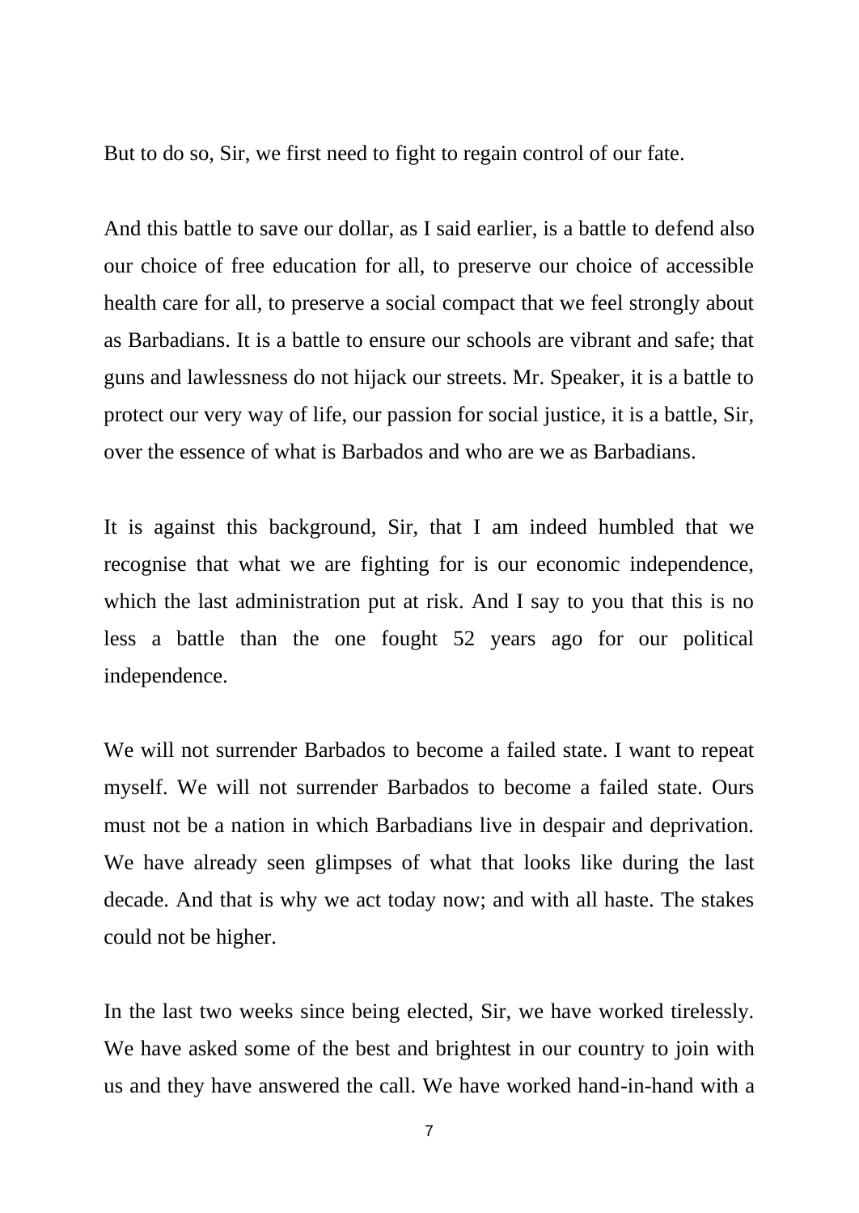But to do so, Sir, we first need to fight to regain control of our fate.

And this battle to save our dollar, as I said earlier, is a battle to defend also our choice of free education for all, to preserve our choice of accessible health care for all, to preserve a social compact that we feel strongly about as Barbadians. It is a battle to ensure our schools are vibrant and safe; that guns and lawlessness do not hijack our streets. Mr. Speaker, it is a battle to protect our very way of life, our passion for social justice, it is a battle, Sir, over the essence of what is Barbados and who are we as Barbadians.

It is against this background, Sir, that I am indeed humbled that we recognise that what we are fighting for is our economic independence, which the last administration put at risk. And I say to you that this is no less a battle than the one fought 52 years ago for our political independence.

We will not surrender Barbados to become a failed state. I want to repeat myself. We will not surrender Barbados to become a failed state. Ours must not be a nation in which Barbadians live in despair and deprivation. We have already seen glimpses of what that looks like during the last decade. And that is why we act today now; and with all haste. The stakes could not be higher.

In the last two weeks since being elected, Sir, we have worked tirelessly. We have asked some of the best and brightest in our country to join with us and they have answered the call. We have worked hand-in-hand with a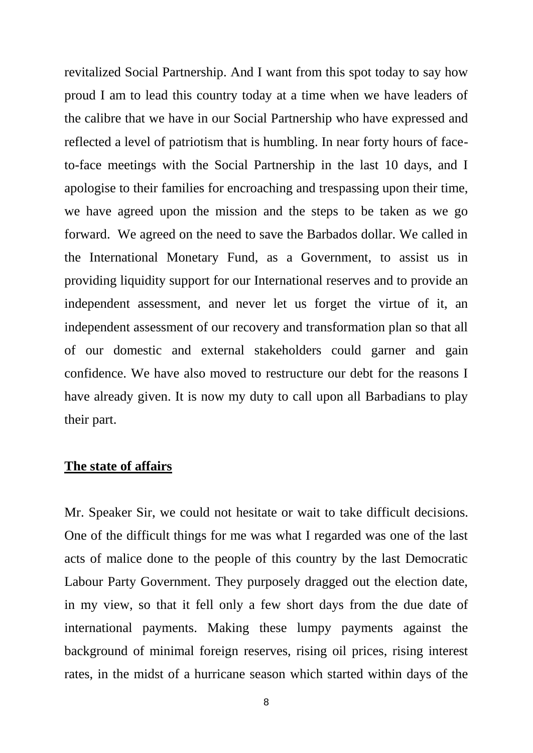revitalized Social Partnership. And I want from this spot today to say how proud I am to lead this country today at a time when we have leaders of the calibre that we have in our Social Partnership who have expressed and reflected a level of patriotism that is humbling. In near forty hours of face-to-face meetings with the Social Partnership in the last 10 days, and I apologise to their families for encroaching and trespassing upon their time, we have agreed upon the mission and the steps to be taken as we go forward. We agreed on the need to save the Barbados dollar. We called in the International Monetary Fund, as a Government, to assist us in providing liquidity support for our International reserves and to provide an independent assessment, and never let us forget the virtue of it, an independent assessment of our recovery and transformation plan so that all of our domestic and external stakeholders could garner and gain confidence. We have also moved to restructure our debt for the reasons I have already given. It is now my duty to call upon all Barbadians to play their part.

## The state of affairs

Mr. Speaker Sir, we could not hesitate or wait to take difficult decisions. One of the difficult things for me was what I regarded was one of the last acts of malice done to the people of this country by the last Democratic Labour Party Government. They purposely dragged out the election date, in my view, so that it fell only a few short days from the due date of international payments. Making these lumpy payments against the background of minimal foreign reserves, rising oil prices, rising interest rates, in the midst of a hurricane season which started within days of the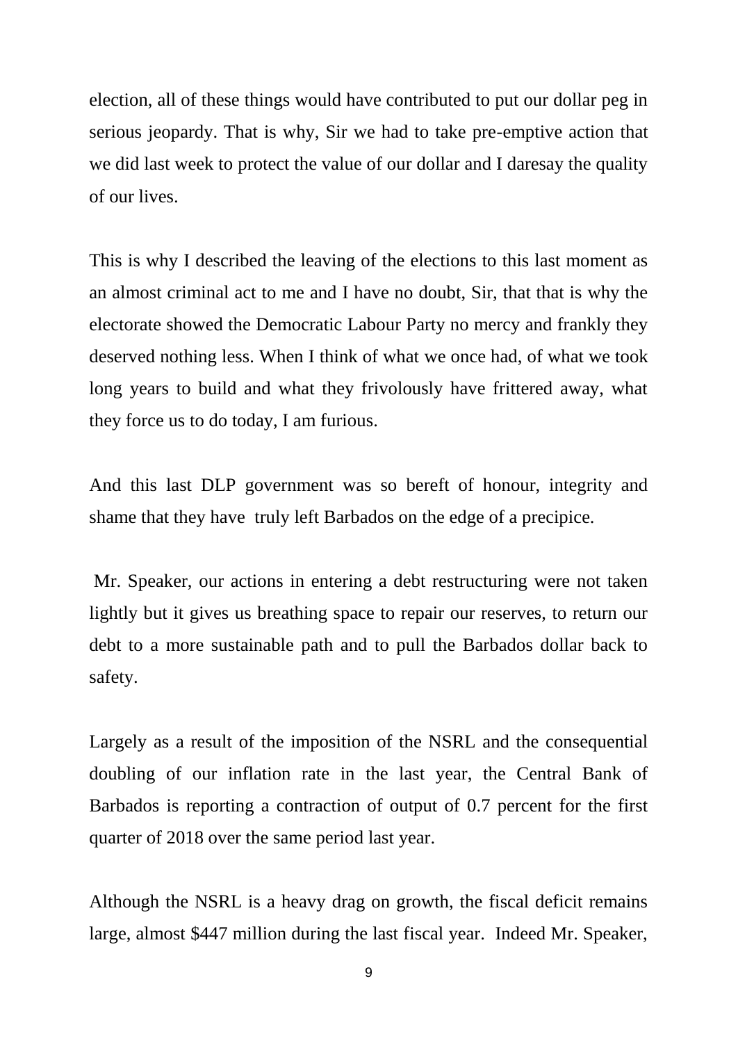election, all of these things would have contributed to put our dollar peg in serious jeopardy. That is why, Sir we had to take pre-emptive action that we did last week to protect the value of our dollar and I daresay the quality of our lives.

This is why I described the leaving of the elections to this last moment as an almost criminal act to me and I have no doubt, Sir, that that is why the electorate showed the Democratic Labour Party no mercy and frankly they deserved nothing less. When I think of what we once had, of what we took long years to build and what they frivolously have frittered away, what they force us to do today, I am furious.

And this last DLP government was so bereft of honour, integrity and shame that they have truly left Barbados on the edge of a precipice.

Mr. Speaker, our actions in entering a debt restructuring were not taken lightly but it gives us breathing space to repair our reserves, to return our debt to a more sustainable path and to pull the Barbados dollar back to safety.

Largely as a result of the imposition of the NSRL and the consequential doubling of our inflation rate in the last year, the Central Bank of Barbados is reporting a contraction of output of 0.7 percent for the first quarter of 2018 over the same period last year.

Although the NSRL is a heavy drag on growth, the fiscal deficit remains large, almost $447 million during the last fiscal year. Indeed Mr. Speaker,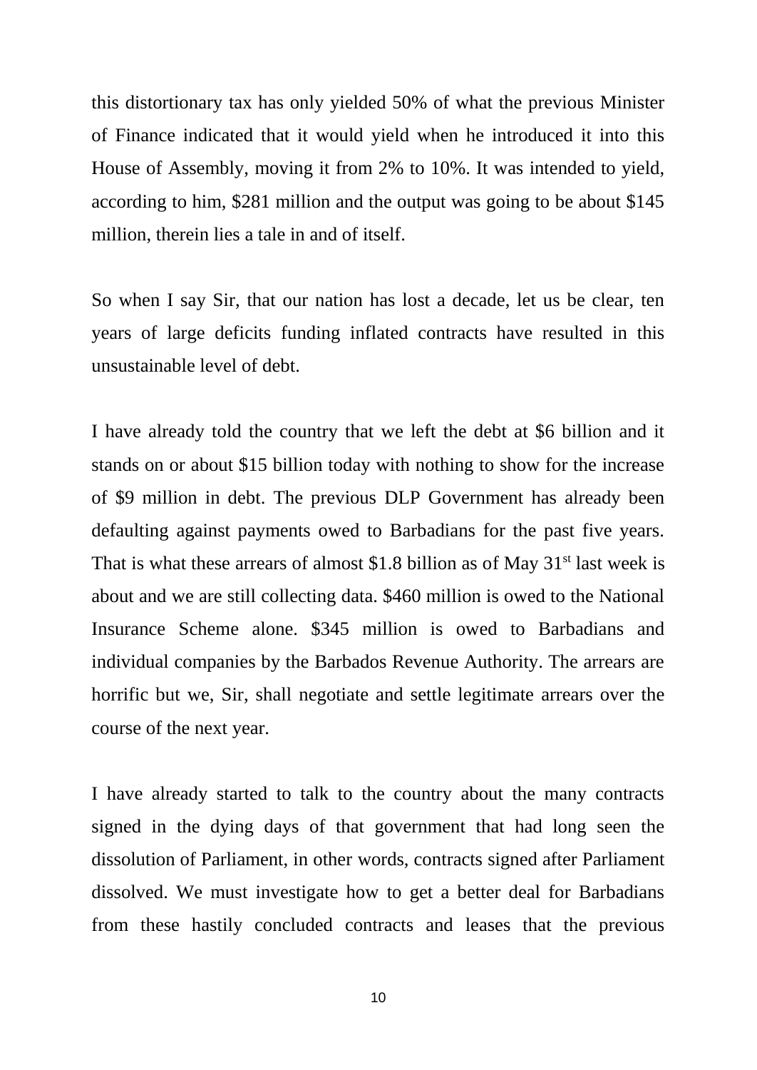this distortionary tax has only yielded 50% of what the previous Minister of Finance indicated that it would yield when he introduced it into this House of Assembly, moving it from 2% to 10%. It was intended to yield, according to him, \$281 million and the output was going to be about \$145 million, therein lies a tale in and of itself.

So when I say Sir, that our nation has lost a decade, let us be clear, ten years of large deficits funding inflated contracts have resulted in this unsustainable level of debt.

I have already told the country that we left the debt at \$6 billion and it stands on or about \$15 billion today with nothing to show for the increase of \$9 million in debt. The previous DLP Government has already been defaulting against payments owed to Barbadians for the past five years. That is what these arrears of almost \$1.8 billion as of May 31st last week is about and we are still collecting data. \$460 million is owed to the National Insurance Scheme alone. \$345 million is owed to Barbadians and individual companies by the Barbados Revenue Authority. The arrears are horrific but we, Sir, shall negotiate and settle legitimate arrears over the course of the next year.

I have already started to talk to the country about the many contracts signed in the dying days of that government that had long seen the dissolution of Parliament, in other words, contracts signed after Parliament dissolved. We must investigate how to get a better deal for Barbadians from these hastily concluded contracts and leases that the previous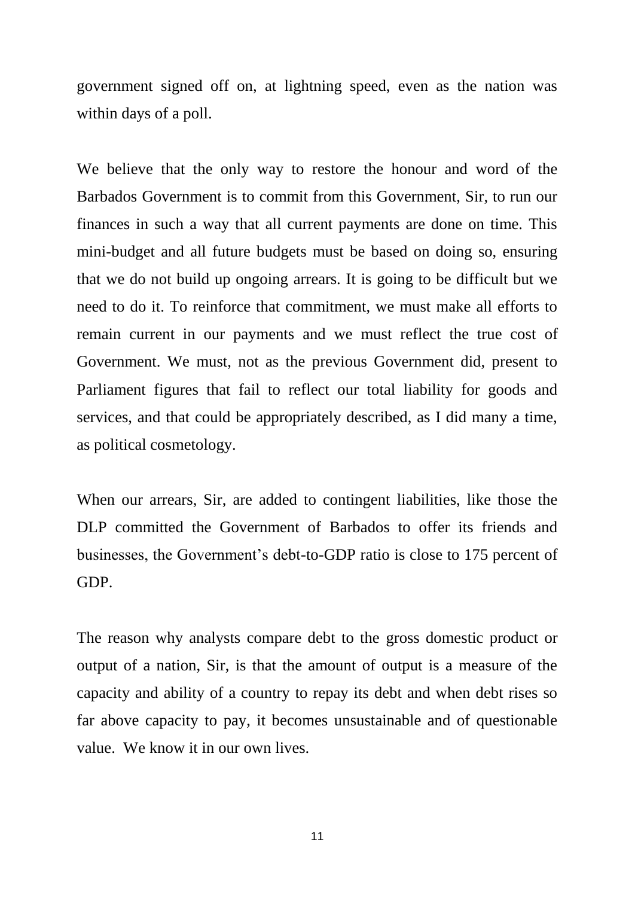government signed off on, at lightning speed, even as the nation was within days of a poll.

We believe that the only way to restore the honour and word of the Barbados Government is to commit from this Government, Sir, to run our finances in such a way that all current payments are done on time. This mini-budget and all future budgets must be based on doing so, ensuring that we do not build up ongoing arrears. It is going to be difficult but we need to do it. To reinforce that commitment, we must make all efforts to remain current in our payments and we must reflect the true cost of Government. We must, not as the previous Government did, present to Parliament figures that fail to reflect our total liability for goods and services, and that could be appropriately described, as I did many a time, as political cosmetology.

When our arrears, Sir, are added to contingent liabilities, like those the DLP committed the Government of Barbados to offer its friends and businesses, the Government's debt-to-GDP ratio is close to 175 percent of GDP.

The reason why analysts compare debt to the gross domestic product or output of a nation, Sir, is that the amount of output is a measure of the capacity and ability of a country to repay its debt and when debt rises so far above capacity to pay, it becomes unsustainable and of questionable value. We know it in our own lives.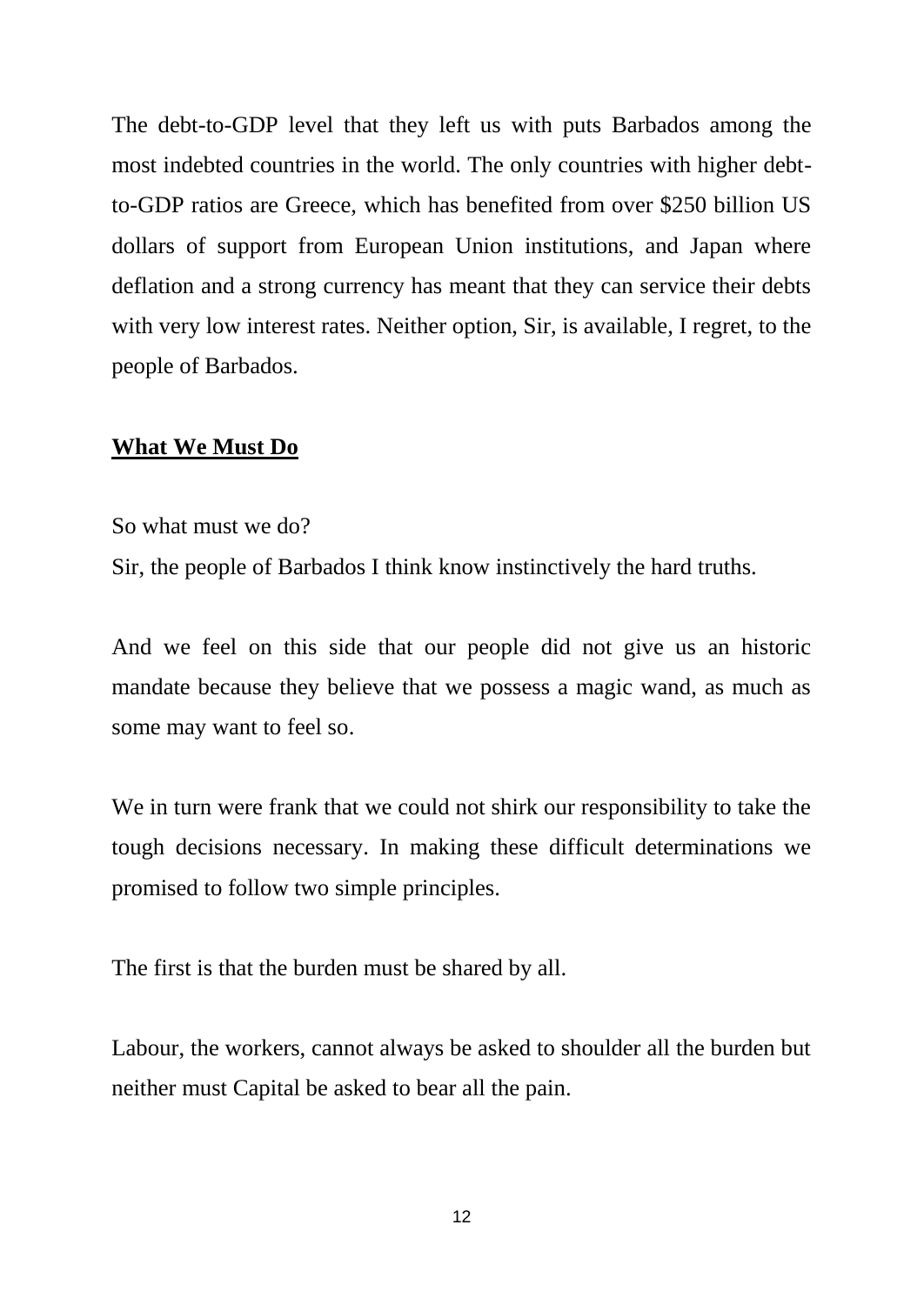The debt-to-GDP level that they left us with puts Barbados among the most indebted countries in the world. The only countries with higher debt-to-GDP ratios are Greece, which has benefited from over $250 billion US dollars of support from European Union institutions, and Japan where deflation and a strong currency has meant that they can service their debts with very low interest rates. Neither option, Sir, is available, I regret, to the people of Barbados.

**<u>What We Must Do</u>**

So what must we do?
Sir, the people of Barbados I think know instinctively the hard truths.

And we feel on this side that our people did not give us an historic mandate because they believe that we possess a magic wand, as much as some may want to feel so.

We in turn were frank that we could not shirk our responsibility to take the tough decisions necessary. In making these difficult determinations we promised to follow two simple principles.

The first is that the burden must be shared by all.

Labour, the workers, cannot always be asked to shoulder all the burden but neither must Capital be asked to bear all the pain.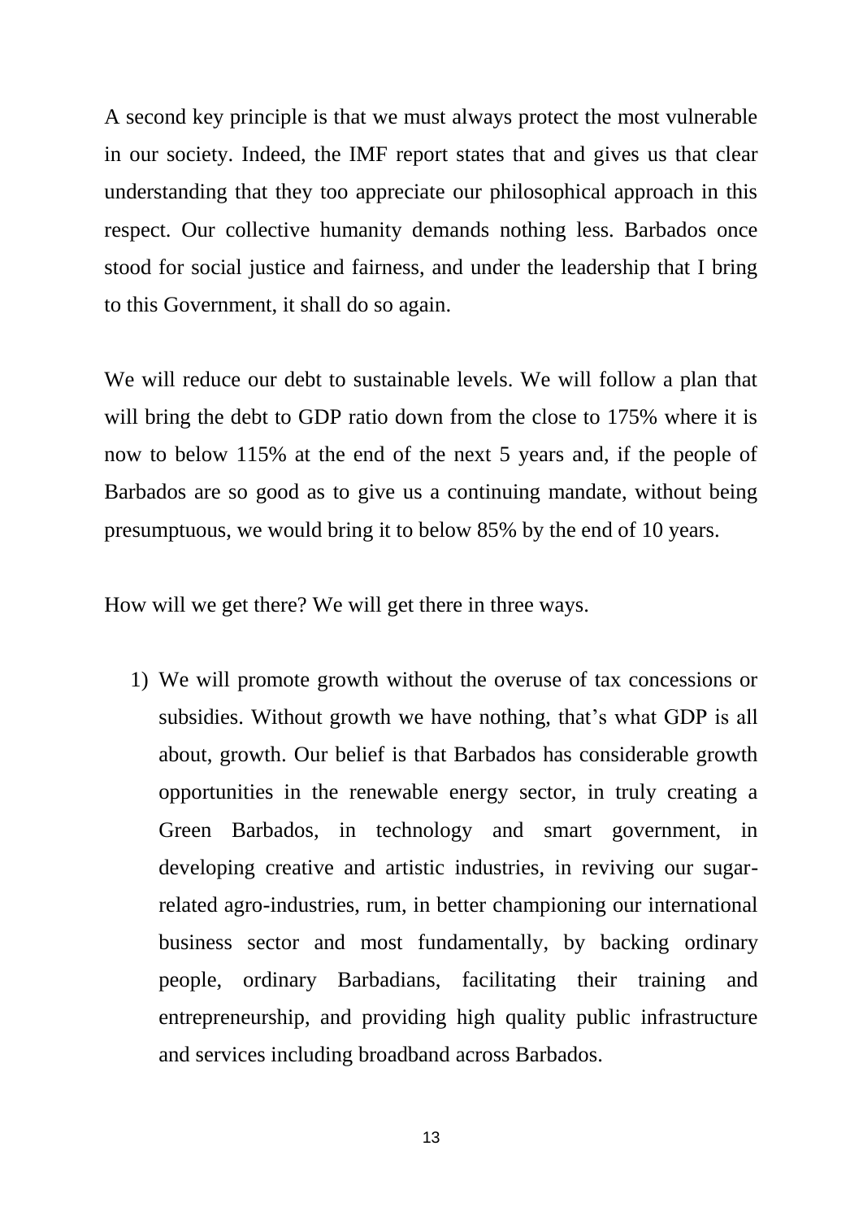A second key principle is that we must always protect the most vulnerable in our society. Indeed, the IMF report states that and gives us that clear understanding that they too appreciate our philosophical approach in this respect. Our collective humanity demands nothing less. Barbados once stood for social justice and fairness, and under the leadership that I bring to this Government, it shall do so again.

We will reduce our debt to sustainable levels. We will follow a plan that will bring the debt to GDP ratio down from the close to 175% where it is now to below 115% at the end of the next 5 years and, if the people of Barbados are so good as to give us a continuing mandate, without being presumptuous, we would bring it to below 85% by the end of 10 years.

How will we get there? We will get there in three ways.

1) We will promote growth without the overuse of tax concessions or subsidies. Without growth we have nothing, that's what GDP is all about, growth. Our belief is that Barbados has considerable growth opportunities in the renewable energy sector, in truly creating a Green Barbados, in technology and smart government, in developing creative and artistic industries, in reviving our sugar-related agro-industries, rum, in better championing our international business sector and most fundamentally, by backing ordinary people, ordinary Barbadians, facilitating their training and entrepreneurship, and providing high quality public infrastructure and services including broadband across Barbados.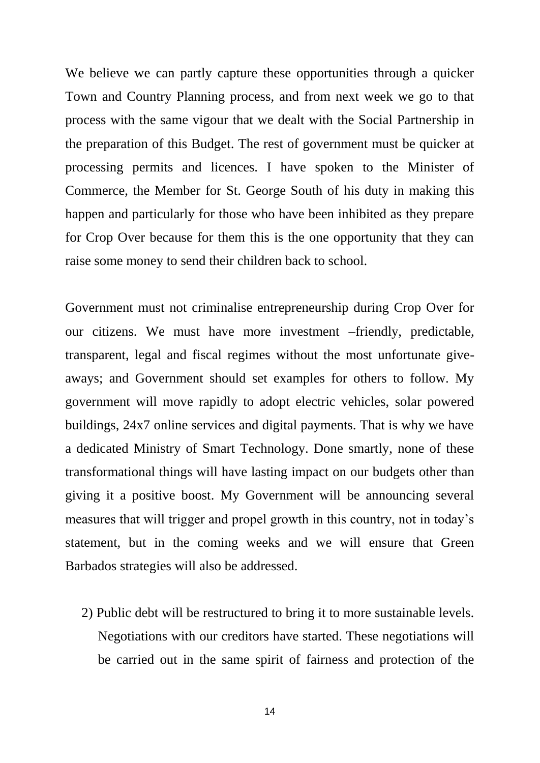We believe we can partly capture these opportunities through a quicker Town and Country Planning process, and from next week we go to that process with the same vigour that we dealt with the Social Partnership in the preparation of this Budget. The rest of government must be quicker at processing permits and licences. I have spoken to the Minister of Commerce, the Member for St. George South of his duty in making this happen and particularly for those who have been inhibited as they prepare for Crop Over because for them this is the one opportunity that they can raise some money to send their children back to school.

Government must not criminalise entrepreneurship during Crop Over for our citizens. We must have more investment –friendly, predictable, transparent, legal and fiscal regimes without the most unfortunate give-aways; and Government should set examples for others to follow. My government will move rapidly to adopt electric vehicles, solar powered buildings, 24x7 online services and digital payments. That is why we have a dedicated Ministry of Smart Technology. Done smartly, none of these transformational things will have lasting impact on our budgets other than giving it a positive boost. My Government will be announcing several measures that will trigger and propel growth in this country, not in today's statement, but in the coming weeks and we will ensure that Green Barbados strategies will also be addressed.

2) Public debt will be restructured to bring it to more sustainable levels. Negotiations with our creditors have started. These negotiations will be carried out in the same spirit of fairness and protection of the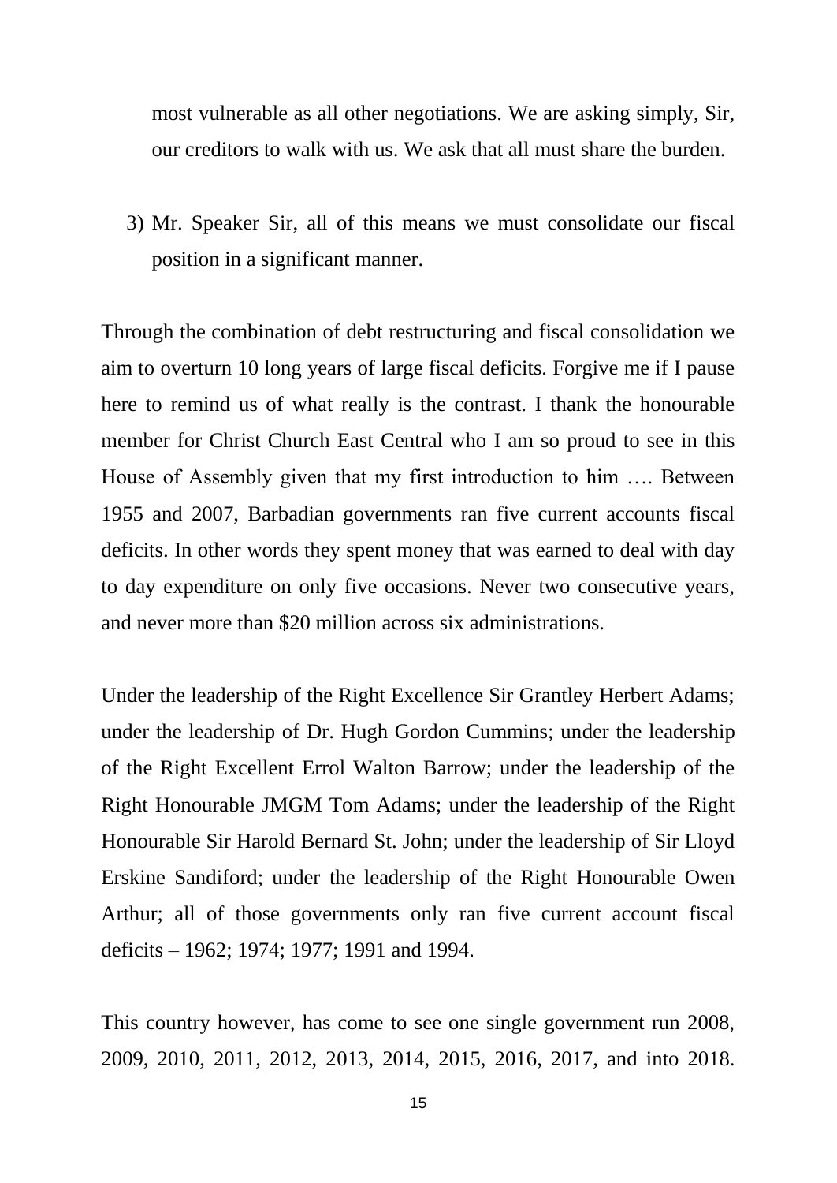most vulnerable as all other negotiations. We are asking simply, Sir, our creditors to walk with us. We ask that all must share the burden.

3) Mr. Speaker Sir, all of this means we must consolidate our fiscal position in a significant manner.

Through the combination of debt restructuring and fiscal consolidation we aim to overturn 10 long years of large fiscal deficits. Forgive me if I pause here to remind us of what really is the contrast. I thank the honourable member for Christ Church East Central who I am so proud to see in this House of Assembly given that my first introduction to him …. Between 1955 and 2007, Barbadian governments ran five current accounts fiscal deficits. In other words they spent money that was earned to deal with day to day expenditure on only five occasions. Never two consecutive years, and never more than $20 million across six administrations.

Under the leadership of the Right Excellence Sir Grantley Herbert Adams; under the leadership of Dr. Hugh Gordon Cummins; under the leadership of the Right Excellent Errol Walton Barrow; under the leadership of the Right Honourable JMGM Tom Adams; under the leadership of the Right Honourable Sir Harold Bernard St. John; under the leadership of Sir Lloyd Erskine Sandiford; under the leadership of the Right Honourable Owen Arthur; all of those governments only ran five current account fiscal deficits – 1962; 1974; 1977; 1991 and 1994.

This country however, has come to see one single government run 2008, 2009, 2010, 2011, 2012, 2013, 2014, 2015, 2016, 2017, and into 2018.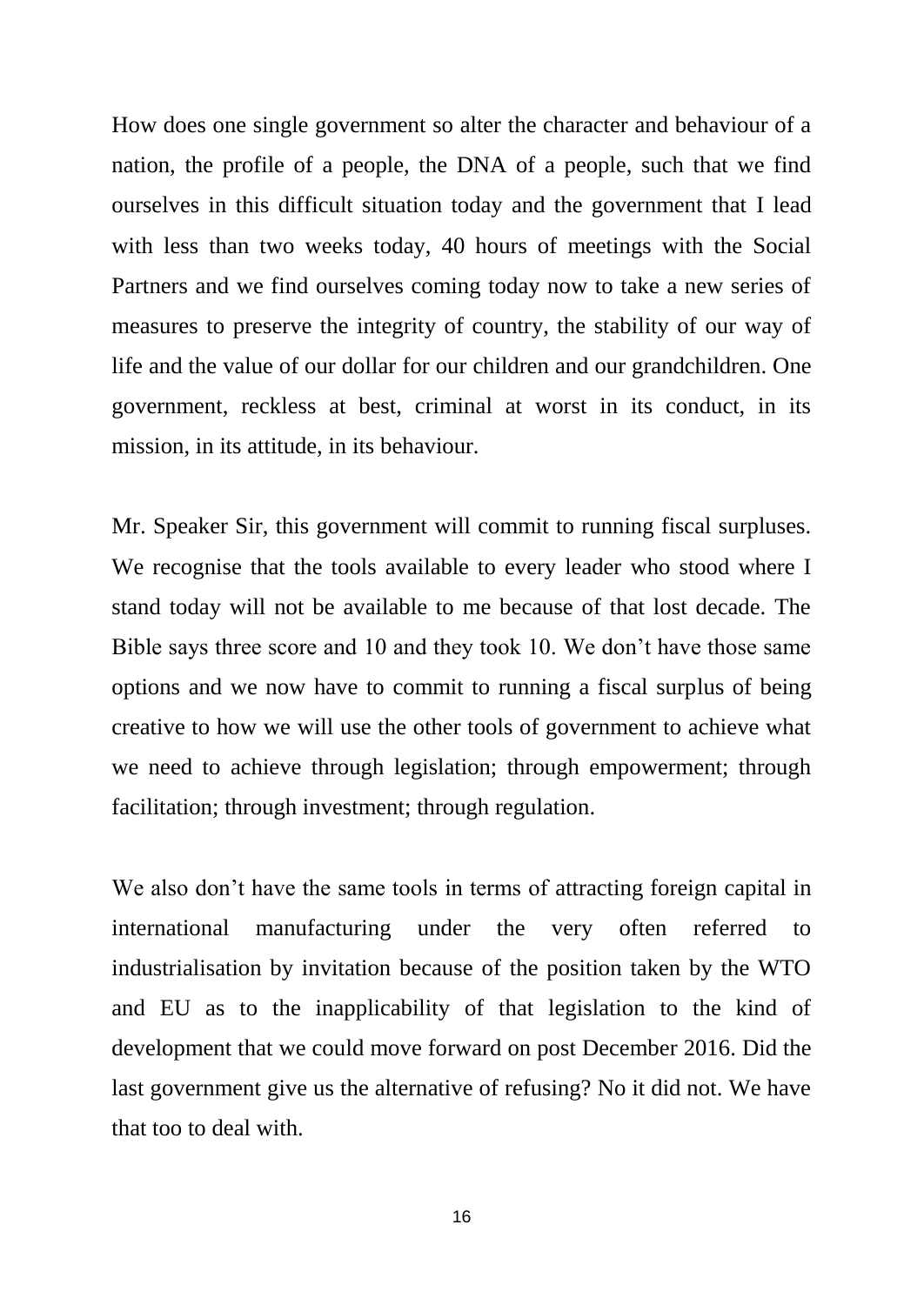How does one single government so alter the character and behaviour of a nation, the profile of a people, the DNA of a people, such that we find ourselves in this difficult situation today and the government that I lead with less than two weeks today, 40 hours of meetings with the Social Partners and we find ourselves coming today now to take a new series of measures to preserve the integrity of country, the stability of our way of life and the value of our dollar for our children and our grandchildren. One government, reckless at best, criminal at worst in its conduct, in its mission, in its attitude, in its behaviour.

Mr. Speaker Sir, this government will commit to running fiscal surpluses. We recognise that the tools available to every leader who stood where I stand today will not be available to me because of that lost decade. The Bible says three score and 10 and they took 10. We don't have those same options and we now have to commit to running a fiscal surplus of being creative to how we will use the other tools of government to achieve what we need to achieve through legislation; through empowerment; through facilitation; through investment; through regulation.

We also don't have the same tools in terms of attracting foreign capital in international manufacturing under the very often referred to industrialisation by invitation because of the position taken by the WTO and EU as to the inapplicability of that legislation to the kind of development that we could move forward on post December 2016. Did the last government give us the alternative of refusing? No it did not. We have that too to deal with.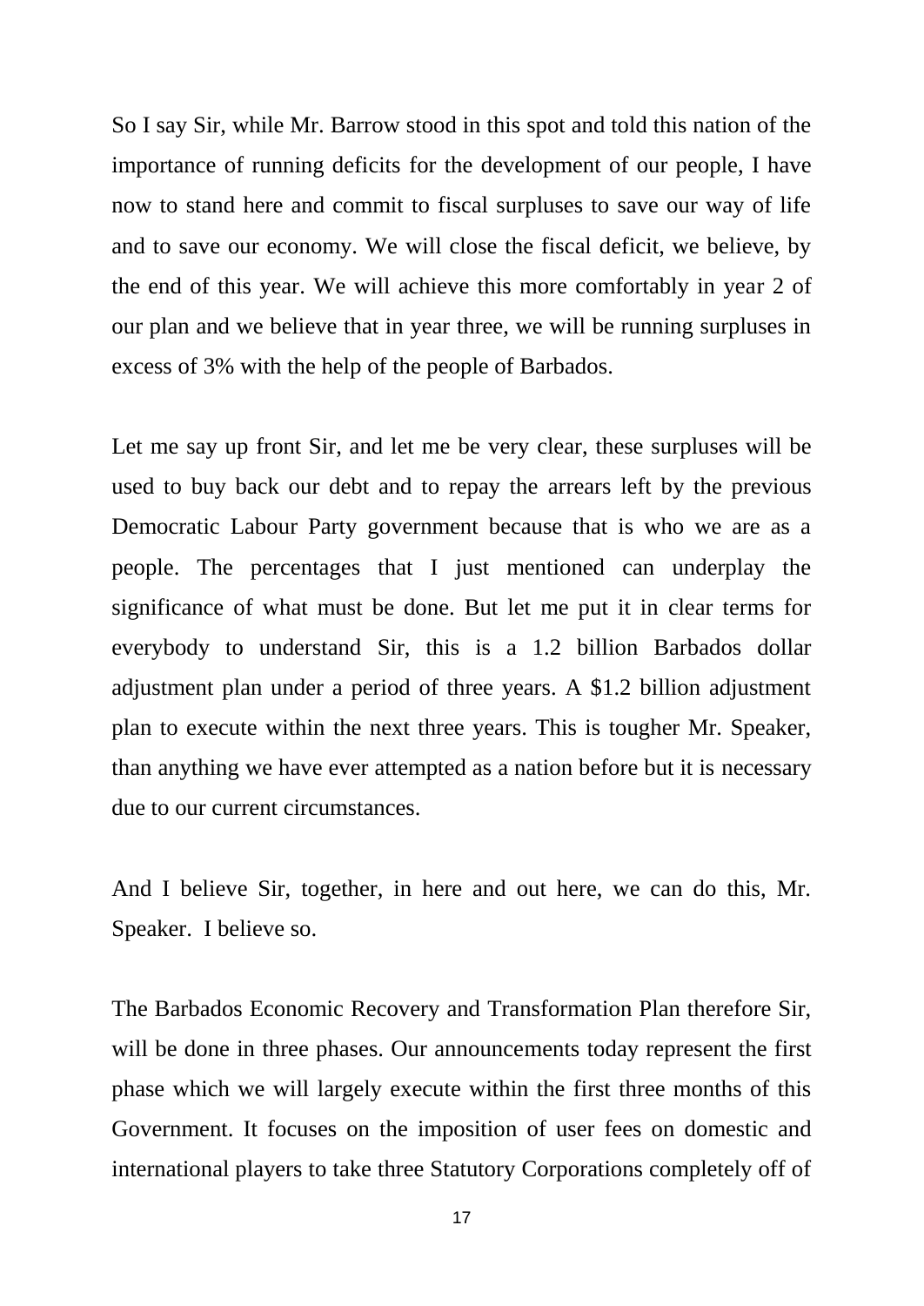So I say Sir, while Mr. Barrow stood in this spot and told this nation of the importance of running deficits for the development of our people, I have now to stand here and commit to fiscal surpluses to save our way of life and to save our economy. We will close the fiscal deficit, we believe, by the end of this year. We will achieve this more comfortably in year 2 of our plan and we believe that in year three, we will be running surpluses in excess of 3% with the help of the people of Barbados.

Let me say up front Sir, and let me be very clear, these surpluses will be used to buy back our debt and to repay the arrears left by the previous Democratic Labour Party government because that is who we are as a people. The percentages that I just mentioned can underplay the significance of what must be done. But let me put it in clear terms for everybody to understand Sir, this is a 1.2 billion Barbados dollar adjustment plan under a period of three years. A $1.2 billion adjustment plan to execute within the next three years. This is tougher Mr. Speaker, than anything we have ever attempted as a nation before but it is necessary due to our current circumstances.

And I believe Sir, together, in here and out here, we can do this, Mr. Speaker. I believe so.

The Barbados Economic Recovery and Transformation Plan therefore Sir, will be done in three phases. Our announcements today represent the first phase which we will largely execute within the first three months of this Government. It focuses on the imposition of user fees on domestic and international players to take three Statutory Corporations completely off of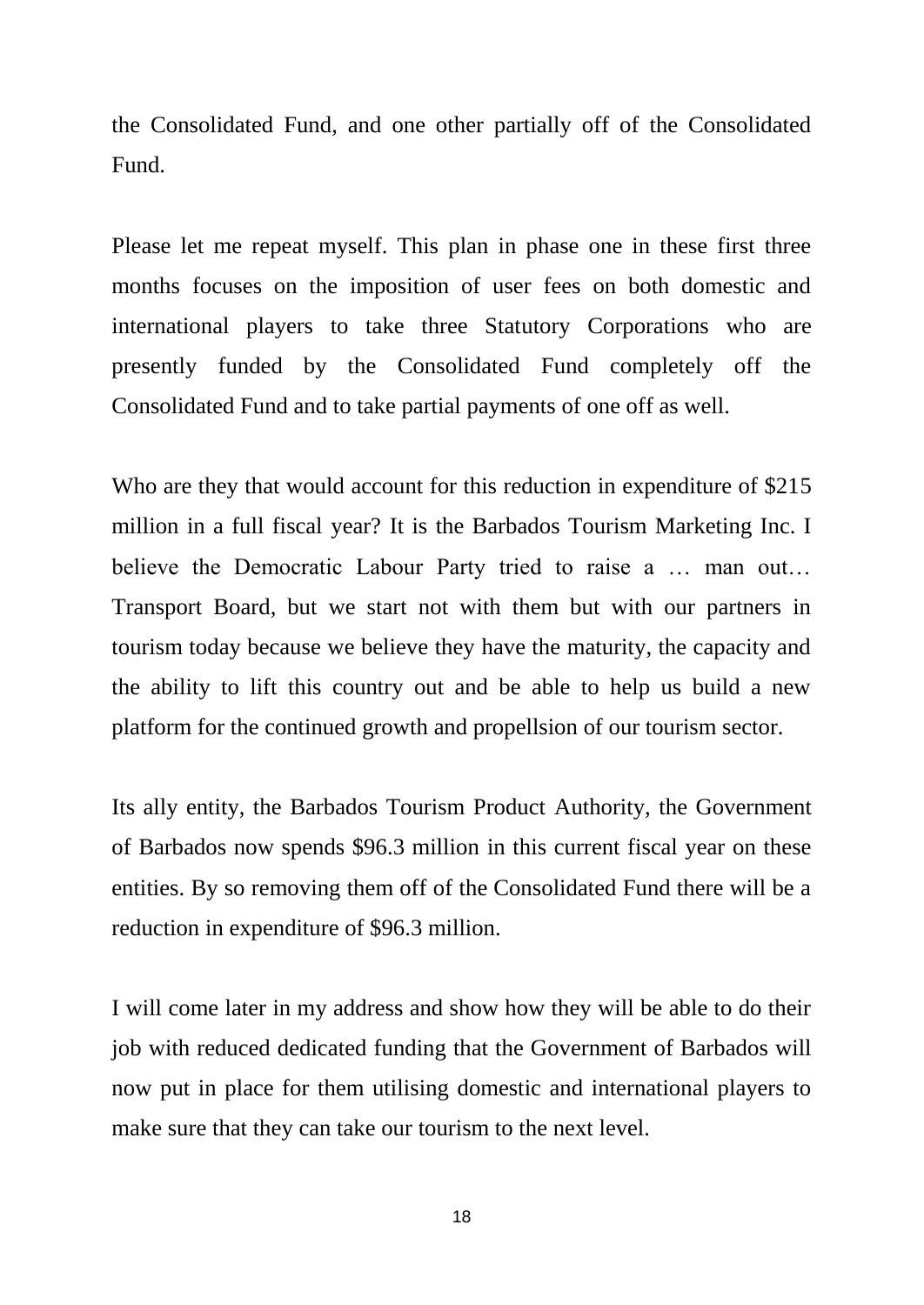the Consolidated Fund, and one other partially off of the Consolidated Fund.

Please let me repeat myself. This plan in phase one in these first three months focuses on the imposition of user fees on both domestic and international players to take three Statutory Corporations who are presently funded by the Consolidated Fund completely off the Consolidated Fund and to take partial payments of one off as well.

Who are they that would account for this reduction in expenditure of $215 million in a full fiscal year? It is the Barbados Tourism Marketing Inc. I believe the Democratic Labour Party tried to raise a … man out… Transport Board, but we start not with them but with our partners in tourism today because we believe they have the maturity, the capacity and the ability to lift this country out and be able to help us build a new platform for the continued growth and propellsion of our tourism sector.

Its ally entity, the Barbados Tourism Product Authority, the Government of Barbados now spends $96.3 million in this current fiscal year on these entities. By so removing them off of the Consolidated Fund there will be a reduction in expenditure of $96.3 million.

I will come later in my address and show how they will be able to do their job with reduced dedicated funding that the Government of Barbados will now put in place for them utilising domestic and international players to make sure that they can take our tourism to the next level.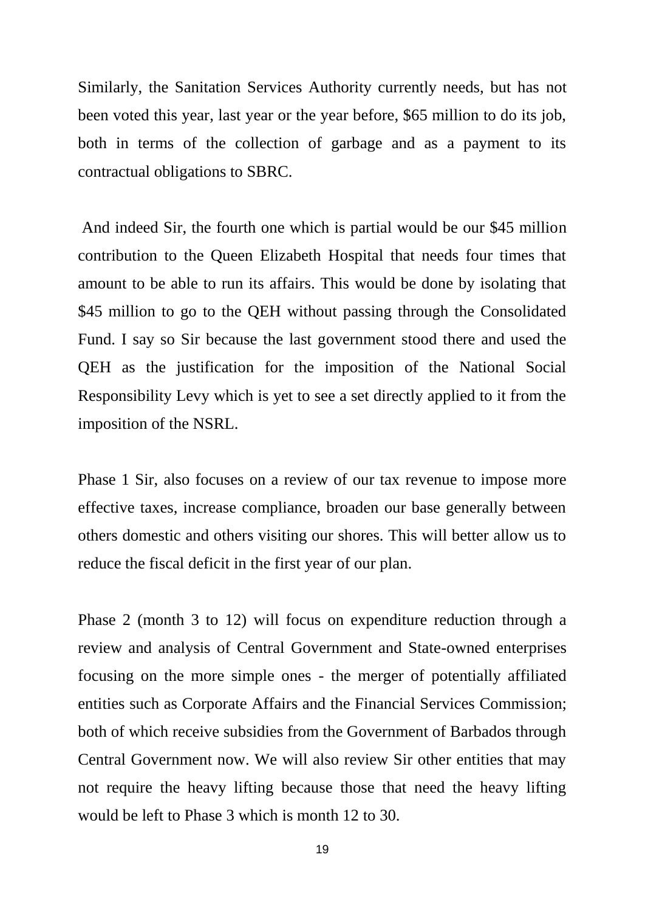Similarly, the Sanitation Services Authority currently needs, but has not been voted this year, last year or the year before, $65 million to do its job, both in terms of the collection of garbage and as a payment to its contractual obligations to SBRC.

And indeed Sir, the fourth one which is partial would be our $45 million contribution to the Queen Elizabeth Hospital that needs four times that amount to be able to run its affairs. This would be done by isolating that $45 million to go to the QEH without passing through the Consolidated Fund. I say so Sir because the last government stood there and used the QEH as the justification for the imposition of the National Social Responsibility Levy which is yet to see a set directly applied to it from the imposition of the NSRL.

Phase 1 Sir, also focuses on a review of our tax revenue to impose more effective taxes, increase compliance, broaden our base generally between others domestic and others visiting our shores. This will better allow us to reduce the fiscal deficit in the first year of our plan.

Phase 2 (month 3 to 12) will focus on expenditure reduction through a review and analysis of Central Government and State-owned enterprises focusing on the more simple ones - the merger of potentially affiliated entities such as Corporate Affairs and the Financial Services Commission; both of which receive subsidies from the Government of Barbados through Central Government now. We will also review Sir other entities that may not require the heavy lifting because those that need the heavy lifting would be left to Phase 3 which is month 12 to 30.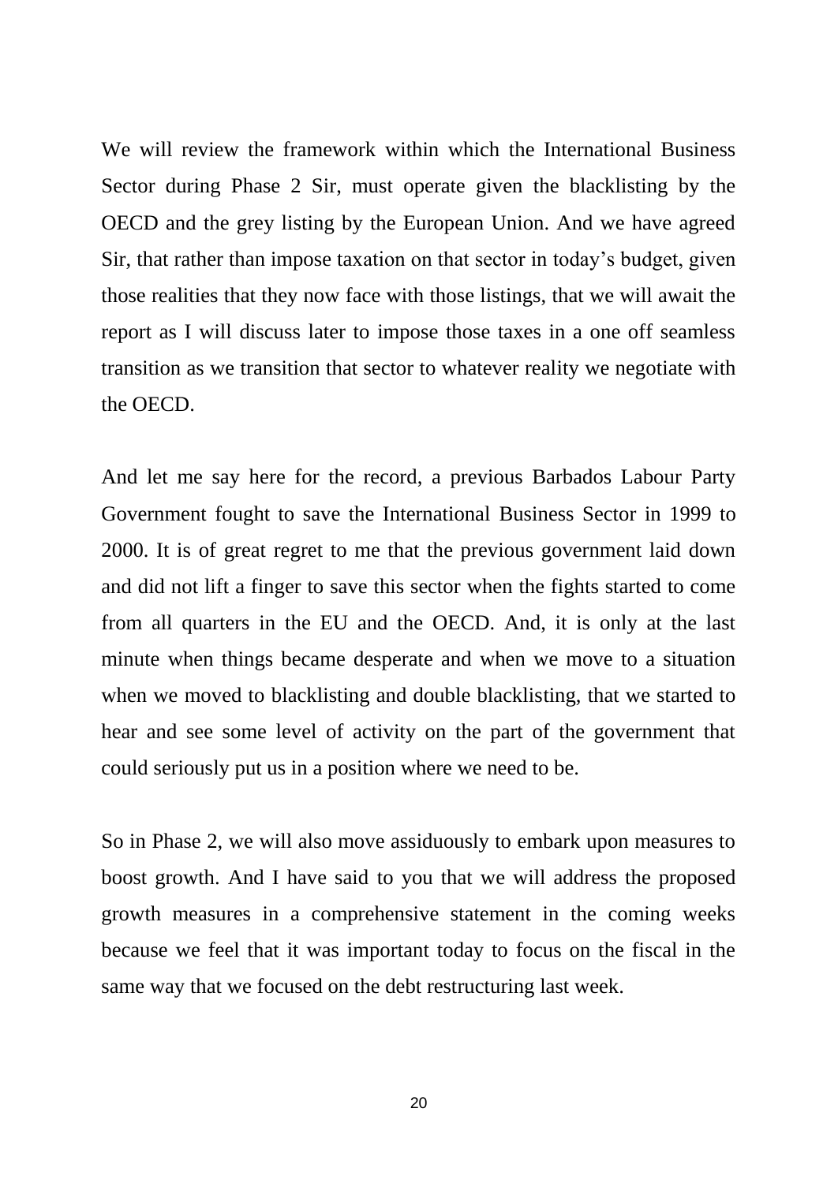We will review the framework within which the International Business Sector during Phase 2 Sir, must operate given the blacklisting by the OECD and the grey listing by the European Union. And we have agreed Sir, that rather than impose taxation on that sector in today's budget, given those realities that they now face with those listings, that we will await the report as I will discuss later to impose those taxes in a one off seamless transition as we transition that sector to whatever reality we negotiate with the OECD.

And let me say here for the record, a previous Barbados Labour Party Government fought to save the International Business Sector in 1999 to 2000. It is of great regret to me that the previous government laid down and did not lift a finger to save this sector when the fights started to come from all quarters in the EU and the OECD. And, it is only at the last minute when things became desperate and when we move to a situation when we moved to blacklisting and double blacklisting, that we started to hear and see some level of activity on the part of the government that could seriously put us in a position where we need to be.

So in Phase 2, we will also move assiduously to embark upon measures to boost growth. And I have said to you that we will address the proposed growth measures in a comprehensive statement in the coming weeks because we feel that it was important today to focus on the fiscal in the same way that we focused on the debt restructuring last week.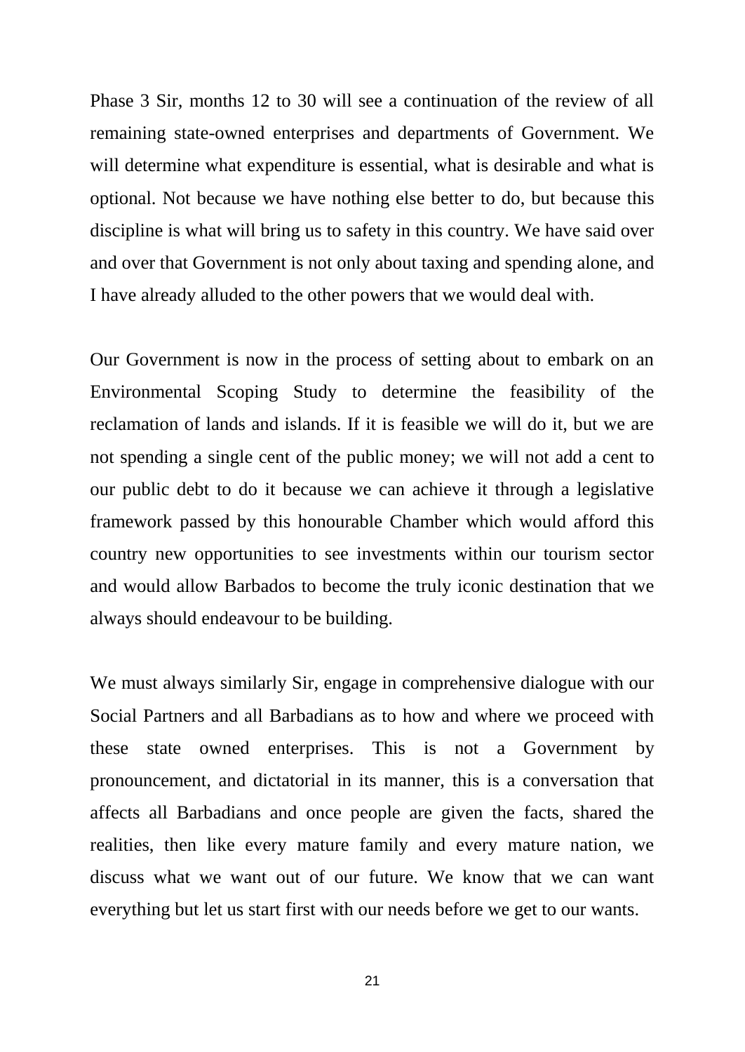Phase 3 Sir, months 12 to 30 will see a continuation of the review of all remaining state-owned enterprises and departments of Government. We will determine what expenditure is essential, what is desirable and what is optional. Not because we have nothing else better to do, but because this discipline is what will bring us to safety in this country. We have said over and over that Government is not only about taxing and spending alone, and I have already alluded to the other powers that we would deal with.

Our Government is now in the process of setting about to embark on an Environmental Scoping Study to determine the feasibility of the reclamation of lands and islands. If it is feasible we will do it, but we are not spending a single cent of the public money; we will not add a cent to our public debt to do it because we can achieve it through a legislative framework passed by this honourable Chamber which would afford this country new opportunities to see investments within our tourism sector and would allow Barbados to become the truly iconic destination that we always should endeavour to be building.

We must always similarly Sir, engage in comprehensive dialogue with our Social Partners and all Barbadians as to how and where we proceed with these state owned enterprises. This is not a Government by pronouncement, and dictatorial in its manner, this is a conversation that affects all Barbadians and once people are given the facts, shared the realities, then like every mature family and every mature nation, we discuss what we want out of our future. We know that we can want everything but let us start first with our needs before we get to our wants.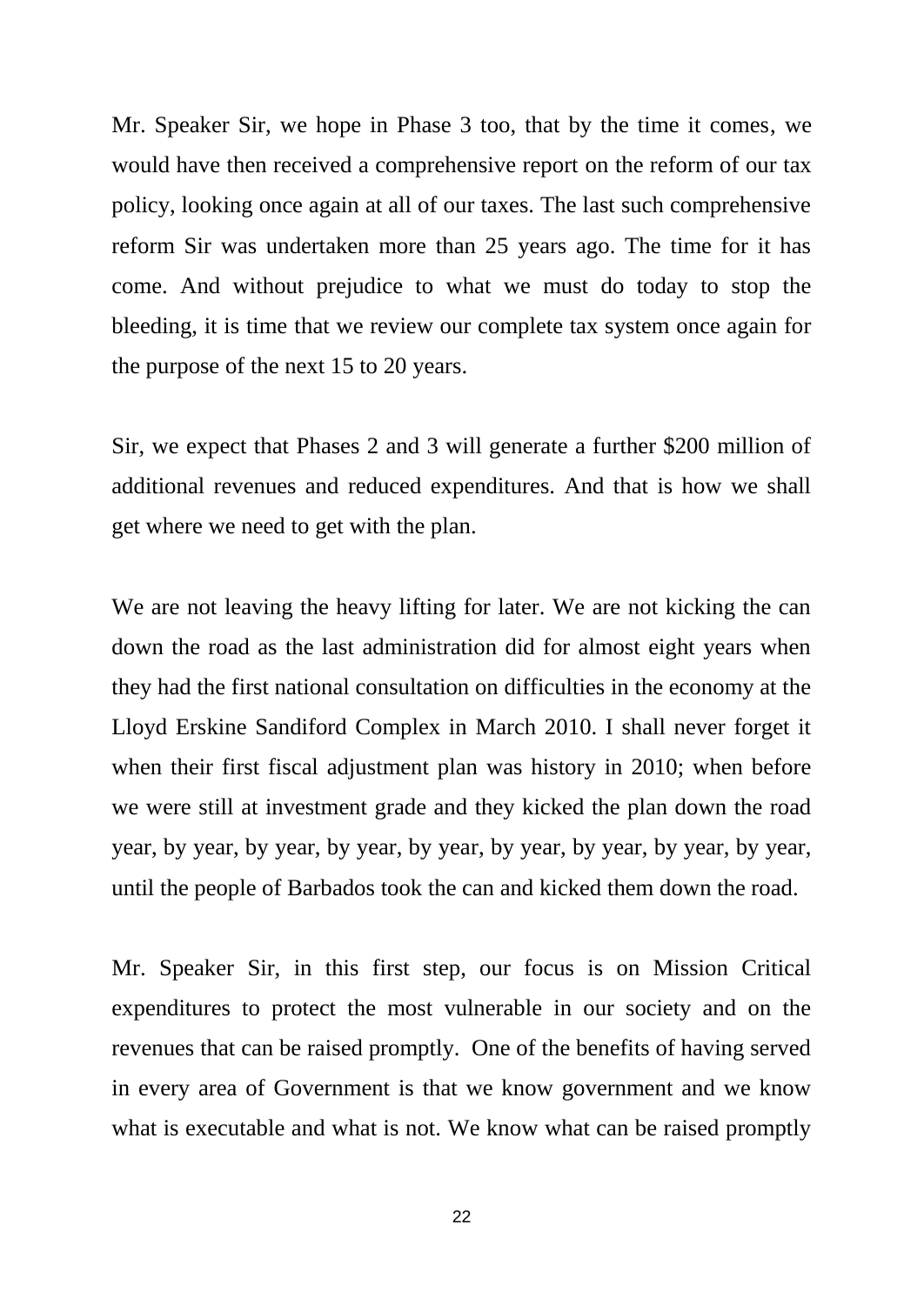Mr. Speaker Sir, we hope in Phase 3 too, that by the time it comes, we would have then received a comprehensive report on the reform of our tax policy, looking once again at all of our taxes. The last such comprehensive reform Sir was undertaken more than 25 years ago. The time for it has come. And without prejudice to what we must do today to stop the bleeding, it is time that we review our complete tax system once again for the purpose of the next 15 to 20 years.

Sir, we expect that Phases 2 and 3 will generate a further $200 million of additional revenues and reduced expenditures. And that is how we shall get where we need to get with the plan.

We are not leaving the heavy lifting for later. We are not kicking the can down the road as the last administration did for almost eight years when they had the first national consultation on difficulties in the economy at the Lloyd Erskine Sandiford Complex in March 2010. I shall never forget it when their first fiscal adjustment plan was history in 2010; when before we were still at investment grade and they kicked the plan down the road year, by year, by year, by year, by year, by year, by year, by year, by year, until the people of Barbados took the can and kicked them down the road.

Mr. Speaker Sir, in this first step, our focus is on Mission Critical expenditures to protect the most vulnerable in our society and on the revenues that can be raised promptly. One of the benefits of having served in every area of Government is that we know government and we know what is executable and what is not. We know what can be raised promptly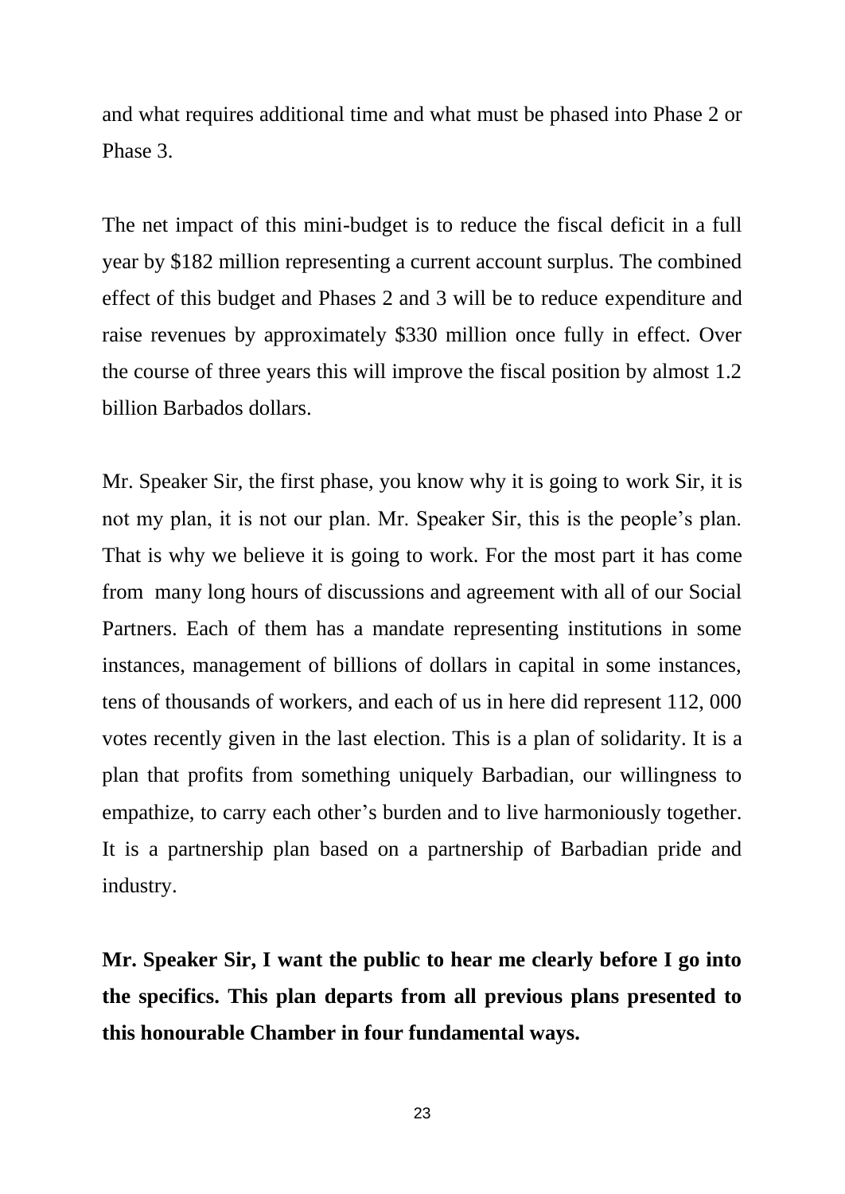and what requires additional time and what must be phased into Phase 2 or Phase 3.

The net impact of this mini-budget is to reduce the fiscal deficit in a full year by $182 million representing a current account surplus. The combined effect of this budget and Phases 2 and 3 will be to reduce expenditure and raise revenues by approximately $330 million once fully in effect. Over the course of three years this will improve the fiscal position by almost 1.2 billion Barbados dollars.

Mr. Speaker Sir, the first phase, you know why it is going to work Sir, it is not my plan, it is not our plan. Mr. Speaker Sir, this is the people's plan. That is why we believe it is going to work. For the most part it has come from many long hours of discussions and agreement with all of our Social Partners. Each of them has a mandate representing institutions in some instances, management of billions of dollars in capital in some instances, tens of thousands of workers, and each of us in here did represent 112, 000 votes recently given in the last election. This is a plan of solidarity. It is a plan that profits from something uniquely Barbadian, our willingness to empathize, to carry each other's burden and to live harmoniously together. It is a partnership plan based on a partnership of Barbadian pride and industry.

**Mr. Speaker Sir, I want the public to hear me clearly before I go into the specifics. This plan departs from all previous plans presented to this honourable Chamber in four fundamental ways.**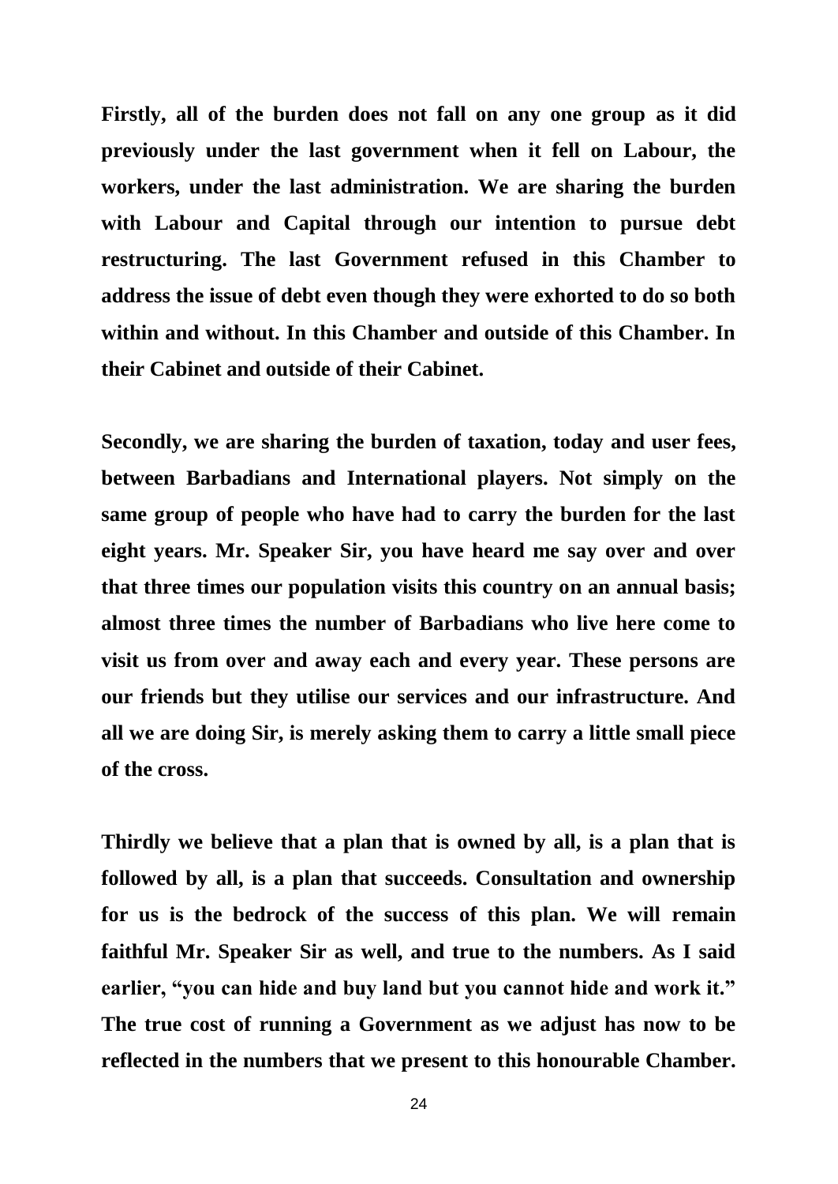**Firstly, all of the burden does not fall on any one group as it did previously under the last government when it fell on Labour, the workers, under the last administration. We are sharing the burden with Labour and Capital through our intention to pursue debt restructuring. The last Government refused in this Chamber to address the issue of debt even though they were exhorted to do so both within and without. In this Chamber and outside of this Chamber. In their Cabinet and outside of their Cabinet.**

**Secondly, we are sharing the burden of taxation, today and user fees, between Barbadians and International players. Not simply on the same group of people who have had to carry the burden for the last eight years. Mr. Speaker Sir, you have heard me say over and over that three times our population visits this country on an annual basis; almost three times the number of Barbadians who live here come to visit us from over and away each and every year. These persons are our friends but they utilise our services and our infrastructure. And all we are doing Sir, is merely asking them to carry a little small piece of the cross.**

**Thirdly we believe that a plan that is owned by all, is a plan that is followed by all, is a plan that succeeds. Consultation and ownership for us is the bedrock of the success of this plan. We will remain faithful Mr. Speaker Sir as well, and true to the numbers. As I said earlier, "you can hide and buy land but you cannot hide and work it." The true cost of running a Government as we adjust has now to be reflected in the numbers that we present to this honourable Chamber.**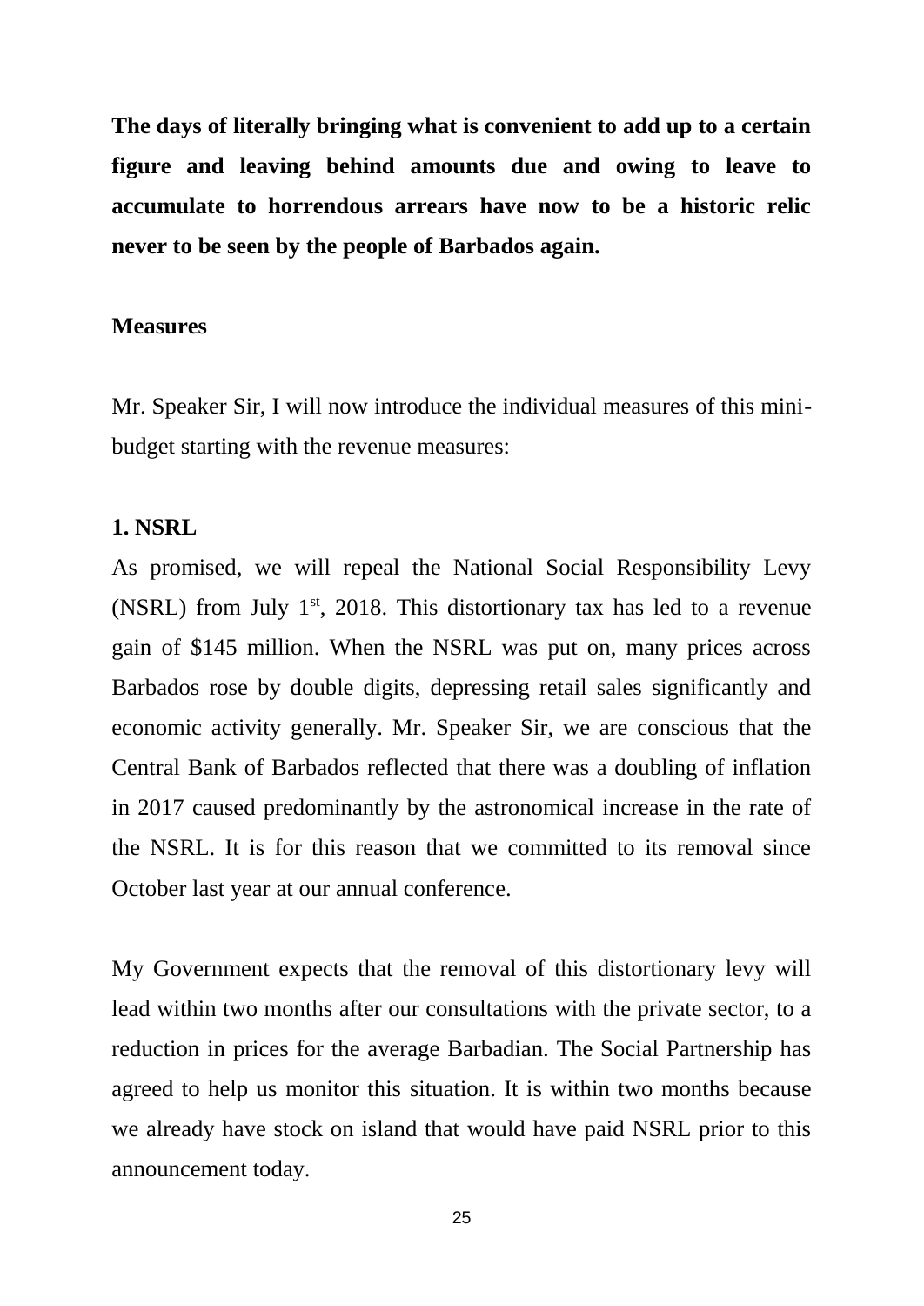**The days of literally bringing what is convenient to add up to a certain figure and leaving behind amounts due and owing to leave to accumulate to horrendous arrears have now to be a historic relic never to be seen by the people of Barbados again.**

**Measures**

Mr. Speaker Sir, I will now introduce the individual measures of this mini-budget starting with the revenue measures:

**1. NSRL**

As promised, we will repeal the National Social Responsibility Levy (NSRL) from July 1st, 2018. This distortionary tax has led to a revenue gain of $145 million. When the NSRL was put on, many prices across Barbados rose by double digits, depressing retail sales significantly and economic activity generally. Mr. Speaker Sir, we are conscious that the Central Bank of Barbados reflected that there was a doubling of inflation in 2017 caused predominantly by the astronomical increase in the rate of the NSRL. It is for this reason that we committed to its removal since October last year at our annual conference.

My Government expects that the removal of this distortionary levy will lead within two months after our consultations with the private sector, to a reduction in prices for the average Barbadian. The Social Partnership has agreed to help us monitor this situation. It is within two months because we already have stock on island that would have paid NSRL prior to this announcement today.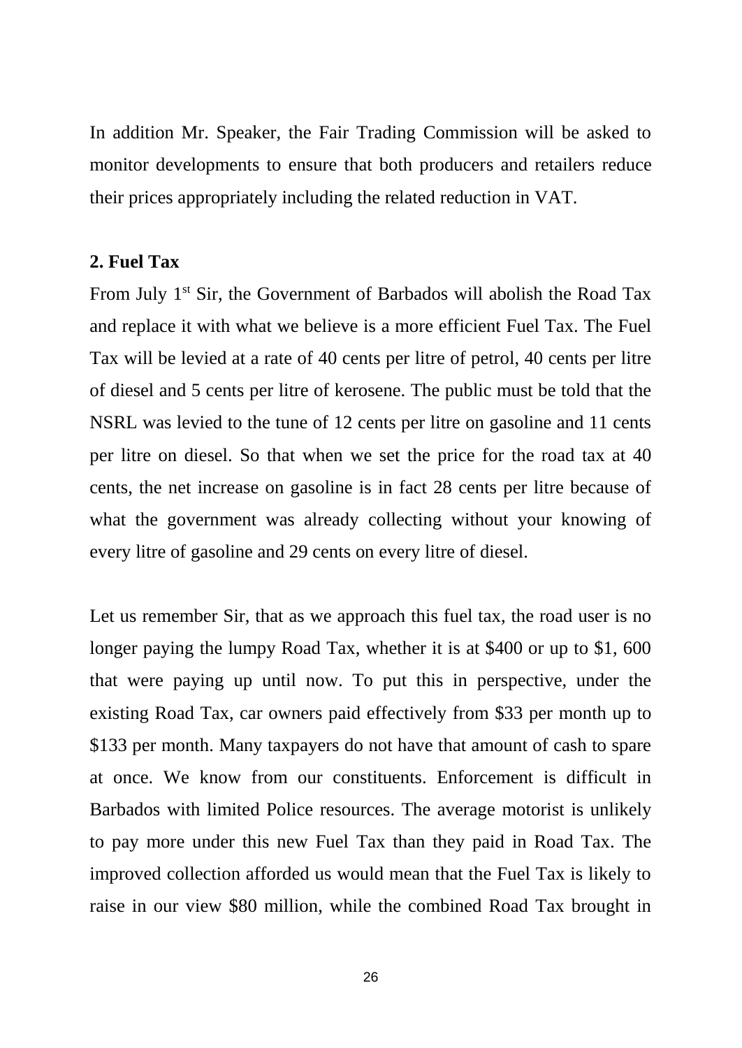In addition Mr. Speaker, the Fair Trading Commission will be asked to monitor developments to ensure that both producers and retailers reduce their prices appropriately including the related reduction in VAT.

**2. Fuel Tax**

From July 1st Sir, the Government of Barbados will abolish the Road Tax and replace it with what we believe is a more efficient Fuel Tax. The Fuel Tax will be levied at a rate of 40 cents per litre of petrol, 40 cents per litre of diesel and 5 cents per litre of kerosene. The public must be told that the NSRL was levied to the tune of 12 cents per litre on gasoline and 11 cents per litre on diesel. So that when we set the price for the road tax at 40 cents, the net increase on gasoline is in fact 28 cents per litre because of what the government was already collecting without your knowing of every litre of gasoline and 29 cents on every litre of diesel.

Let us remember Sir, that as we approach this fuel tax, the road user is no longer paying the lumpy Road Tax, whether it is at $400 or up to $1, 600 that were paying up until now. To put this in perspective, under the existing Road Tax, car owners paid effectively from $33 per month up to $133 per month. Many taxpayers do not have that amount of cash to spare at once. We know from our constituents. Enforcement is difficult in Barbados with limited Police resources. The average motorist is unlikely to pay more under this new Fuel Tax than they paid in Road Tax. The improved collection afforded us would mean that the Fuel Tax is likely to raise in our view $80 million, while the combined Road Tax brought in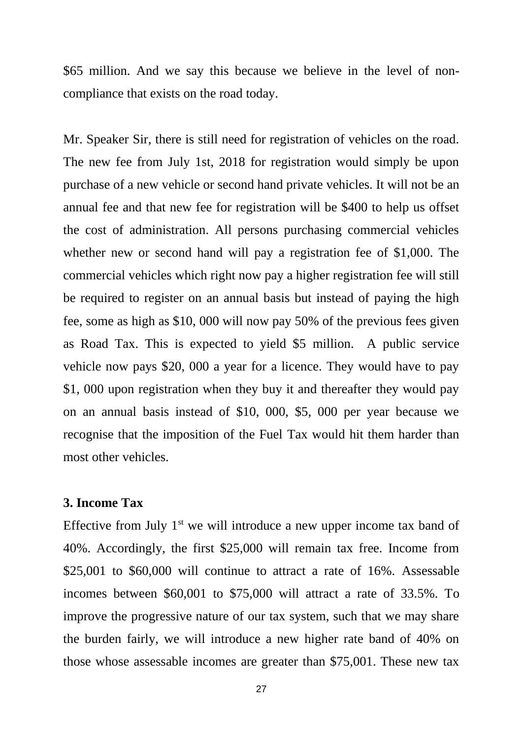$65 million. And we say this because we believe in the level of non-compliance that exists on the road today.

Mr. Speaker Sir, there is still need for registration of vehicles on the road. The new fee from July 1st, 2018 for registration would simply be upon purchase of a new vehicle or second hand private vehicles. It will not be an annual fee and that new fee for registration will be $400 to help us offset the cost of administration. All persons purchasing commercial vehicles whether new or second hand will pay a registration fee of $1,000. The commercial vehicles which right now pay a higher registration fee will still be required to register on an annual basis but instead of paying the high fee, some as high as $10, 000 will now pay 50% of the previous fees given as Road Tax. This is expected to yield $5 million. A public service vehicle now pays $20, 000 a year for a licence. They would have to pay $1, 000 upon registration when they buy it and thereafter they would pay on an annual basis instead of $10, 000, $5, 000 per year because we recognise that the imposition of the Fuel Tax would hit them harder than most other vehicles.

### 3. Income Tax

Effective from July 1st we will introduce a new upper income tax band of 40%. Accordingly, the first $25,000 will remain tax free. Income from $25,001 to $60,000 will continue to attract a rate of 16%. Assessable incomes between $60,001 to $75,000 will attract a rate of 33.5%. To improve the progressive nature of our tax system, such that we may share the burden fairly, we will introduce a new higher rate band of 40% on those whose assessable incomes are greater than $75,001. These new tax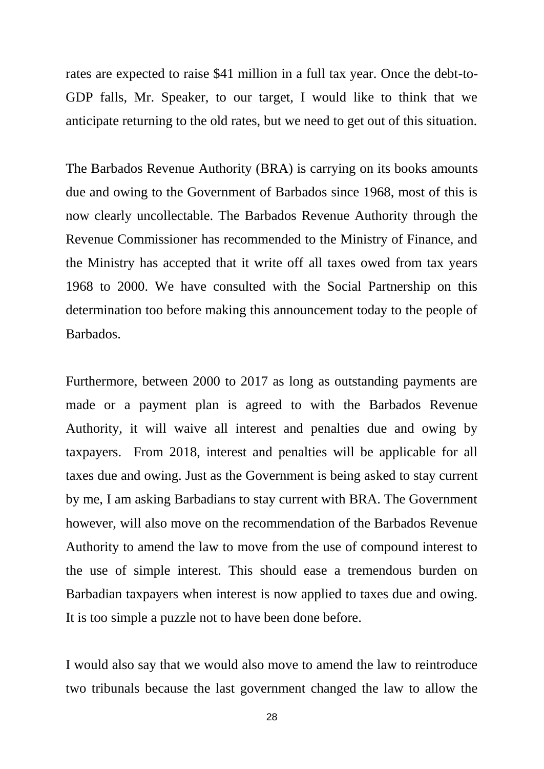rates are expected to raise $41 million in a full tax year. Once the debt-to-GDP falls, Mr. Speaker, to our target, I would like to think that we anticipate returning to the old rates, but we need to get out of this situation.

The Barbados Revenue Authority (BRA) is carrying on its books amounts due and owing to the Government of Barbados since 1968, most of this is now clearly uncollectable. The Barbados Revenue Authority through the Revenue Commissioner has recommended to the Ministry of Finance, and the Ministry has accepted that it write off all taxes owed from tax years 1968 to 2000. We have consulted with the Social Partnership on this determination too before making this announcement today to the people of Barbados.

Furthermore, between 2000 to 2017 as long as outstanding payments are made or a payment plan is agreed to with the Barbados Revenue Authority, it will waive all interest and penalties due and owing by taxpayers. From 2018, interest and penalties will be applicable for all taxes due and owing. Just as the Government is being asked to stay current by me, I am asking Barbadians to stay current with BRA. The Government however, will also move on the recommendation of the Barbados Revenue Authority to amend the law to move from the use of compound interest to the use of simple interest. This should ease a tremendous burden on Barbadian taxpayers when interest is now applied to taxes due and owing. It is too simple a puzzle not to have been done before.

I would also say that we would also move to amend the law to reintroduce two tribunals because the last government changed the law to allow the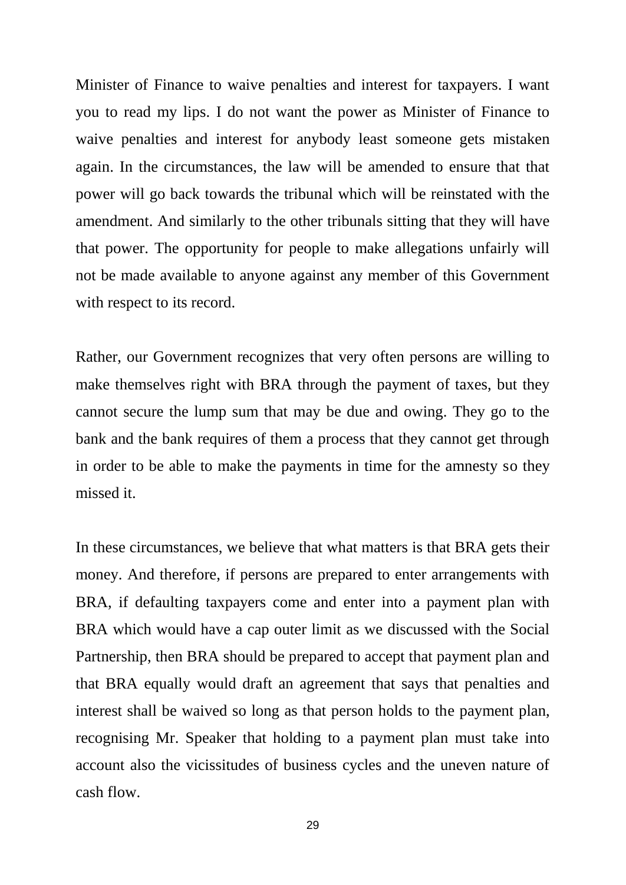Minister of Finance to waive penalties and interest for taxpayers. I want you to read my lips. I do not want the power as Minister of Finance to waive penalties and interest for anybody least someone gets mistaken again. In the circumstances, the law will be amended to ensure that that power will go back towards the tribunal which will be reinstated with the amendment. And similarly to the other tribunals sitting that they will have that power. The opportunity for people to make allegations unfairly will not be made available to anyone against any member of this Government with respect to its record.

Rather, our Government recognizes that very often persons are willing to make themselves right with BRA through the payment of taxes, but they cannot secure the lump sum that may be due and owing. They go to the bank and the bank requires of them a process that they cannot get through in order to be able to make the payments in time for the amnesty so they missed it.

In these circumstances, we believe that what matters is that BRA gets their money. And therefore, if persons are prepared to enter arrangements with BRA, if defaulting taxpayers come and enter into a payment plan with BRA which would have a cap outer limit as we discussed with the Social Partnership, then BRA should be prepared to accept that payment plan and that BRA equally would draft an agreement that says that penalties and interest shall be waived so long as that person holds to the payment plan, recognising Mr. Speaker that holding to a payment plan must take into account also the vicissitudes of business cycles and the uneven nature of cash flow.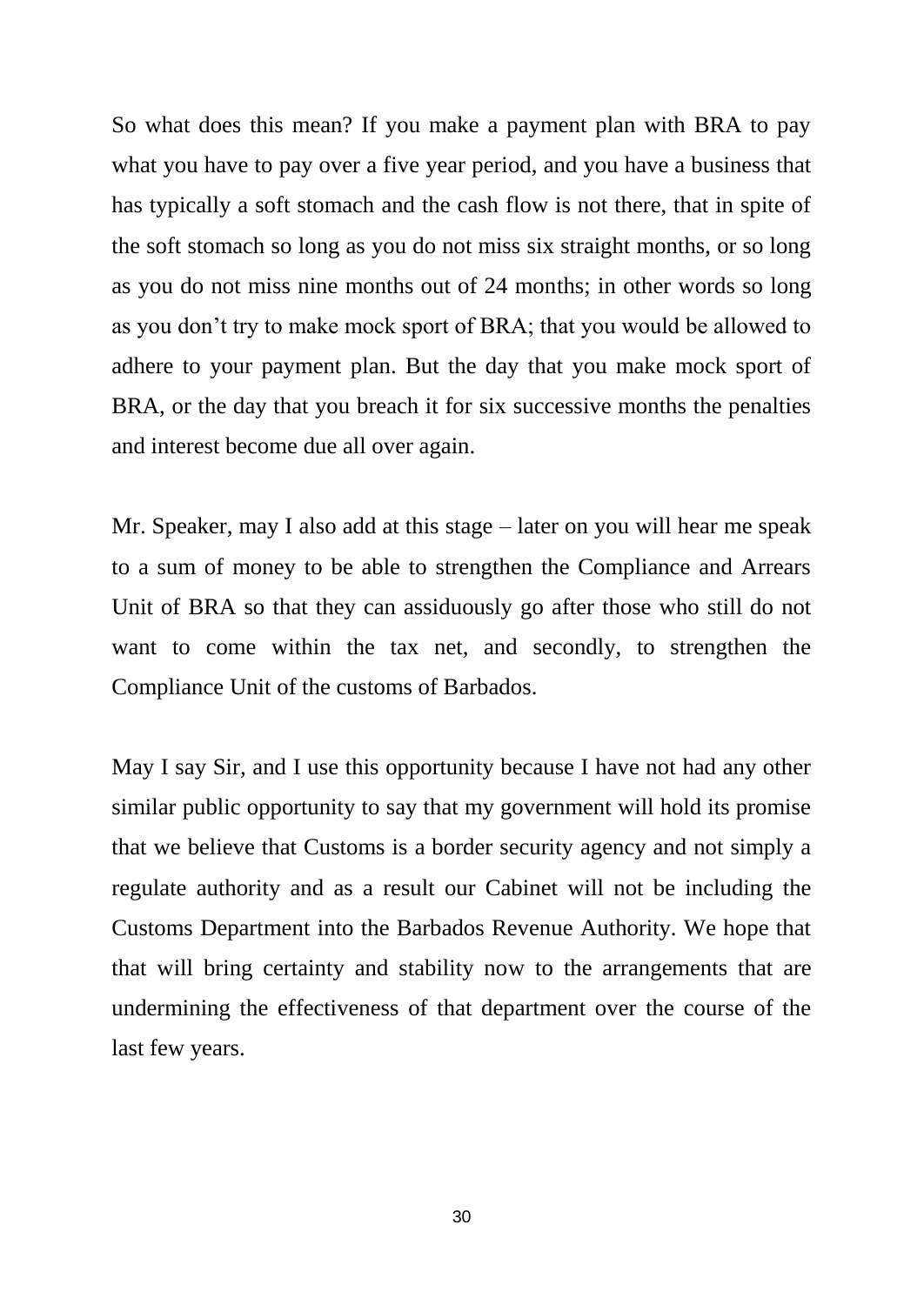So what does this mean? If you make a payment plan with BRA to pay what you have to pay over a five year period, and you have a business that has typically a soft stomach and the cash flow is not there, that in spite of the soft stomach so long as you do not miss six straight months, or so long as you do not miss nine months out of 24 months; in other words so long as you don't try to make mock sport of BRA; that you would be allowed to adhere to your payment plan. But the day that you make mock sport of BRA, or the day that you breach it for six successive months the penalties and interest become due all over again.

Mr. Speaker, may I also add at this stage – later on you will hear me speak to a sum of money to be able to strengthen the Compliance and Arrears Unit of BRA so that they can assiduously go after those who still do not want to come within the tax net, and secondly, to strengthen the Compliance Unit of the customs of Barbados.

May I say Sir, and I use this opportunity because I have not had any other similar public opportunity to say that my government will hold its promise that we believe that Customs is a border security agency and not simply a regulate authority and as a result our Cabinet will not be including the Customs Department into the Barbados Revenue Authority. We hope that that will bring certainty and stability now to the arrangements that are undermining the effectiveness of that department over the course of the last few years.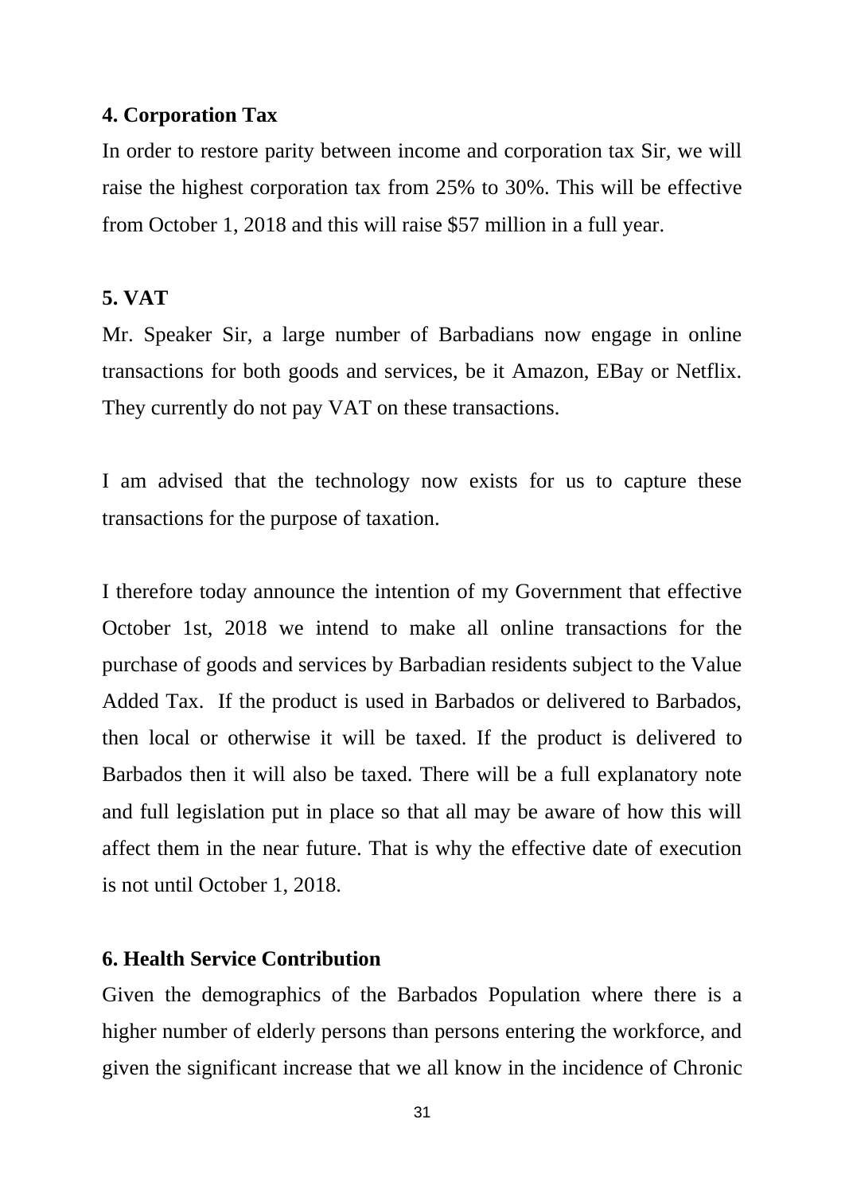**4. Corporation Tax**

In order to restore parity between income and corporation tax Sir, we will raise the highest corporation tax from 25% to 30%. This will be effective from October 1, 2018 and this will raise $57 million in a full year.

**5. VAT**

Mr. Speaker Sir, a large number of Barbadians now engage in online transactions for both goods and services, be it Amazon, EBay or Netflix. They currently do not pay VAT on these transactions.

I am advised that the technology now exists for us to capture these transactions for the purpose of taxation.

I therefore today announce the intention of my Government that effective October 1st, 2018 we intend to make all online transactions for the purchase of goods and services by Barbadian residents subject to the Value Added Tax. If the product is used in Barbados or delivered to Barbados, then local or otherwise it will be taxed. If the product is delivered to Barbados then it will also be taxed. There will be a full explanatory note and full legislation put in place so that all may be aware of how this will affect them in the near future. That is why the effective date of execution is not until October 1, 2018.

**6. Health Service Contribution**

Given the demographics of the Barbados Population where there is a higher number of elderly persons than persons entering the workforce, and given the significant increase that we all know in the incidence of Chronic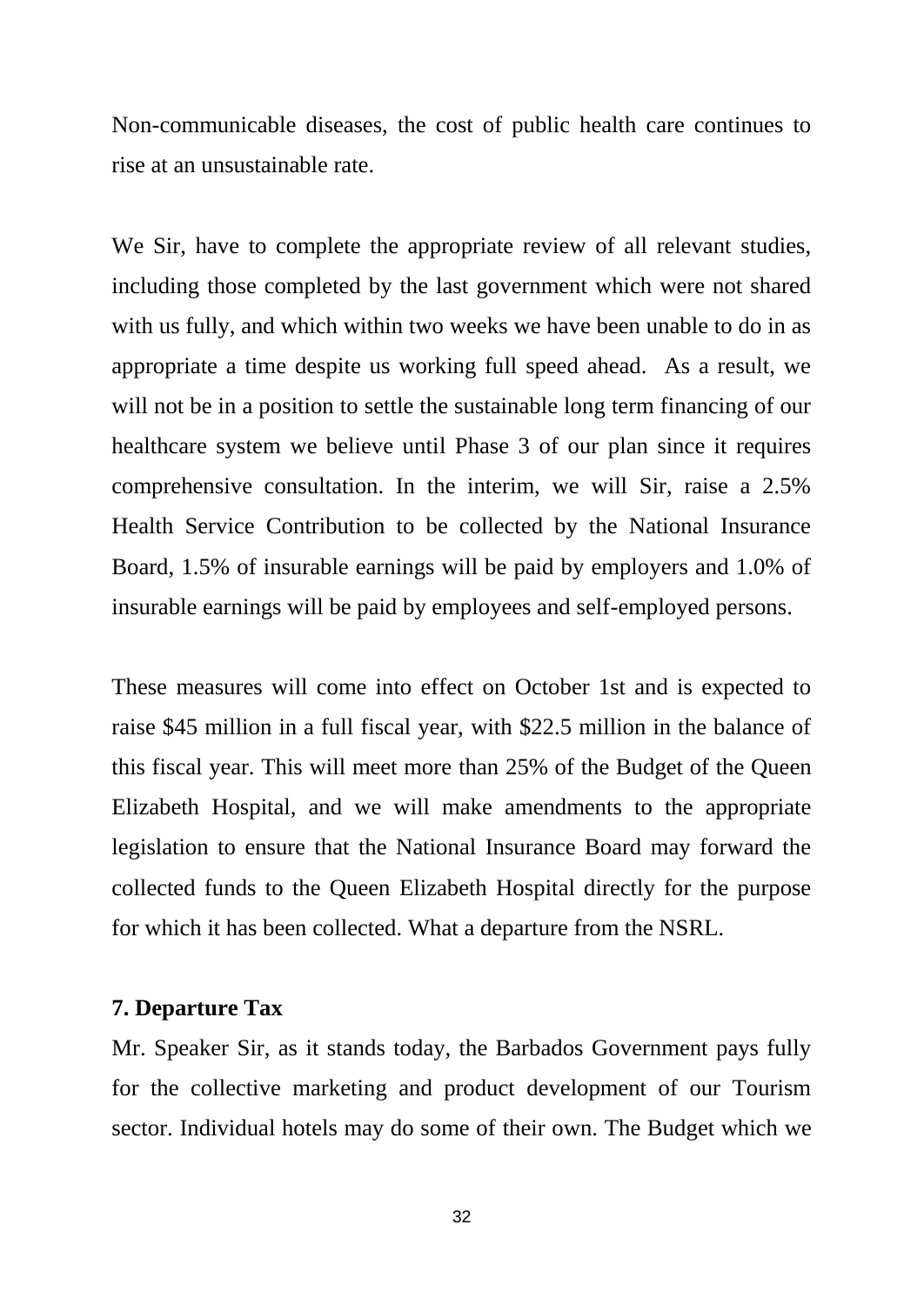Non-communicable diseases, the cost of public health care continues to rise at an unsustainable rate.

We Sir, have to complete the appropriate review of all relevant studies, including those completed by the last government which were not shared with us fully, and which within two weeks we have been unable to do in as appropriate a time despite us working full speed ahead. As a result, we will not be in a position to settle the sustainable long term financing of our healthcare system we believe until Phase 3 of our plan since it requires comprehensive consultation. In the interim, we will Sir, raise a 2.5% Health Service Contribution to be collected by the National Insurance Board, 1.5% of insurable earnings will be paid by employers and 1.0% of insurable earnings will be paid by employees and self-employed persons.

These measures will come into effect on October 1st and is expected to raise $45 million in a full fiscal year, with $22.5 million in the balance of this fiscal year. This will meet more than 25% of the Budget of the Queen Elizabeth Hospital, and we will make amendments to the appropriate legislation to ensure that the National Insurance Board may forward the collected funds to the Queen Elizabeth Hospital directly for the purpose for which it has been collected. What a departure from the NSRL.

**7. Departure Tax**

Mr. Speaker Sir, as it stands today, the Barbados Government pays fully for the collective marketing and product development of our Tourism sector. Individual hotels may do some of their own. The Budget which we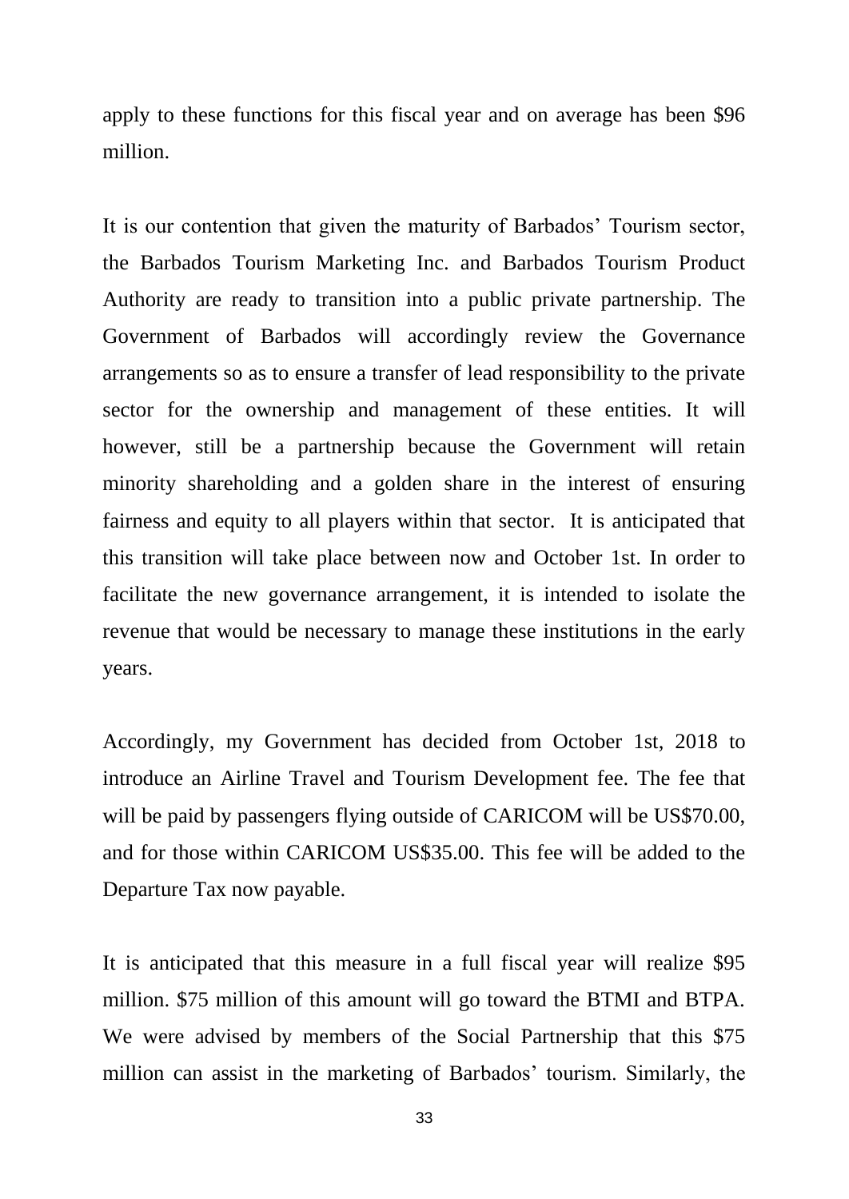apply to these functions for this fiscal year and on average has been $96 million.

It is our contention that given the maturity of Barbados' Tourism sector, the Barbados Tourism Marketing Inc. and Barbados Tourism Product Authority are ready to transition into a public private partnership. The Government of Barbados will accordingly review the Governance arrangements so as to ensure a transfer of lead responsibility to the private sector for the ownership and management of these entities. It will however, still be a partnership because the Government will retain minority shareholding and a golden share in the interest of ensuring fairness and equity to all players within that sector. It is anticipated that this transition will take place between now and October 1st. In order to facilitate the new governance arrangement, it is intended to isolate the revenue that would be necessary to manage these institutions in the early years.

Accordingly, my Government has decided from October 1st, 2018 to introduce an Airline Travel and Tourism Development fee. The fee that will be paid by passengers flying outside of CARICOM will be US$70.00, and for those within CARICOM US$35.00. This fee will be added to the Departure Tax now payable.

It is anticipated that this measure in a full fiscal year will realize $95 million. $75 million of this amount will go toward the BTMI and BTPA. We were advised by members of the Social Partnership that this $75 million can assist in the marketing of Barbados' tourism. Similarly, the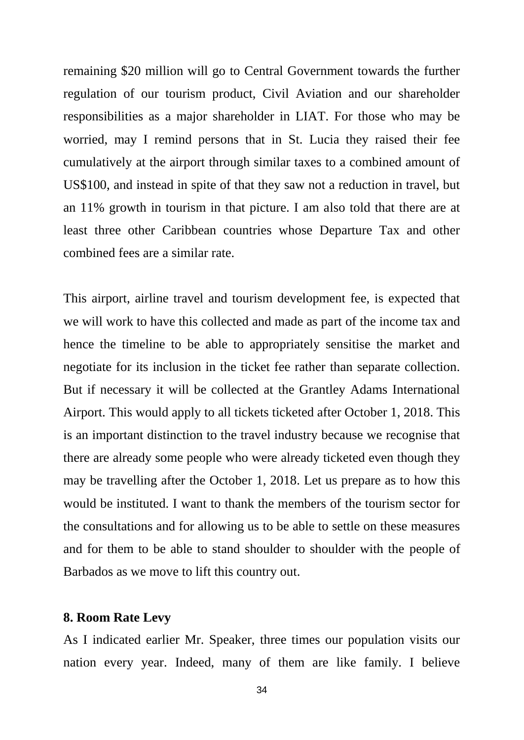remaining $20 million will go to Central Government towards the further regulation of our tourism product, Civil Aviation and our shareholder responsibilities as a major shareholder in LIAT. For those who may be worried, may I remind persons that in St. Lucia they raised their fee cumulatively at the airport through similar taxes to a combined amount of US$100, and instead in spite of that they saw not a reduction in travel, but an 11% growth in tourism in that picture. I am also told that there are at least three other Caribbean countries whose Departure Tax and other combined fees are a similar rate.

This airport, airline travel and tourism development fee, is expected that we will work to have this collected and made as part of the income tax and hence the timeline to be able to appropriately sensitise the market and negotiate for its inclusion in the ticket fee rather than separate collection. But if necessary it will be collected at the Grantley Adams International Airport. This would apply to all tickets ticketed after October 1, 2018. This is an important distinction to the travel industry because we recognise that there are already some people who were already ticketed even though they may be travelling after the October 1, 2018. Let us prepare as to how this would be instituted. I want to thank the members of the tourism sector for the consultations and for allowing us to be able to settle on these measures and for them to be able to stand shoulder to shoulder with the people of Barbados as we move to lift this country out.

**8. Room Rate Levy**

As I indicated earlier Mr. Speaker, three times our population visits our nation every year. Indeed, many of them are like family. I believe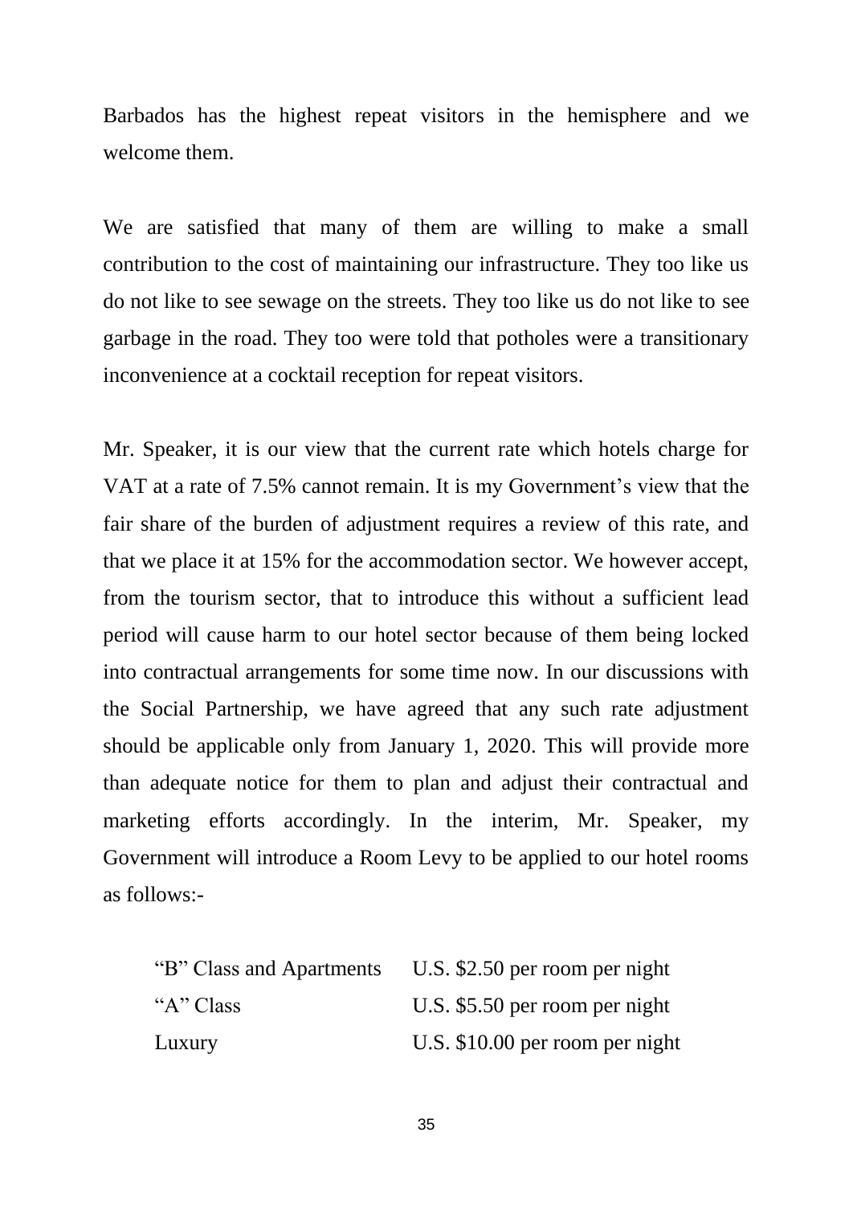Barbados has the highest repeat visitors in the hemisphere and we welcome them.

We are satisfied that many of them are willing to make a small contribution to the cost of maintaining our infrastructure. They too like us do not like to see sewage on the streets. They too like us do not like to see garbage in the road. They too were told that potholes were a transitionary inconvenience at a cocktail reception for repeat visitors.

Mr. Speaker, it is our view that the current rate which hotels charge for VAT at a rate of 7.5% cannot remain. It is my Government's view that the fair share of the burden of adjustment requires a review of this rate, and that we place it at 15% for the accommodation sector. We however accept, from the tourism sector, that to introduce this without a sufficient lead period will cause harm to our hotel sector because of them being locked into contractual arrangements for some time now. In our discussions with the Social Partnership, we have agreed that any such rate adjustment should be applicable only from January 1, 2020. This will provide more than adequate notice for them to plan and adjust their contractual and marketing efforts accordingly. In the interim, Mr. Speaker, my Government will introduce a Room Levy to be applied to our hotel rooms as follows:-

| | |
|---|---|
| "B" Class and Apartments | U.S. $2.50 per room per night |
| "A" Class | U.S. $5.50 per room per night |
| Luxury | U.S. $10.00 per room per night |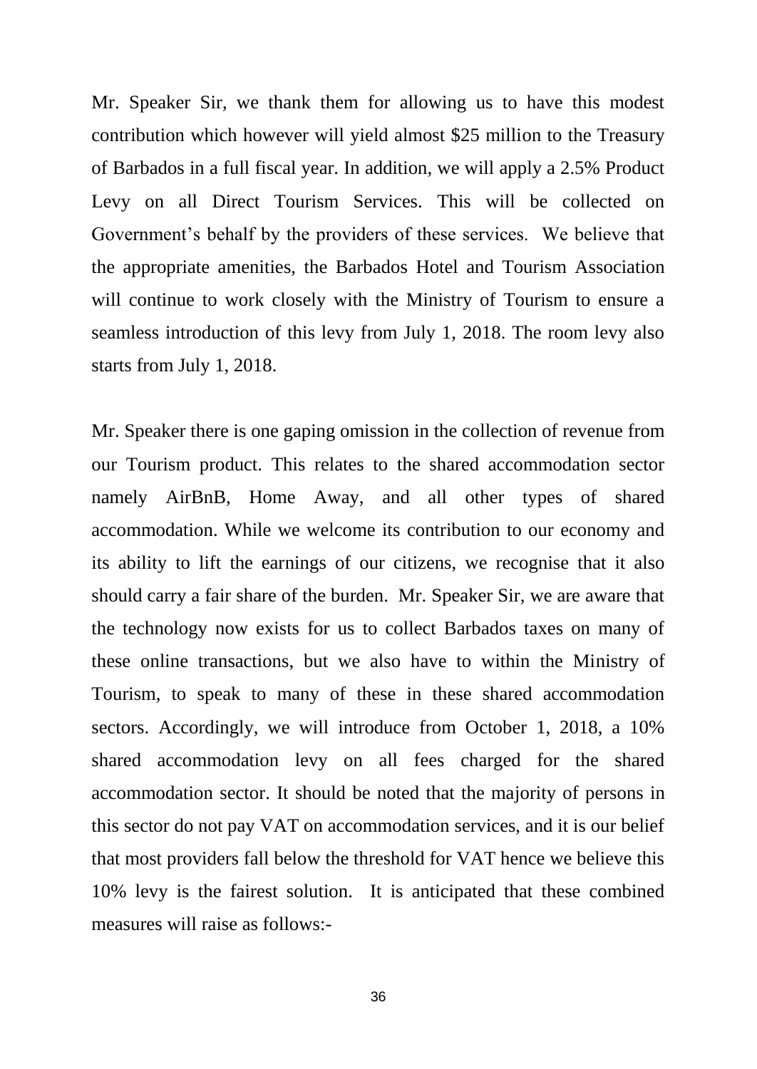Mr. Speaker Sir, we thank them for allowing us to have this modest contribution which however will yield almost $25 million to the Treasury of Barbados in a full fiscal year. In addition, we will apply a 2.5% Product Levy on all Direct Tourism Services. This will be collected on Government's behalf by the providers of these services. We believe that the appropriate amenities, the Barbados Hotel and Tourism Association will continue to work closely with the Ministry of Tourism to ensure a seamless introduction of this levy from July 1, 2018. The room levy also starts from July 1, 2018.

Mr. Speaker there is one gaping omission in the collection of revenue from our Tourism product. This relates to the shared accommodation sector namely AirBnB, Home Away, and all other types of shared accommodation. While we welcome its contribution to our economy and its ability to lift the earnings of our citizens, we recognise that it also should carry a fair share of the burden. Mr. Speaker Sir, we are aware that the technology now exists for us to collect Barbados taxes on many of these online transactions, but we also have to within the Ministry of Tourism, to speak to many of these in these shared accommodation sectors. Accordingly, we will introduce from October 1, 2018, a 10% shared accommodation levy on all fees charged for the shared accommodation sector. It should be noted that the majority of persons in this sector do not pay VAT on accommodation services, and it is our belief that most providers fall below the threshold for VAT hence we believe this 10% levy is the fairest solution. It is anticipated that these combined measures will raise as follows:-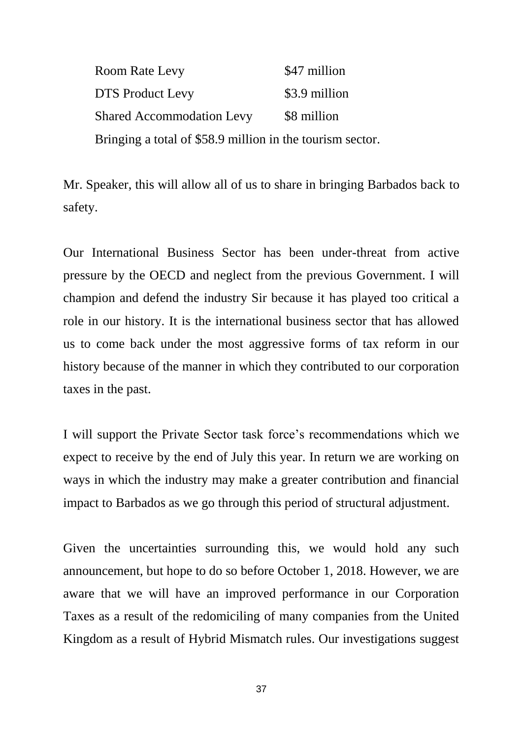| | |
|---|---|
| Room Rate Levy | $47 million |
| DTS Product Levy | $3.9 million |
| Shared Accommodation Levy | $8 million |

Bringing a total of $58.9 million in the tourism sector.

Mr. Speaker, this will allow all of us to share in bringing Barbados back to safety.

Our International Business Sector has been under-threat from active pressure by the OECD and neglect from the previous Government. I will champion and defend the industry Sir because it has played too critical a role in our history. It is the international business sector that has allowed us to come back under the most aggressive forms of tax reform in our history because of the manner in which they contributed to our corporation taxes in the past.

I will support the Private Sector task force's recommendations which we expect to receive by the end of July this year. In return we are working on ways in which the industry may make a greater contribution and financial impact to Barbados as we go through this period of structural adjustment.

Given the uncertainties surrounding this, we would hold any such announcement, but hope to do so before October 1, 2018. However, we are aware that we will have an improved performance in our Corporation Taxes as a result of the redomiciling of many companies from the United Kingdom as a result of Hybrid Mismatch rules. Our investigations suggest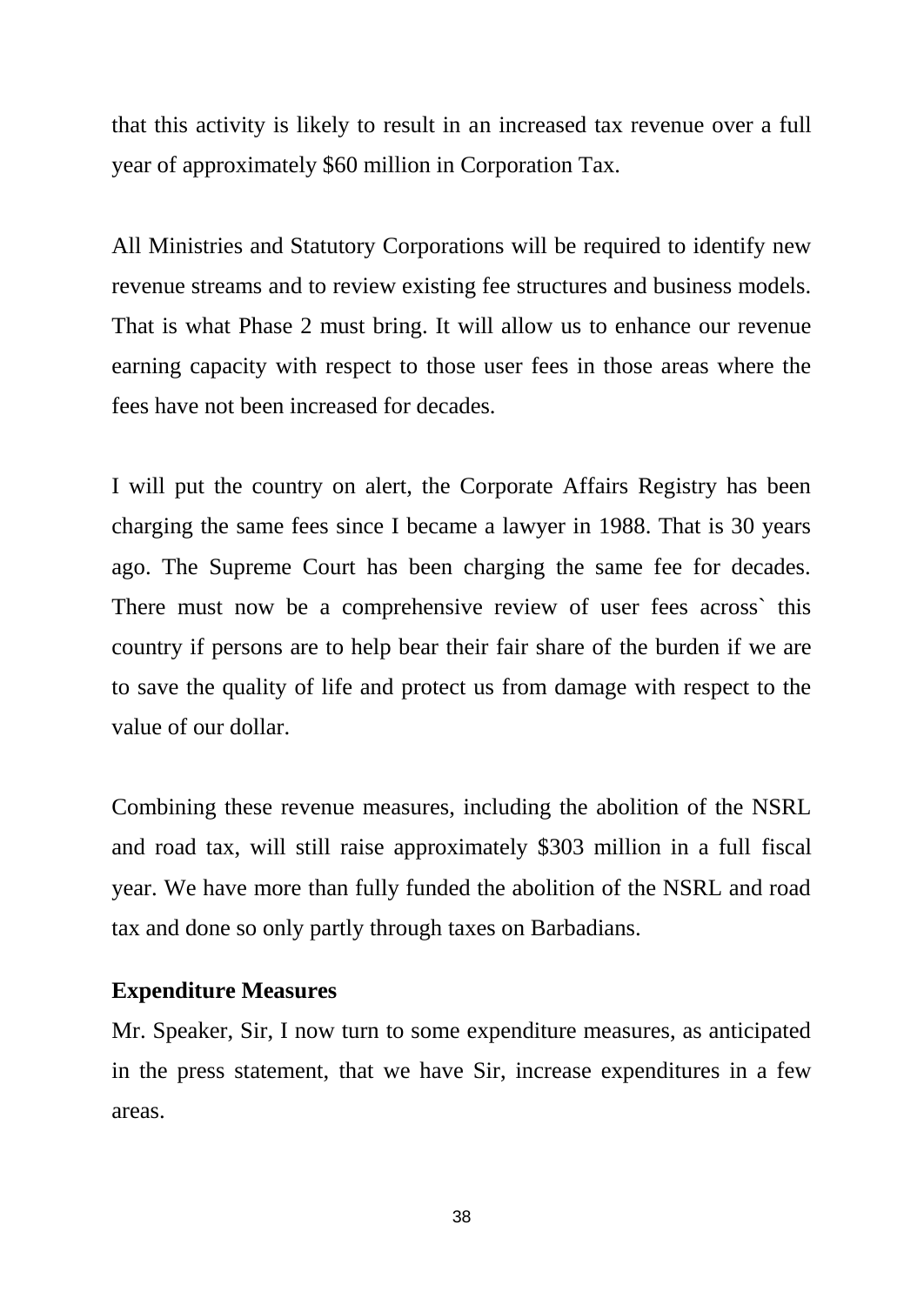that this activity is likely to result in an increased tax revenue over a full year of approximately $60 million in Corporation Tax.

All Ministries and Statutory Corporations will be required to identify new revenue streams and to review existing fee structures and business models. That is what Phase 2 must bring. It will allow us to enhance our revenue earning capacity with respect to those user fees in those areas where the fees have not been increased for decades.

I will put the country on alert, the Corporate Affairs Registry has been charging the same fees since I became a lawyer in 1988. That is 30 years ago. The Supreme Court has been charging the same fee for decades. There must now be a comprehensive review of user fees across` this country if persons are to help bear their fair share of the burden if we are to save the quality of life and protect us from damage with respect to the value of our dollar.

Combining these revenue measures, including the abolition of the NSRL and road tax, will still raise approximately $303 million in a full fiscal year. We have more than fully funded the abolition of the NSRL and road tax and done so only partly through taxes on Barbadians.

**Expenditure Measures**

Mr. Speaker, Sir, I now turn to some expenditure measures, as anticipated in the press statement, that we have Sir, increase expenditures in a few areas.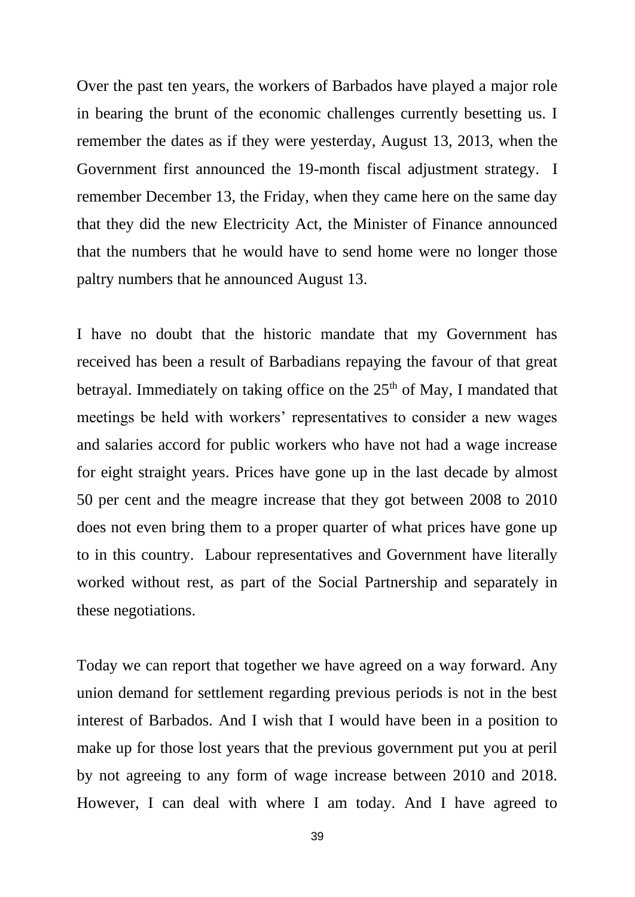Over the past ten years, the workers of Barbados have played a major role in bearing the brunt of the economic challenges currently besetting us. I remember the dates as if they were yesterday, August 13, 2013, when the Government first announced the 19-month fiscal adjustment strategy. I remember December 13, the Friday, when they came here on the same day that they did the new Electricity Act, the Minister of Finance announced that the numbers that he would have to send home were no longer those paltry numbers that he announced August 13.

I have no doubt that the historic mandate that my Government has received has been a result of Barbadians repaying the favour of that great betrayal. Immediately on taking office on the 25th of May, I mandated that meetings be held with workers' representatives to consider a new wages and salaries accord for public workers who have not had a wage increase for eight straight years. Prices have gone up in the last decade by almost 50 per cent and the meagre increase that they got between 2008 to 2010 does not even bring them to a proper quarter of what prices have gone up to in this country. Labour representatives and Government have literally worked without rest, as part of the Social Partnership and separately in these negotiations.

Today we can report that together we have agreed on a way forward. Any union demand for settlement regarding previous periods is not in the best interest of Barbados. And I wish that I would have been in a position to make up for those lost years that the previous government put you at peril by not agreeing to any form of wage increase between 2010 and 2018. However, I can deal with where I am today. And I have agreed to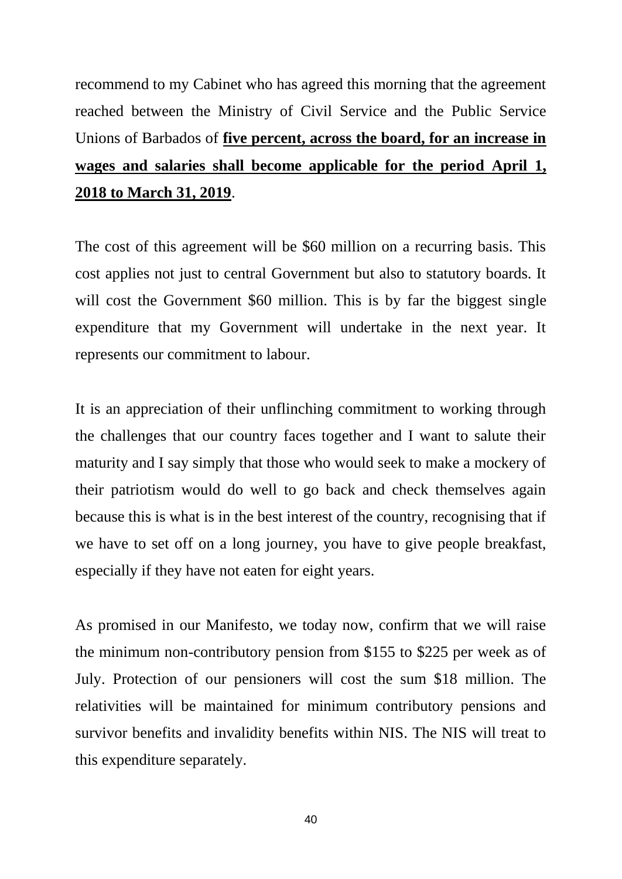recommend to my Cabinet who has agreed this morning that the agreement reached between the Ministry of Civil Service and the Public Service Unions of Barbados of **five percent, across the board, for an increase in wages and salaries shall become applicable for the period April 1, 2018 to March 31, 2019**.

The cost of this agreement will be $60 million on a recurring basis. This cost applies not just to central Government but also to statutory boards. It will cost the Government $60 million. This is by far the biggest single expenditure that my Government will undertake in the next year. It represents our commitment to labour.

It is an appreciation of their unflinching commitment to working through the challenges that our country faces together and I want to salute their maturity and I say simply that those who would seek to make a mockery of their patriotism would do well to go back and check themselves again because this is what is in the best interest of the country, recognising that if we have to set off on a long journey, you have to give people breakfast, especially if they have not eaten for eight years.

As promised in our Manifesto, we today now, confirm that we will raise the minimum non-contributory pension from $155 to $225 per week as of July. Protection of our pensioners will cost the sum $18 million. The relativities will be maintained for minimum contributory pensions and survivor benefits and invalidity benefits within NIS. The NIS will treat to this expenditure separately.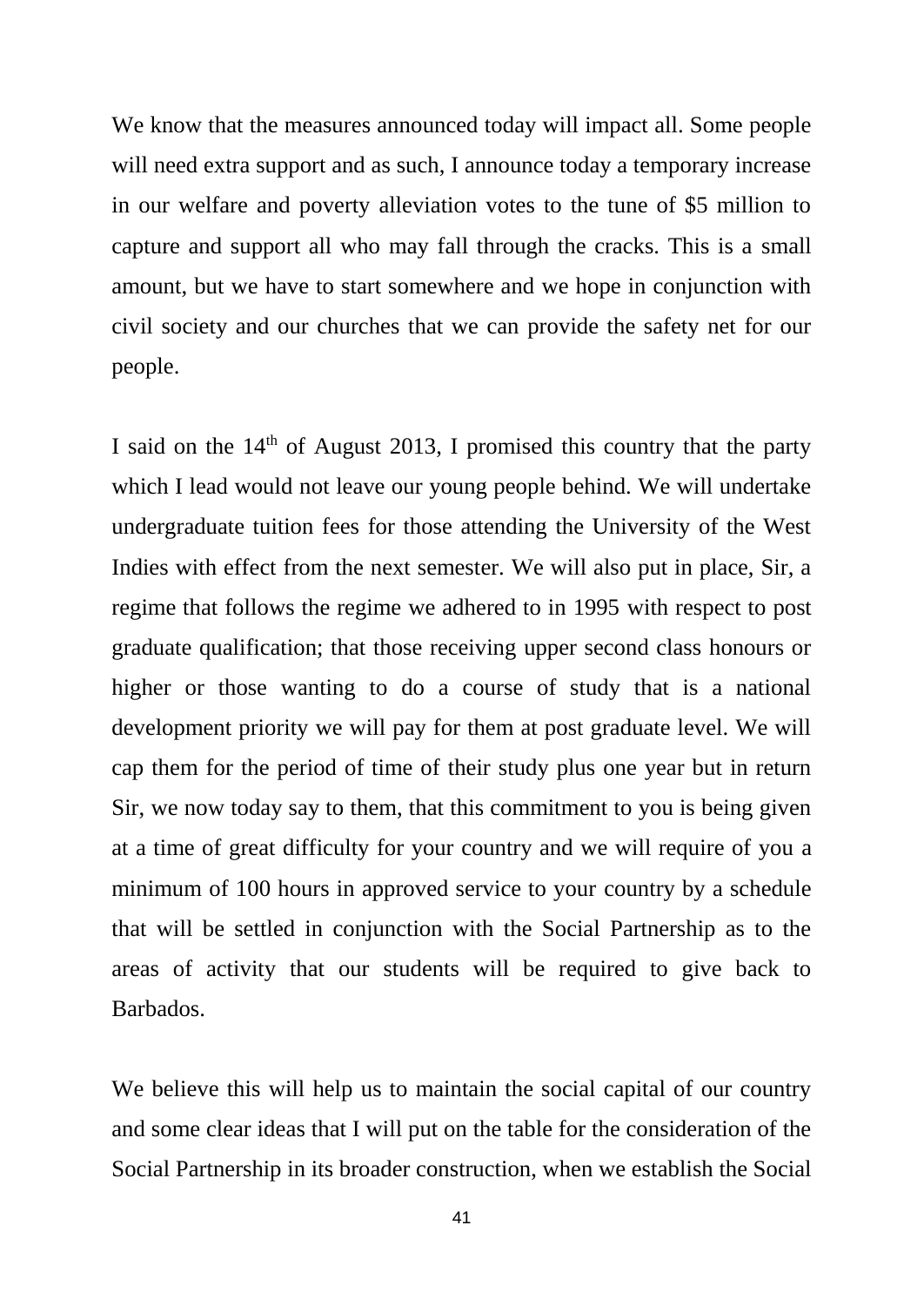We know that the measures announced today will impact all. Some people will need extra support and as such, I announce today a temporary increase in our welfare and poverty alleviation votes to the tune of $5 million to capture and support all who may fall through the cracks. This is a small amount, but we have to start somewhere and we hope in conjunction with civil society and our churches that we can provide the safety net for our people.

I said on the 14th of August 2013, I promised this country that the party which I lead would not leave our young people behind. We will undertake undergraduate tuition fees for those attending the University of the West Indies with effect from the next semester. We will also put in place, Sir, a regime that follows the regime we adhered to in 1995 with respect to post graduate qualification; that those receiving upper second class honours or higher or those wanting to do a course of study that is a national development priority we will pay for them at post graduate level. We will cap them for the period of time of their study plus one year but in return Sir, we now today say to them, that this commitment to you is being given at a time of great difficulty for your country and we will require of you a minimum of 100 hours in approved service to your country by a schedule that will be settled in conjunction with the Social Partnership as to the areas of activity that our students will be required to give back to Barbados.

We believe this will help us to maintain the social capital of our country and some clear ideas that I will put on the table for the consideration of the Social Partnership in its broader construction, when we establish the Social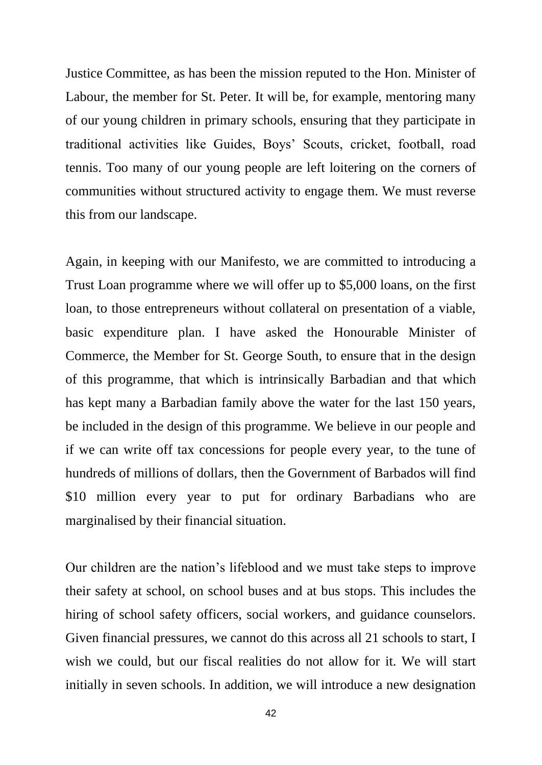Justice Committee, as has been the mission reputed to the Hon. Minister of Labour, the member for St. Peter. It will be, for example, mentoring many of our young children in primary schools, ensuring that they participate in traditional activities like Guides, Boys' Scouts, cricket, football, road tennis. Too many of our young people are left loitering on the corners of communities without structured activity to engage them. We must reverse this from our landscape.

Again, in keeping with our Manifesto, we are committed to introducing a Trust Loan programme where we will offer up to $5,000 loans, on the first loan, to those entrepreneurs without collateral on presentation of a viable, basic expenditure plan. I have asked the Honourable Minister of Commerce, the Member for St. George South, to ensure that in the design of this programme, that which is intrinsically Barbadian and that which has kept many a Barbadian family above the water for the last 150 years, be included in the design of this programme. We believe in our people and if we can write off tax concessions for people every year, to the tune of hundreds of millions of dollars, then the Government of Barbados will find $10 million every year to put for ordinary Barbadians who are marginalised by their financial situation.

Our children are the nation's lifeblood and we must take steps to improve their safety at school, on school buses and at bus stops. This includes the hiring of school safety officers, social workers, and guidance counselors. Given financial pressures, we cannot do this across all 21 schools to start, I wish we could, but our fiscal realities do not allow for it. We will start initially in seven schools. In addition, we will introduce a new designation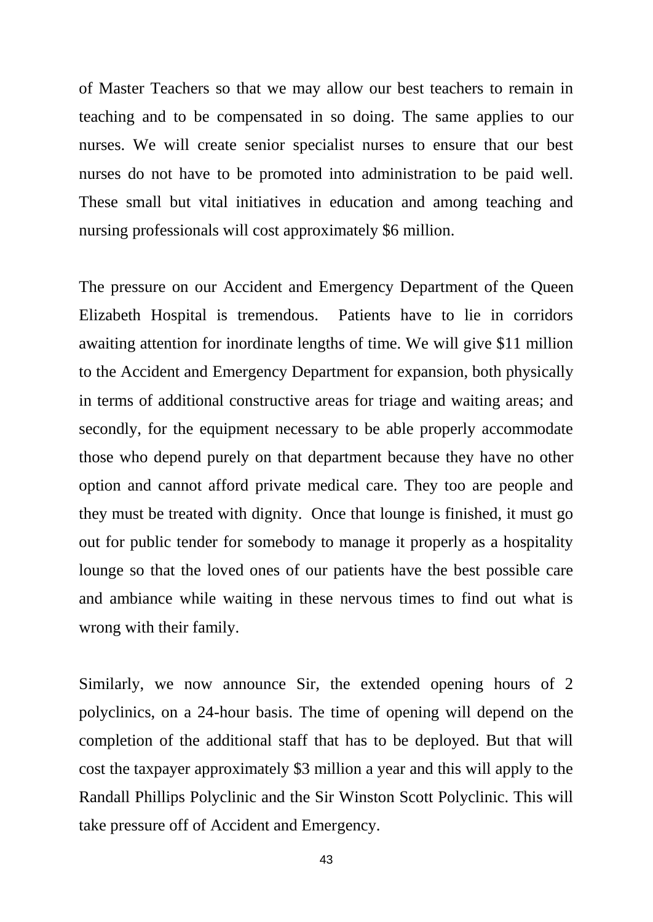of Master Teachers so that we may allow our best teachers to remain in teaching and to be compensated in so doing. The same applies to our nurses. We will create senior specialist nurses to ensure that our best nurses do not have to be promoted into administration to be paid well. These small but vital initiatives in education and among teaching and nursing professionals will cost approximately $6 million.

The pressure on our Accident and Emergency Department of the Queen Elizabeth Hospital is tremendous. Patients have to lie in corridors awaiting attention for inordinate lengths of time. We will give $11 million to the Accident and Emergency Department for expansion, both physically in terms of additional constructive areas for triage and waiting areas; and secondly, for the equipment necessary to be able properly accommodate those who depend purely on that department because they have no other option and cannot afford private medical care. They too are people and they must be treated with dignity. Once that lounge is finished, it must go out for public tender for somebody to manage it properly as a hospitality lounge so that the loved ones of our patients have the best possible care and ambiance while waiting in these nervous times to find out what is wrong with their family.

Similarly, we now announce Sir, the extended opening hours of 2 polyclinics, on a 24-hour basis. The time of opening will depend on the completion of the additional staff that has to be deployed. But that will cost the taxpayer approximately $3 million a year and this will apply to the Randall Phillips Polyclinic and the Sir Winston Scott Polyclinic. This will take pressure off of Accident and Emergency.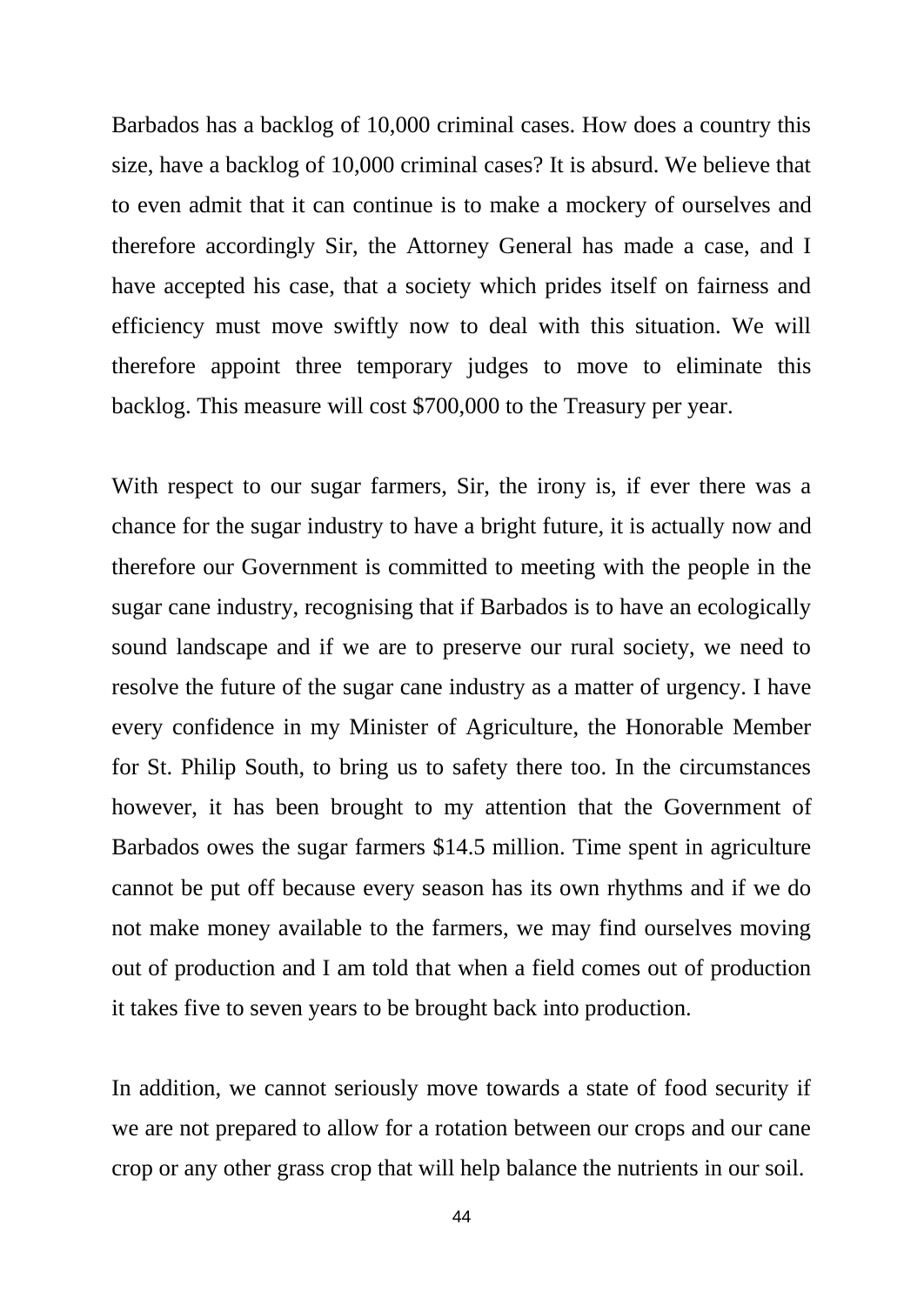Barbados has a backlog of 10,000 criminal cases. How does a country this size, have a backlog of 10,000 criminal cases? It is absurd. We believe that to even admit that it can continue is to make a mockery of ourselves and therefore accordingly Sir, the Attorney General has made a case, and I have accepted his case, that a society which prides itself on fairness and efficiency must move swiftly now to deal with this situation. We will therefore appoint three temporary judges to move to eliminate this backlog. This measure will cost $700,000 to the Treasury per year.

With respect to our sugar farmers, Sir, the irony is, if ever there was a chance for the sugar industry to have a bright future, it is actually now and therefore our Government is committed to meeting with the people in the sugar cane industry, recognising that if Barbados is to have an ecologically sound landscape and if we are to preserve our rural society, we need to resolve the future of the sugar cane industry as a matter of urgency. I have every confidence in my Minister of Agriculture, the Honorable Member for St. Philip South, to bring us to safety there too. In the circumstances however, it has been brought to my attention that the Government of Barbados owes the sugar farmers $14.5 million. Time spent in agriculture cannot be put off because every season has its own rhythms and if we do not make money available to the farmers, we may find ourselves moving out of production and I am told that when a field comes out of production it takes five to seven years to be brought back into production.

In addition, we cannot seriously move towards a state of food security if we are not prepared to allow for a rotation between our crops and our cane crop or any other grass crop that will help balance the nutrients in our soil.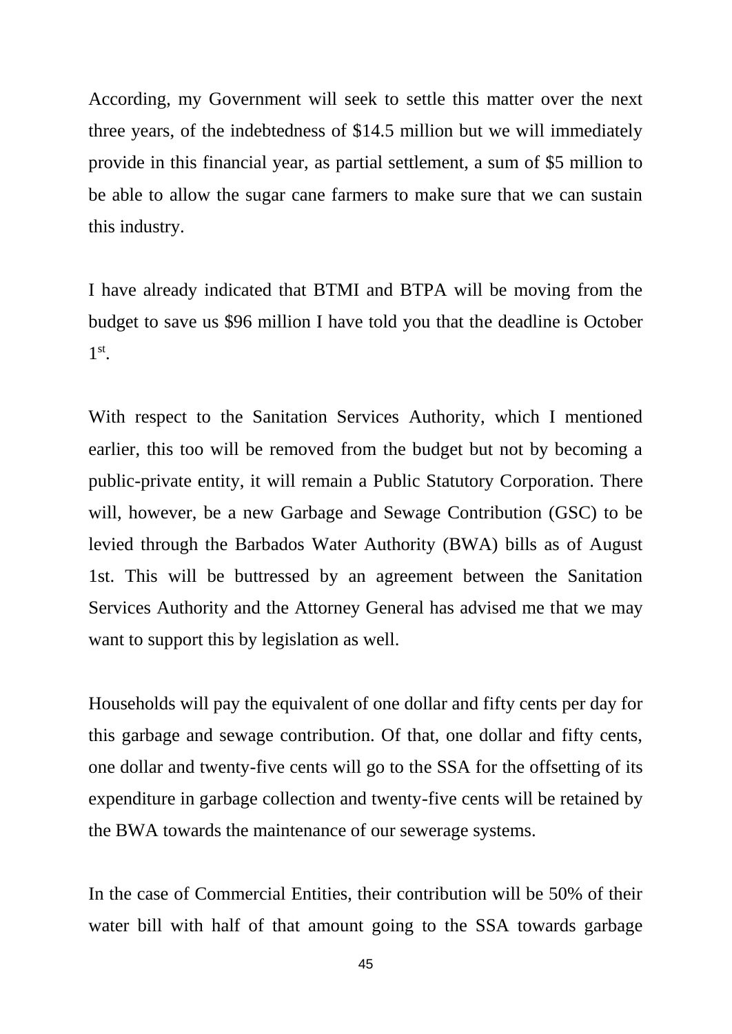According, my Government will seek to settle this matter over the next three years, of the indebtedness of \$14.5 million but we will immediately provide in this financial year, as partial settlement, a sum of \$5 million to be able to allow the sugar cane farmers to make sure that we can sustain this industry.

I have already indicated that BTMI and BTPA will be moving from the budget to save us \$96 million I have told you that the deadline is October 1st.

With respect to the Sanitation Services Authority, which I mentioned earlier, this too will be removed from the budget but not by becoming a public-private entity, it will remain a Public Statutory Corporation. There will, however, be a new Garbage and Sewage Contribution (GSC) to be levied through the Barbados Water Authority (BWA) bills as of August 1st. This will be buttressed by an agreement between the Sanitation Services Authority and the Attorney General has advised me that we may want to support this by legislation as well.

Households will pay the equivalent of one dollar and fifty cents per day for this garbage and sewage contribution. Of that, one dollar and fifty cents, one dollar and twenty-five cents will go to the SSA for the offsetting of its expenditure in garbage collection and twenty-five cents will be retained by the BWA towards the maintenance of our sewerage systems.

In the case of Commercial Entities, their contribution will be 50% of their water bill with half of that amount going to the SSA towards garbage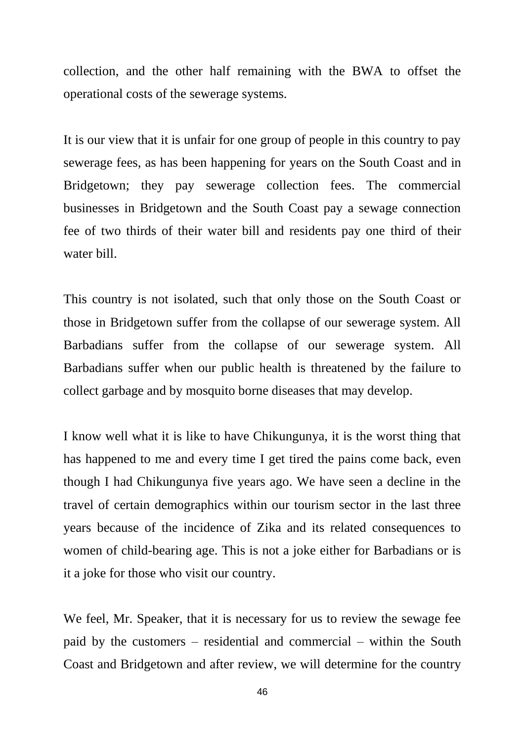collection, and the other half remaining with the BWA to offset the operational costs of the sewerage systems.

It is our view that it is unfair for one group of people in this country to pay sewerage fees, as has been happening for years on the South Coast and in Bridgetown; they pay sewerage collection fees. The commercial businesses in Bridgetown and the South Coast pay a sewage connection fee of two thirds of their water bill and residents pay one third of their water bill.

This country is not isolated, such that only those on the South Coast or those in Bridgetown suffer from the collapse of our sewerage system. All Barbadians suffer from the collapse of our sewerage system. All Barbadians suffer when our public health is threatened by the failure to collect garbage and by mosquito borne diseases that may develop.

I know well what it is like to have Chikungunya, it is the worst thing that has happened to me and every time I get tired the pains come back, even though I had Chikungunya five years ago. We have seen a decline in the travel of certain demographics within our tourism sector in the last three years because of the incidence of Zika and its related consequences to women of child-bearing age. This is not a joke either for Barbadians or is it a joke for those who visit our country.

We feel, Mr. Speaker, that it is necessary for us to review the sewage fee paid by the customers – residential and commercial – within the South Coast and Bridgetown and after review, we will determine for the country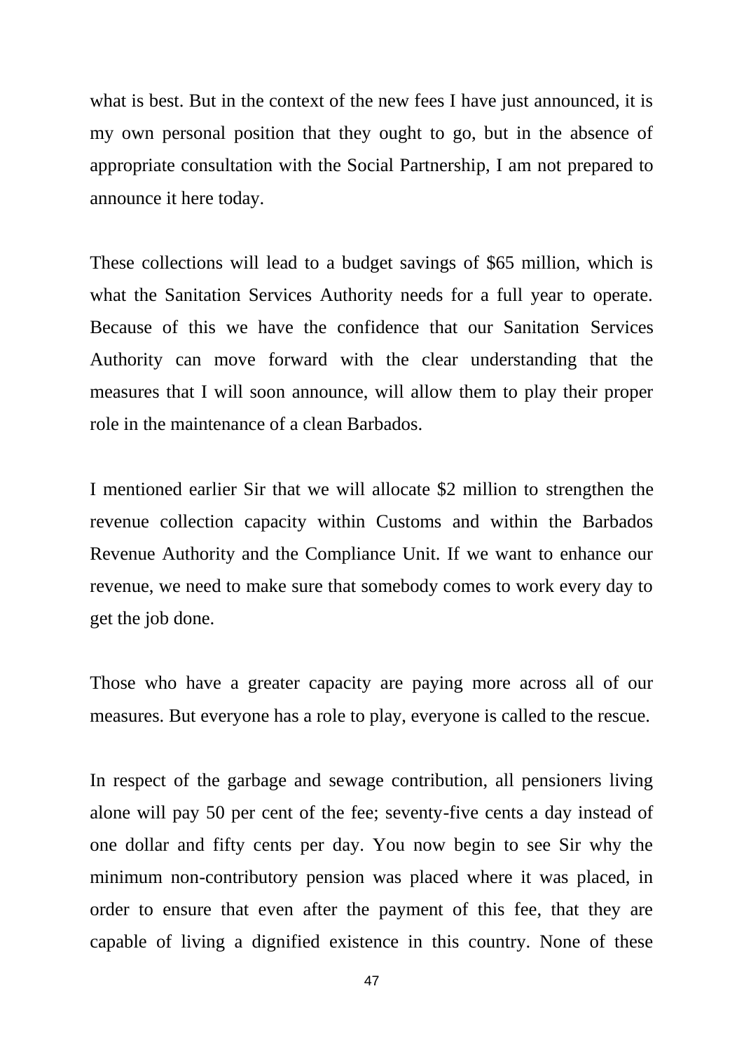what is best. But in the context of the new fees I have just announced, it is my own personal position that they ought to go, but in the absence of appropriate consultation with the Social Partnership, I am not prepared to announce it here today.

These collections will lead to a budget savings of $65 million, which is what the Sanitation Services Authority needs for a full year to operate. Because of this we have the confidence that our Sanitation Services Authority can move forward with the clear understanding that the measures that I will soon announce, will allow them to play their proper role in the maintenance of a clean Barbados.

I mentioned earlier Sir that we will allocate $2 million to strengthen the revenue collection capacity within Customs and within the Barbados Revenue Authority and the Compliance Unit. If we want to enhance our revenue, we need to make sure that somebody comes to work every day to get the job done.

Those who have a greater capacity are paying more across all of our measures. But everyone has a role to play, everyone is called to the rescue.

In respect of the garbage and sewage contribution, all pensioners living alone will pay 50 per cent of the fee; seventy-five cents a day instead of one dollar and fifty cents per day. You now begin to see Sir why the minimum non-contributory pension was placed where it was placed, in order to ensure that even after the payment of this fee, that they are capable of living a dignified existence in this country. None of these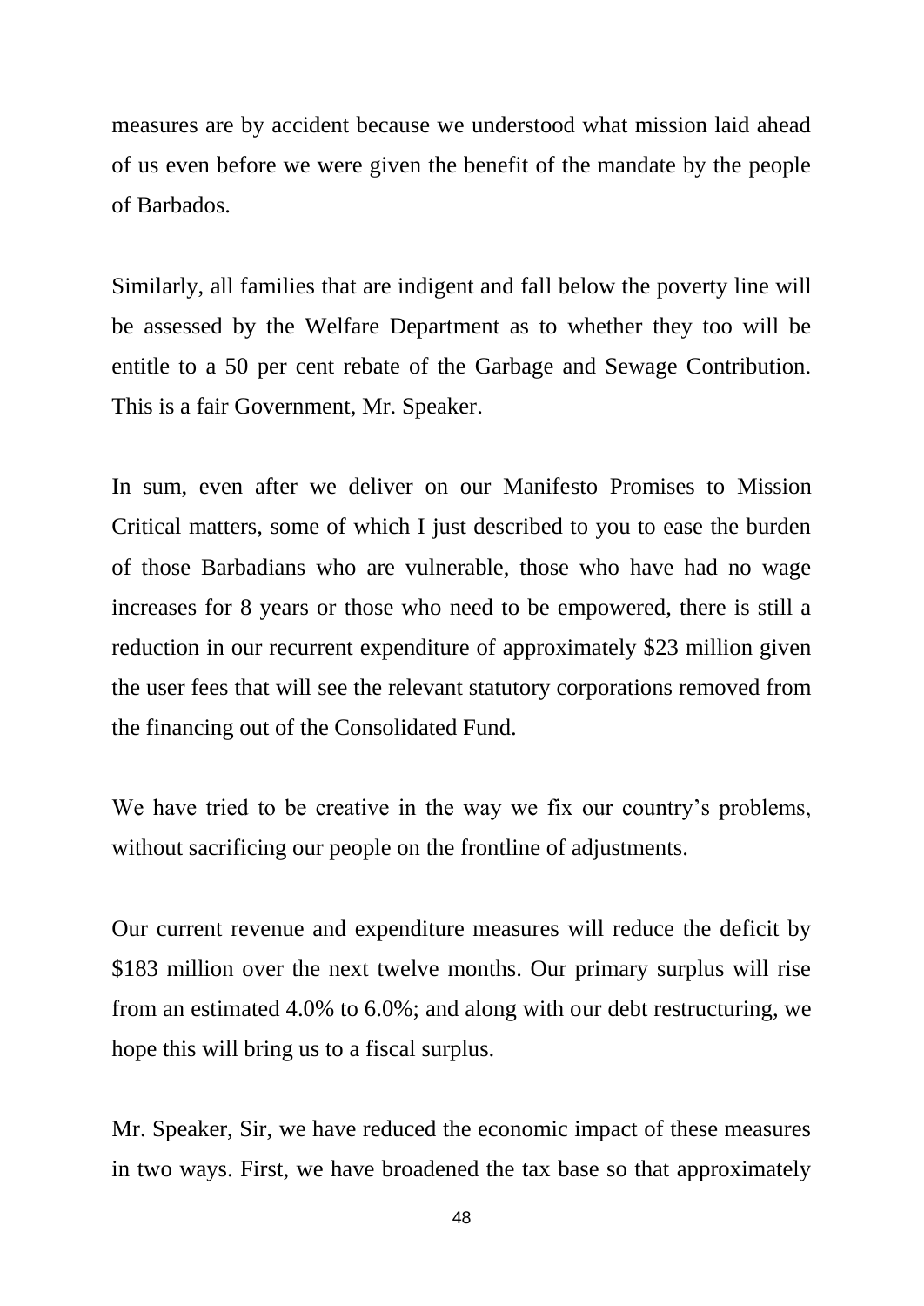measures are by accident because we understood what mission laid ahead of us even before we were given the benefit of the mandate by the people of Barbados.

Similarly, all families that are indigent and fall below the poverty line will be assessed by the Welfare Department as to whether they too will be entitle to a 50 per cent rebate of the Garbage and Sewage Contribution. This is a fair Government, Mr. Speaker.

In sum, even after we deliver on our Manifesto Promises to Mission Critical matters, some of which I just described to you to ease the burden of those Barbadians who are vulnerable, those who have had no wage increases for 8 years or those who need to be empowered, there is still a reduction in our recurrent expenditure of approximately \$23 million given the user fees that will see the relevant statutory corporations removed from the financing out of the Consolidated Fund.

We have tried to be creative in the way we fix our country's problems, without sacrificing our people on the frontline of adjustments.

Our current revenue and expenditure measures will reduce the deficit by \$183 million over the next twelve months. Our primary surplus will rise from an estimated 4.0% to 6.0%; and along with our debt restructuring, we hope this will bring us to a fiscal surplus.

Mr. Speaker, Sir, we have reduced the economic impact of these measures in two ways. First, we have broadened the tax base so that approximately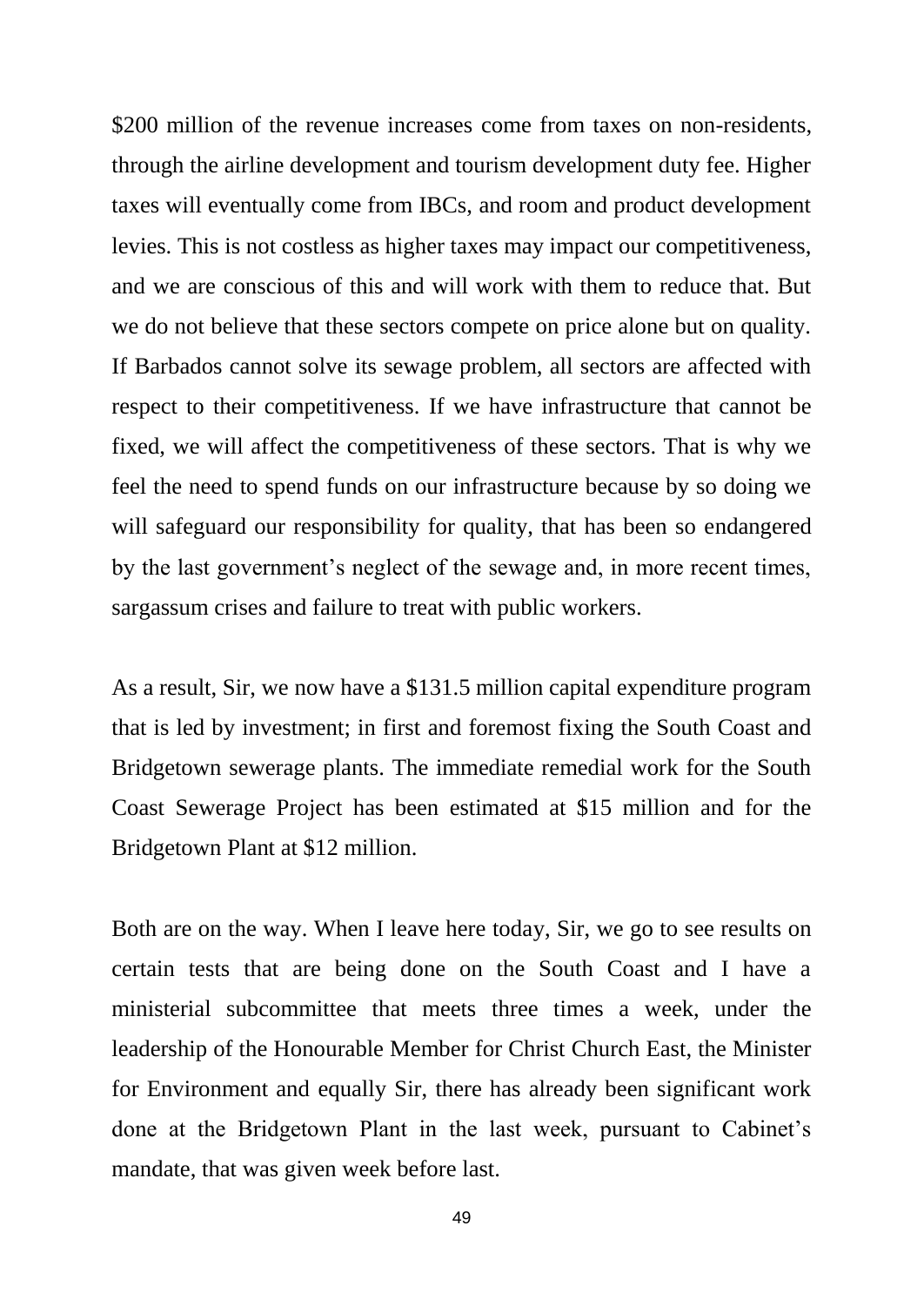$200 million of the revenue increases come from taxes on non-residents, through the airline development and tourism development duty fee. Higher taxes will eventually come from IBCs, and room and product development levies. This is not costless as higher taxes may impact our competitiveness, and we are conscious of this and will work with them to reduce that. But we do not believe that these sectors compete on price alone but on quality. If Barbados cannot solve its sewage problem, all sectors are affected with respect to their competitiveness. If we have infrastructure that cannot be fixed, we will affect the competitiveness of these sectors. That is why we feel the need to spend funds on our infrastructure because by so doing we will safeguard our responsibility for quality, that has been so endangered by the last government's neglect of the sewage and, in more recent times, sargassum crises and failure to treat with public workers.

As a result, Sir, we now have a $131.5 million capital expenditure program that is led by investment; in first and foremost fixing the South Coast and Bridgetown sewerage plants. The immediate remedial work for the South Coast Sewerage Project has been estimated at $15 million and for the Bridgetown Plant at $12 million.

Both are on the way. When I leave here today, Sir, we go to see results on certain tests that are being done on the South Coast and I have a ministerial subcommittee that meets three times a week, under the leadership of the Honourable Member for Christ Church East, the Minister for Environment and equally Sir, there has already been significant work done at the Bridgetown Plant in the last week, pursuant to Cabinet's mandate, that was given week before last.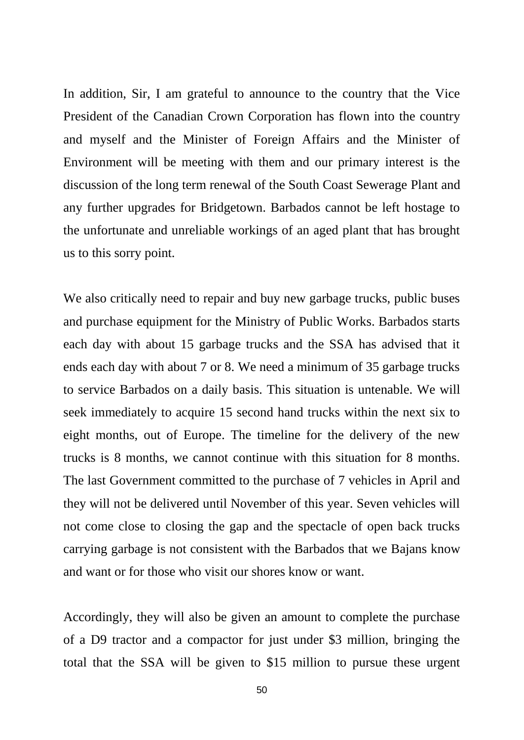In addition, Sir, I am grateful to announce to the country that the Vice President of the Canadian Crown Corporation has flown into the country and myself and the Minister of Foreign Affairs and the Minister of Environment will be meeting with them and our primary interest is the discussion of the long term renewal of the South Coast Sewerage Plant and any further upgrades for Bridgetown. Barbados cannot be left hostage to the unfortunate and unreliable workings of an aged plant that has brought us to this sorry point.

We also critically need to repair and buy new garbage trucks, public buses and purchase equipment for the Ministry of Public Works. Barbados starts each day with about 15 garbage trucks and the SSA has advised that it ends each day with about 7 or 8. We need a minimum of 35 garbage trucks to service Barbados on a daily basis. This situation is untenable. We will seek immediately to acquire 15 second hand trucks within the next six to eight months, out of Europe. The timeline for the delivery of the new trucks is 8 months, we cannot continue with this situation for 8 months. The last Government committed to the purchase of 7 vehicles in April and they will not be delivered until November of this year. Seven vehicles will not come close to closing the gap and the spectacle of open back trucks carrying garbage is not consistent with the Barbados that we Bajans know and want or for those who visit our shores know or want.

Accordingly, they will also be given an amount to complete the purchase of a D9 tractor and a compactor for just under $3 million, bringing the total that the SSA will be given to $15 million to pursue these urgent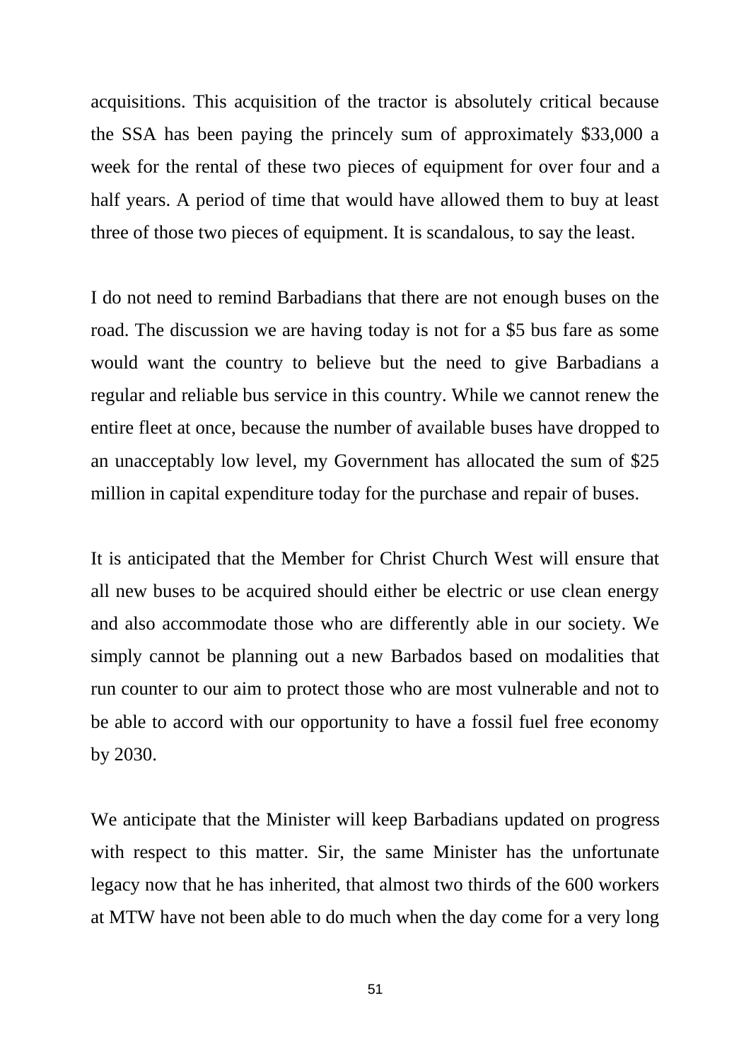acquisitions. This acquisition of the tractor is absolutely critical because the SSA has been paying the princely sum of approximately $33,000 a week for the rental of these two pieces of equipment for over four and a half years. A period of time that would have allowed them to buy at least three of those two pieces of equipment. It is scandalous, to say the least.

I do not need to remind Barbadians that there are not enough buses on the road. The discussion we are having today is not for a $5 bus fare as some would want the country to believe but the need to give Barbadians a regular and reliable bus service in this country. While we cannot renew the entire fleet at once, because the number of available buses have dropped to an unacceptably low level, my Government has allocated the sum of $25 million in capital expenditure today for the purchase and repair of buses.

It is anticipated that the Member for Christ Church West will ensure that all new buses to be acquired should either be electric or use clean energy and also accommodate those who are differently able in our society. We simply cannot be planning out a new Barbados based on modalities that run counter to our aim to protect those who are most vulnerable and not to be able to accord with our opportunity to have a fossil fuel free economy by 2030.

We anticipate that the Minister will keep Barbadians updated on progress with respect to this matter. Sir, the same Minister has the unfortunate legacy now that he has inherited, that almost two thirds of the 600 workers at MTW have not been able to do much when the day come for a very long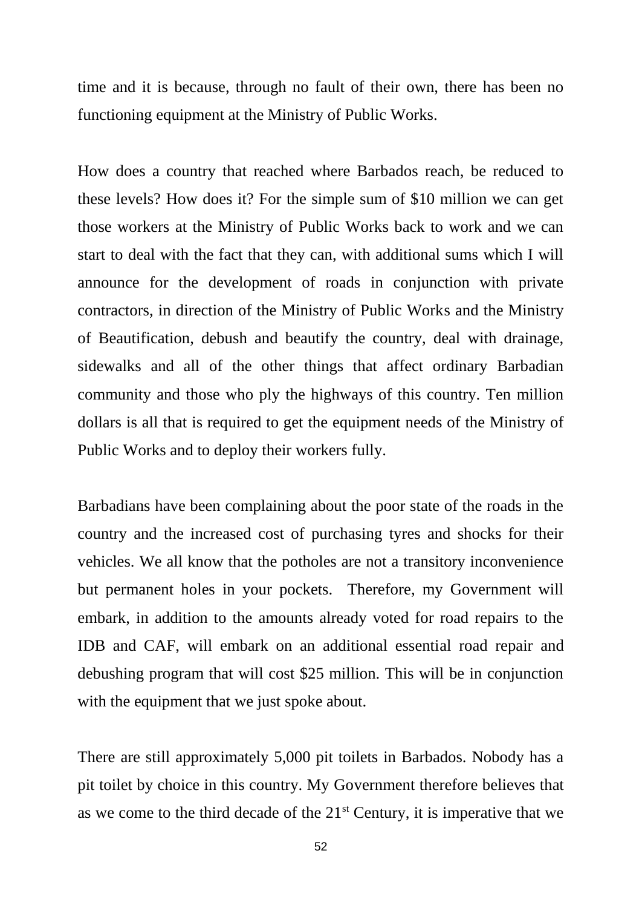time and it is because, through no fault of their own, there has been no functioning equipment at the Ministry of Public Works.

How does a country that reached where Barbados reach, be reduced to these levels? How does it? For the simple sum of $10 million we can get those workers at the Ministry of Public Works back to work and we can start to deal with the fact that they can, with additional sums which I will announce for the development of roads in conjunction with private contractors, in direction of the Ministry of Public Works and the Ministry of Beautification, debush and beautify the country, deal with drainage, sidewalks and all of the other things that affect ordinary Barbadian community and those who ply the highways of this country. Ten million dollars is all that is required to get the equipment needs of the Ministry of Public Works and to deploy their workers fully.

Barbadians have been complaining about the poor state of the roads in the country and the increased cost of purchasing tyres and shocks for their vehicles. We all know that the potholes are not a transitory inconvenience but permanent holes in your pockets. Therefore, my Government will embark, in addition to the amounts already voted for road repairs to the IDB and CAF, will embark on an additional essential road repair and debushing program that will cost $25 million. This will be in conjunction with the equipment that we just spoke about.

There are still approximately 5,000 pit toilets in Barbados. Nobody has a pit toilet by choice in this country. My Government therefore believes that as we come to the third decade of the 21st Century, it is imperative that we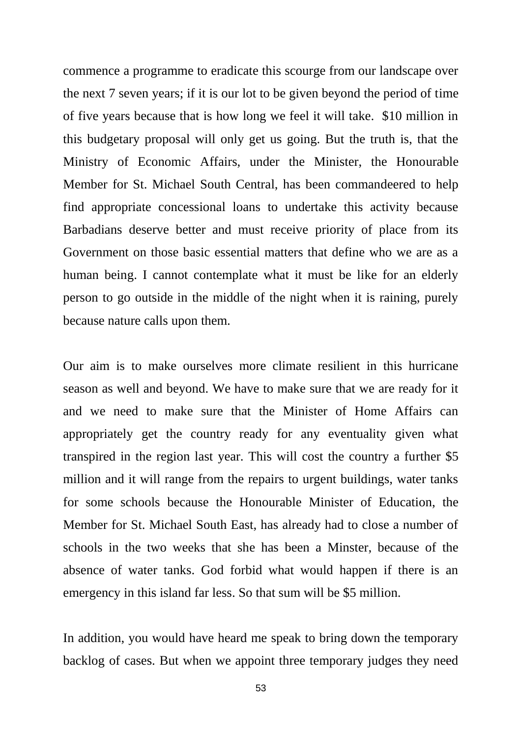commence a programme to eradicate this scourge from our landscape over the next 7 seven years; if it is our lot to be given beyond the period of time of five years because that is how long we feel it will take.  $10 million in this budgetary proposal will only get us going. But the truth is, that the Ministry of Economic Affairs, under the Minister, the Honourable Member for St. Michael South Central, has been commandeered to help find appropriate concessional loans to undertake this activity because Barbadians deserve better and must receive priority of place from its Government on those basic essential matters that define who we are as a human being. I cannot contemplate what it must be like for an elderly person to go outside in the middle of the night when it is raining, purely because nature calls upon them.

Our aim is to make ourselves more climate resilient in this hurricane season as well and beyond. We have to make sure that we are ready for it and we need to make sure that the Minister of Home Affairs can appropriately get the country ready for any eventuality given what transpired in the region last year. This will cost the country a further $5 million and it will range from the repairs to urgent buildings, water tanks for some schools because the Honourable Minister of Education, the Member for St. Michael South East, has already had to close a number of schools in the two weeks that she has been a Minster, because of the absence of water tanks. God forbid what would happen if there is an emergency in this island far less. So that sum will be $5 million.

In addition, you would have heard me speak to bring down the temporary backlog of cases. But when we appoint three temporary judges they need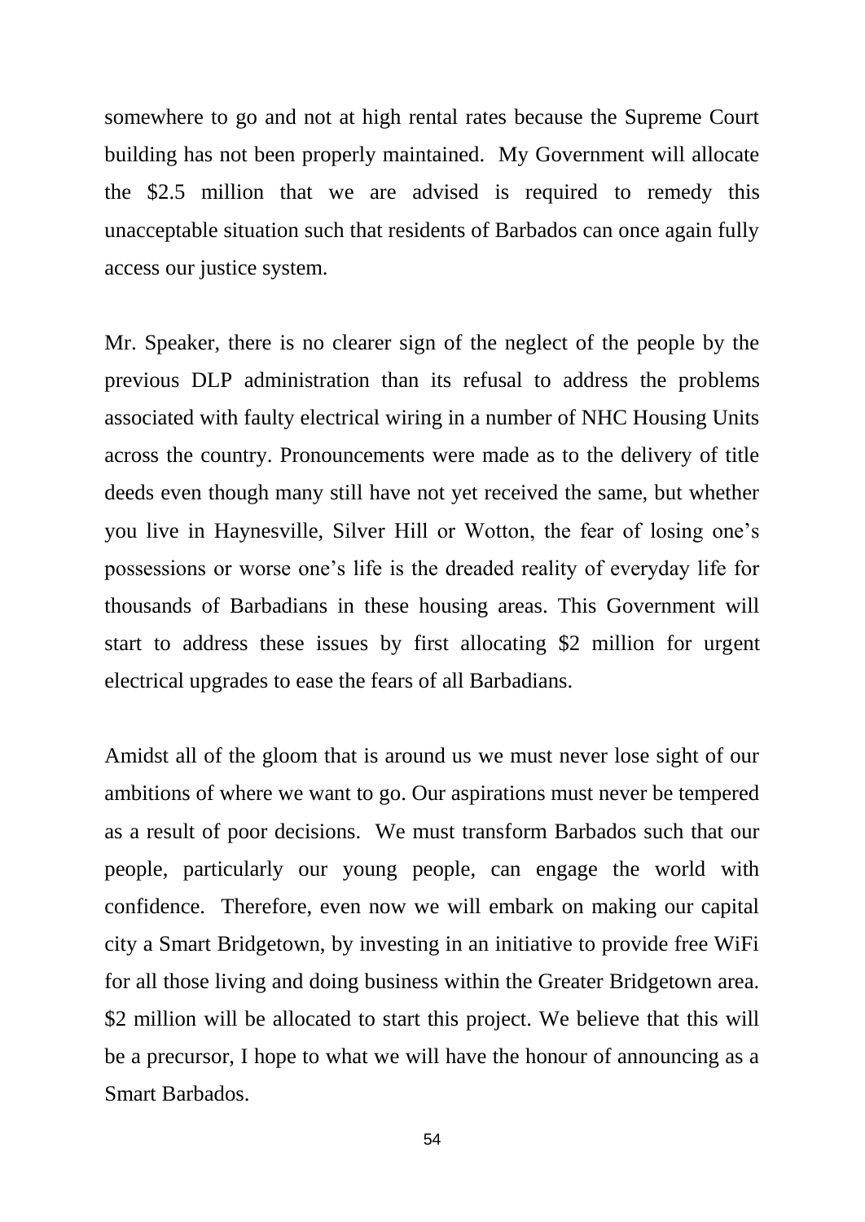somewhere to go and not at high rental rates because the Supreme Court building has not been properly maintained. My Government will allocate the $2.5 million that we are advised is required to remedy this unacceptable situation such that residents of Barbados can once again fully access our justice system.

Mr. Speaker, there is no clearer sign of the neglect of the people by the previous DLP administration than its refusal to address the problems associated with faulty electrical wiring in a number of NHC Housing Units across the country. Pronouncements were made as to the delivery of title deeds even though many still have not yet received the same, but whether you live in Haynesville, Silver Hill or Wotton, the fear of losing one's possessions or worse one's life is the dreaded reality of everyday life for thousands of Barbadians in these housing areas. This Government will start to address these issues by first allocating $2 million for urgent electrical upgrades to ease the fears of all Barbadians.

Amidst all of the gloom that is around us we must never lose sight of our ambitions of where we want to go. Our aspirations must never be tempered as a result of poor decisions. We must transform Barbados such that our people, particularly our young people, can engage the world with confidence. Therefore, even now we will embark on making our capital city a Smart Bridgetown, by investing in an initiative to provide free WiFi for all those living and doing business within the Greater Bridgetown area. $2 million will be allocated to start this project. We believe that this will be a precursor, I hope to what we will have the honour of announcing as a Smart Barbados.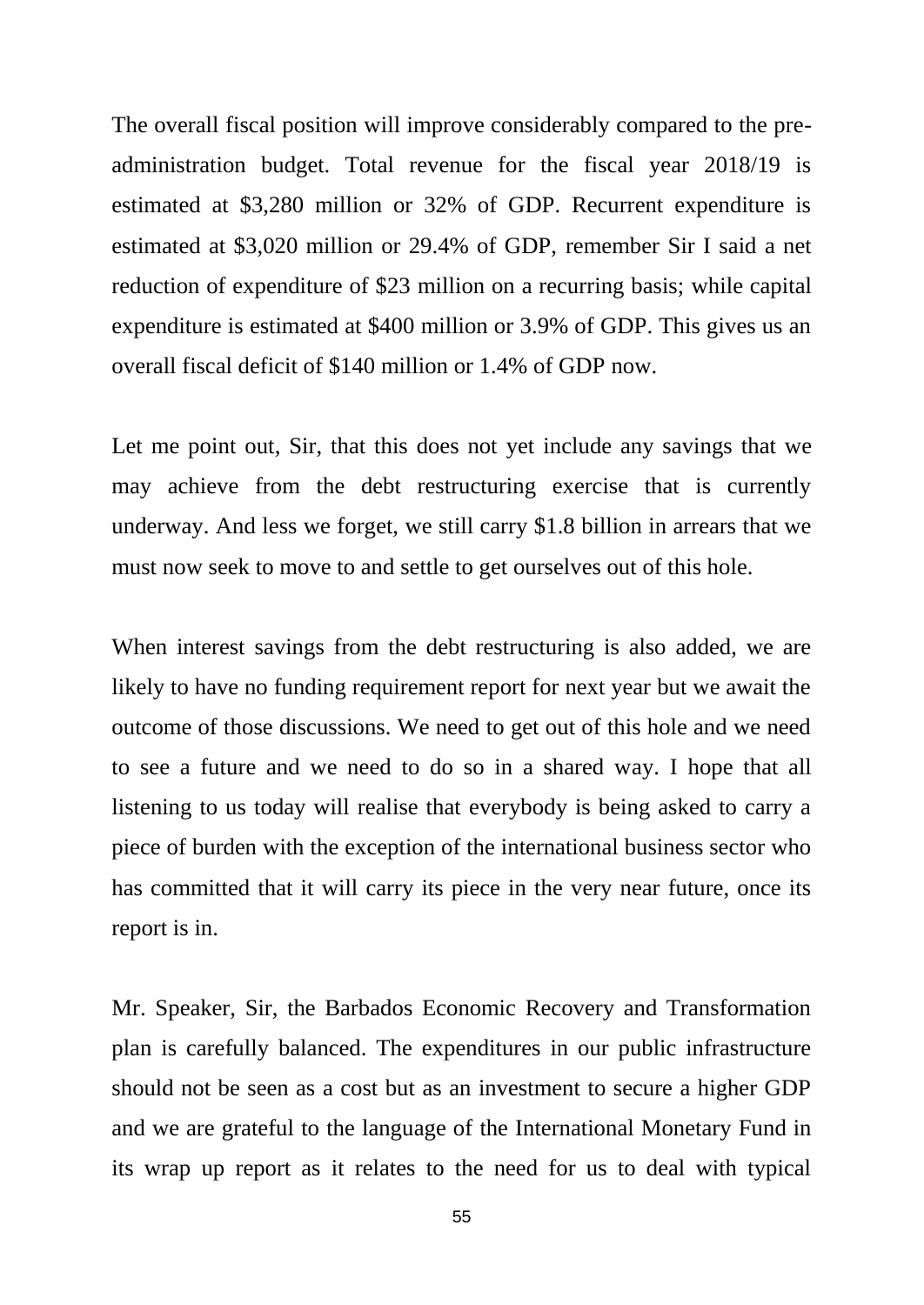The overall fiscal position will improve considerably compared to the pre-administration budget. Total revenue for the fiscal year 2018/19 is estimated at $3,280 million or 32% of GDP. Recurrent expenditure is estimated at $3,020 million or 29.4% of GDP, remember Sir I said a net reduction of expenditure of $23 million on a recurring basis; while capital expenditure is estimated at $400 million or 3.9% of GDP. This gives us an overall fiscal deficit of $140 million or 1.4% of GDP now.

Let me point out, Sir, that this does not yet include any savings that we may achieve from the debt restructuring exercise that is currently underway. And less we forget, we still carry $1.8 billion in arrears that we must now seek to move to and settle to get ourselves out of this hole.

When interest savings from the debt restructuring is also added, we are likely to have no funding requirement report for next year but we await the outcome of those discussions. We need to get out of this hole and we need to see a future and we need to do so in a shared way. I hope that all listening to us today will realise that everybody is being asked to carry a piece of burden with the exception of the international business sector who has committed that it will carry its piece in the very near future, once its report is in.

Mr. Speaker, Sir, the Barbados Economic Recovery and Transformation plan is carefully balanced. The expenditures in our public infrastructure should not be seen as a cost but as an investment to secure a higher GDP and we are grateful to the language of the International Monetary Fund in its wrap up report as it relates to the need for us to deal with typical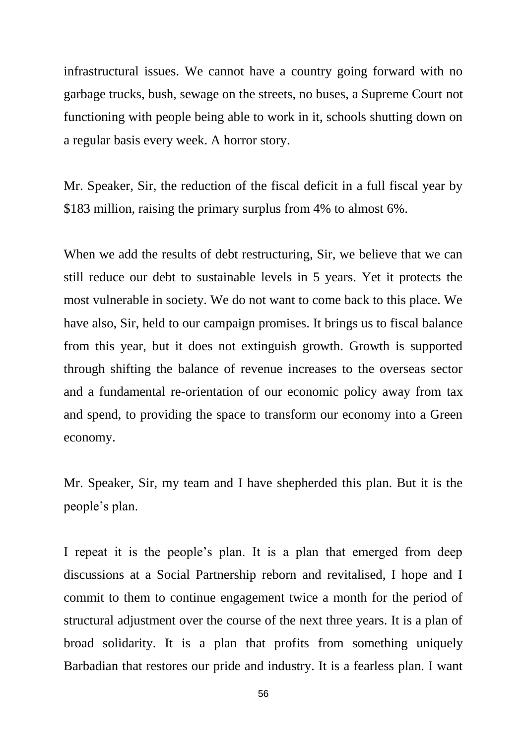infrastructural issues. We cannot have a country going forward with no garbage trucks, bush, sewage on the streets, no buses, a Supreme Court not functioning with people being able to work in it, schools shutting down on a regular basis every week. A horror story.

Mr. Speaker, Sir, the reduction of the fiscal deficit in a full fiscal year by $183 million, raising the primary surplus from 4% to almost 6%.

When we add the results of debt restructuring, Sir, we believe that we can still reduce our debt to sustainable levels in 5 years. Yet it protects the most vulnerable in society. We do not want to come back to this place. We have also, Sir, held to our campaign promises. It brings us to fiscal balance from this year, but it does not extinguish growth. Growth is supported through shifting the balance of revenue increases to the overseas sector and a fundamental re-orientation of our economic policy away from tax and spend, to providing the space to transform our economy into a Green economy.

Mr. Speaker, Sir, my team and I have shepherded this plan. But it is the people's plan.

I repeat it is the people's plan. It is a plan that emerged from deep discussions at a Social Partnership reborn and revitalised, I hope and I commit to them to continue engagement twice a month for the period of structural adjustment over the course of the next three years. It is a plan of broad solidarity. It is a plan that profits from something uniquely Barbadian that restores our pride and industry. It is a fearless plan. I want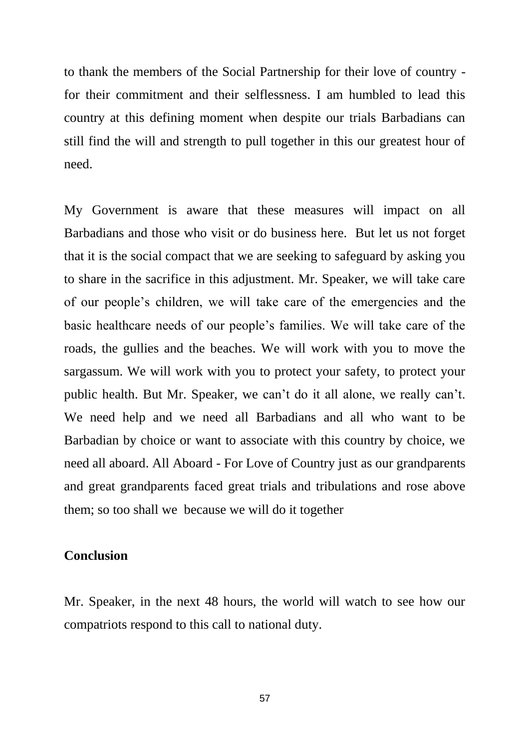to thank the members of the Social Partnership for their love of country - for their commitment and their selflessness. I am humbled to lead this country at this defining moment when despite our trials Barbadians can still find the will and strength to pull together in this our greatest hour of need.

My Government is aware that these measures will impact on all Barbadians and those who visit or do business here. But let us not forget that it is the social compact that we are seeking to safeguard by asking you to share in the sacrifice in this adjustment. Mr. Speaker, we will take care of our people's children, we will take care of the emergencies and the basic healthcare needs of our people's families. We will take care of the roads, the gullies and the beaches. We will work with you to move the sargassum. We will work with you to protect your safety, to protect your public health. But Mr. Speaker, we can't do it all alone, we really can't. We need help and we need all Barbadians and all who want to be Barbadian by choice or want to associate with this country by choice, we need all aboard. All Aboard - For Love of Country just as our grandparents and great grandparents faced great trials and tribulations and rose above them; so too shall we because we will do it together

**Conclusion**

Mr. Speaker, in the next 48 hours, the world will watch to see how our compatriots respond to this call to national duty.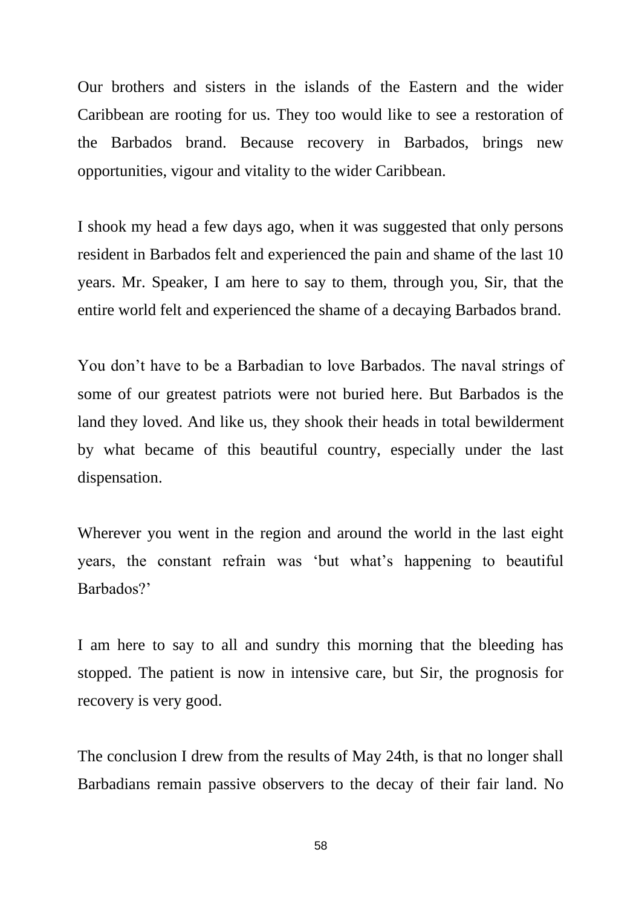Our brothers and sisters in the islands of the Eastern and the wider Caribbean are rooting for us. They too would like to see a restoration of the Barbados brand. Because recovery in Barbados, brings new opportunities, vigour and vitality to the wider Caribbean.

I shook my head a few days ago, when it was suggested that only persons resident in Barbados felt and experienced the pain and shame of the last 10 years. Mr. Speaker, I am here to say to them, through you, Sir, that the entire world felt and experienced the shame of a decaying Barbados brand.

You don't have to be a Barbadian to love Barbados. The naval strings of some of our greatest patriots were not buried here. But Barbados is the land they loved. And like us, they shook their heads in total bewilderment by what became of this beautiful country, especially under the last dispensation.

Wherever you went in the region and around the world in the last eight years, the constant refrain was 'but what's happening to beautiful Barbados?'

I am here to say to all and sundry this morning that the bleeding has stopped. The patient is now in intensive care, but Sir, the prognosis for recovery is very good.

The conclusion I drew from the results of May 24th, is that no longer shall Barbadians remain passive observers to the decay of their fair land. No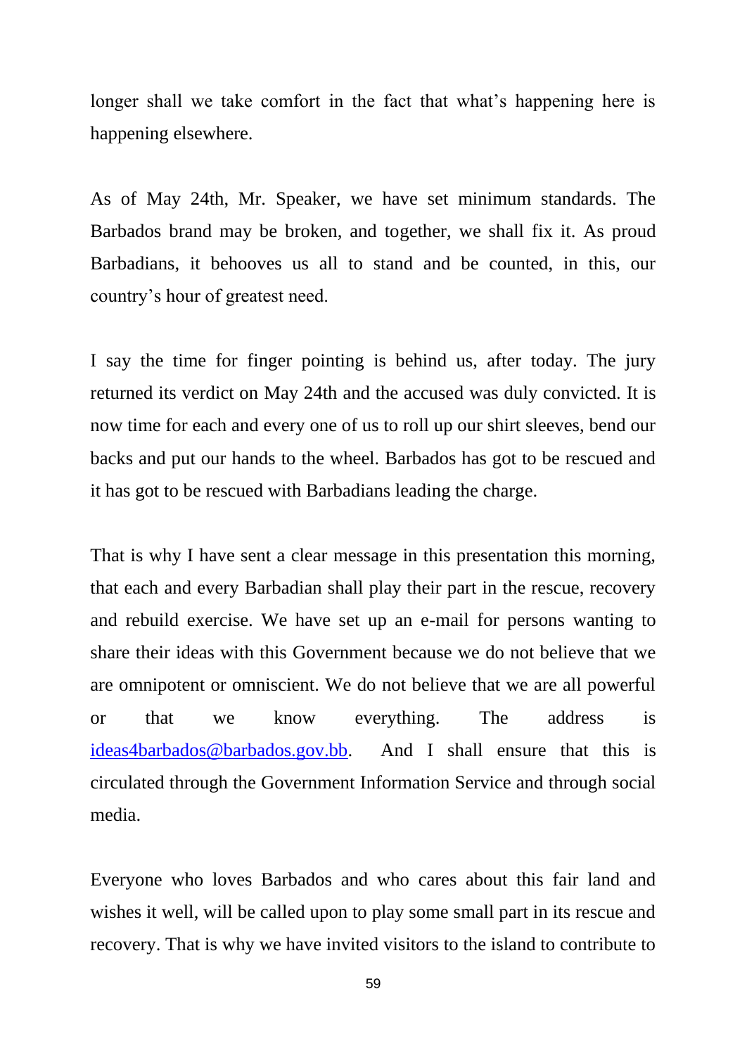longer shall we take comfort in the fact that what's happening here is happening elsewhere.

As of May 24th, Mr. Speaker, we have set minimum standards. The Barbados brand may be broken, and together, we shall fix it. As proud Barbadians, it behooves us all to stand and be counted, in this, our country's hour of greatest need.

I say the time for finger pointing is behind us, after today. The jury returned its verdict on May 24th and the accused was duly convicted. It is now time for each and every one of us to roll up our shirt sleeves, bend our backs and put our hands to the wheel. Barbados has got to be rescued and it has got to be rescued with Barbadians leading the charge.

That is why I have sent a clear message in this presentation this morning, that each and every Barbadian shall play their part in the rescue, recovery and rebuild exercise. We have set up an e-mail for persons wanting to share their ideas with this Government because we do not believe that we are omnipotent or omniscient. We do not believe that we are all powerful or that we know everything. The address is ideas4barbados@barbados.gov.bb. And I shall ensure that this is circulated through the Government Information Service and through social media.

Everyone who loves Barbados and who cares about this fair land and wishes it well, will be called upon to play some small part in its rescue and recovery. That is why we have invited visitors to the island to contribute to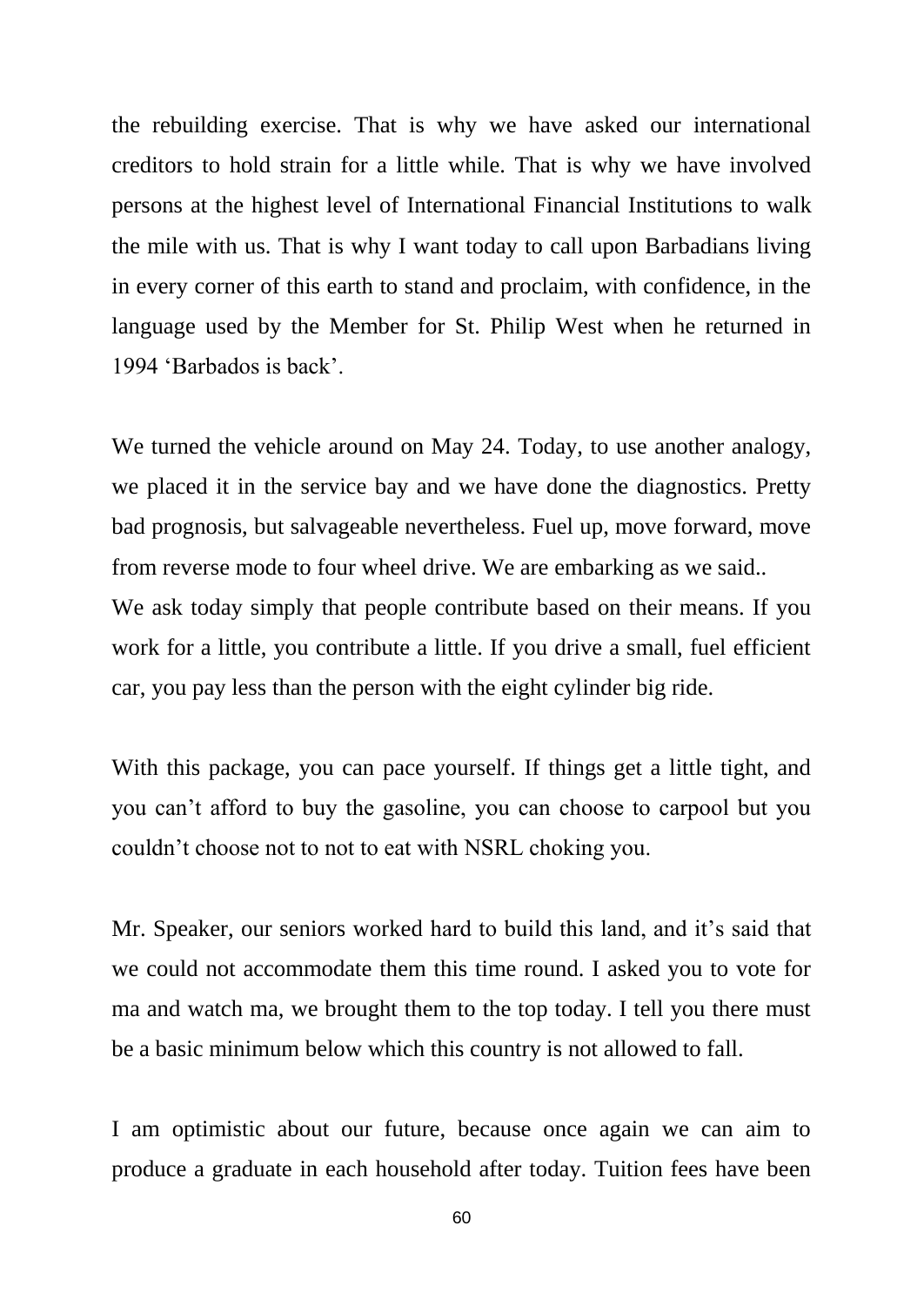the rebuilding exercise. That is why we have asked our international creditors to hold strain for a little while. That is why we have involved persons at the highest level of International Financial Institutions to walk the mile with us. That is why I want today to call upon Barbadians living in every corner of this earth to stand and proclaim, with confidence, in the language used by the Member for St. Philip West when he returned in 1994 'Barbados is back'.

We turned the vehicle around on May 24. Today, to use another analogy, we placed it in the service bay and we have done the diagnostics. Pretty bad prognosis, but salvageable nevertheless. Fuel up, move forward, move from reverse mode to four wheel drive. We are embarking as we said..
We ask today simply that people contribute based on their means. If you work for a little, you contribute a little. If you drive a small, fuel efficient car, you pay less than the person with the eight cylinder big ride.

With this package, you can pace yourself. If things get a little tight, and you can't afford to buy the gasoline, you can choose to carpool but you couldn't choose not to not to eat with NSRL choking you.

Mr. Speaker, our seniors worked hard to build this land, and it's said that we could not accommodate them this time round. I asked you to vote for ma and watch ma, we brought them to the top today. I tell you there must be a basic minimum below which this country is not allowed to fall.

I am optimistic about our future, because once again we can aim to produce a graduate in each household after today. Tuition fees have been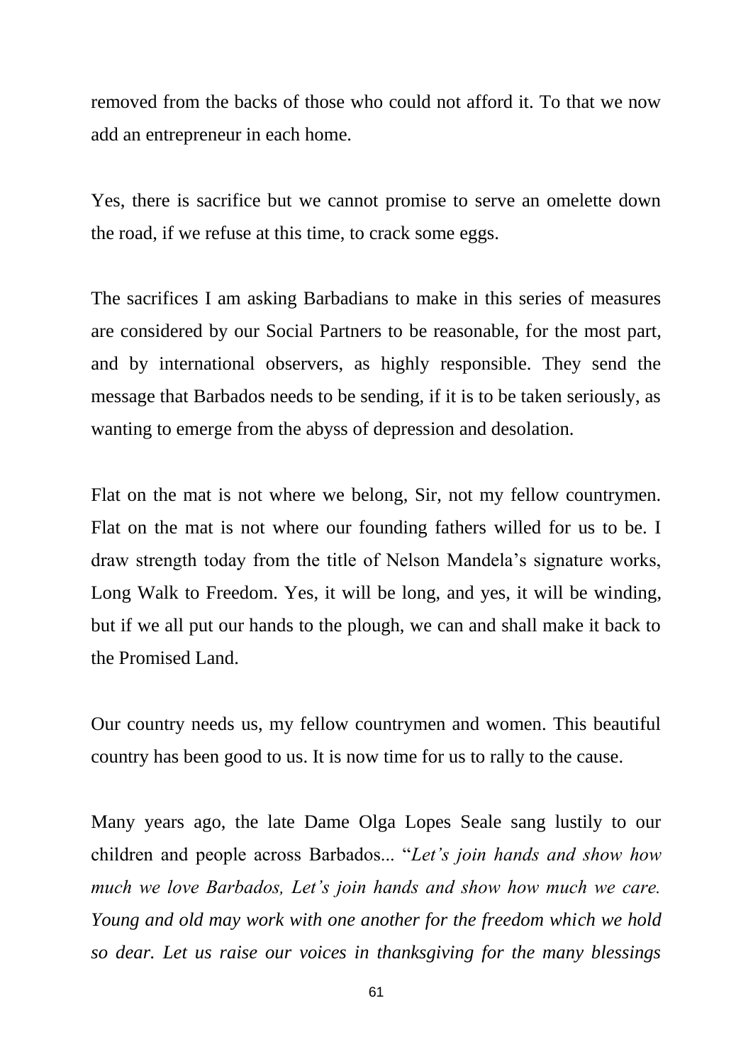removed from the backs of those who could not afford it. To that we now add an entrepreneur in each home.

Yes, there is sacrifice but we cannot promise to serve an omelette down the road, if we refuse at this time, to crack some eggs.

The sacrifices I am asking Barbadians to make in this series of measures are considered by our Social Partners to be reasonable, for the most part, and by international observers, as highly responsible. They send the message that Barbados needs to be sending, if it is to be taken seriously, as wanting to emerge from the abyss of depression and desolation.

Flat on the mat is not where we belong, Sir, not my fellow countrymen. Flat on the mat is not where our founding fathers willed for us to be. I draw strength today from the title of Nelson Mandela's signature works, Long Walk to Freedom. Yes, it will be long, and yes, it will be winding, but if we all put our hands to the plough, we can and shall make it back to the Promised Land.

Our country needs us, my fellow countrymen and women. This beautiful country has been good to us. It is now time for us to rally to the cause.

Many years ago, the late Dame Olga Lopes Seale sang lustily to our children and people across Barbados... "*Let's join hands and show how much we love Barbados, Let's join hands and show how much we care. Young and old may work with one another for the freedom which we hold so dear. Let us raise our voices in thanksgiving for the many blessings*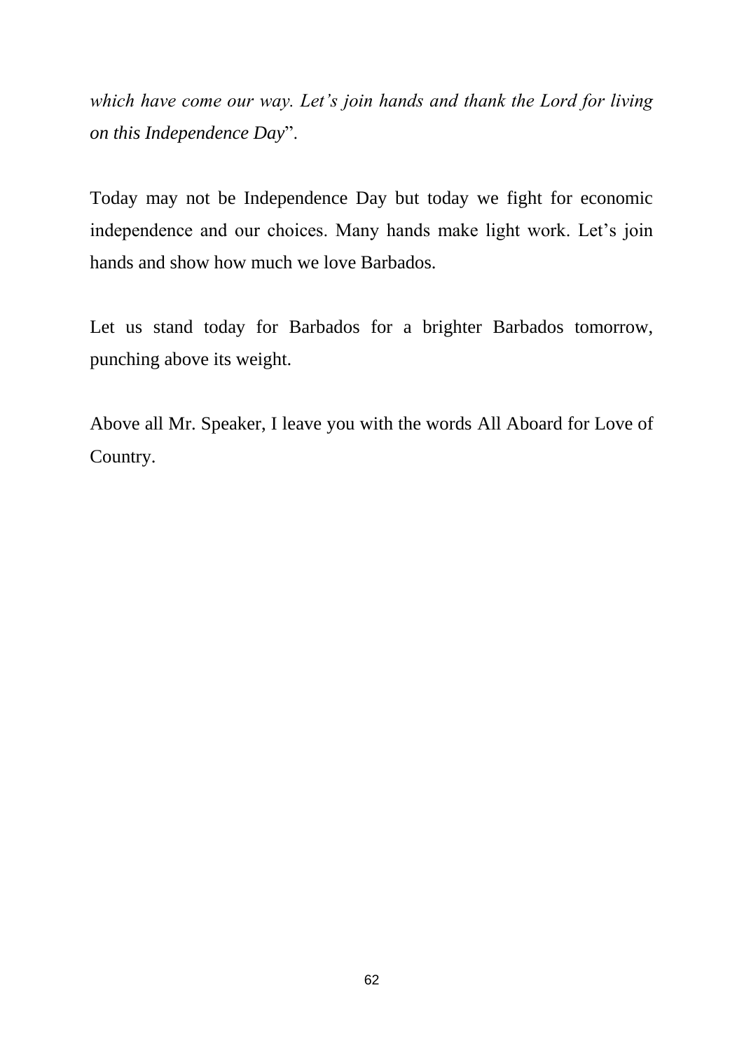*which have come our way. Let’s join hands and thank the Lord for living on this Independence Day*”.

Today may not be Independence Day but today we fight for economic independence and our choices. Many hands make light work. Let’s join hands and show how much we love Barbados.

Let us stand today for Barbados for a brighter Barbados tomorrow, punching above its weight.

Above all Mr. Speaker, I leave you with the words All Aboard for Love of Country.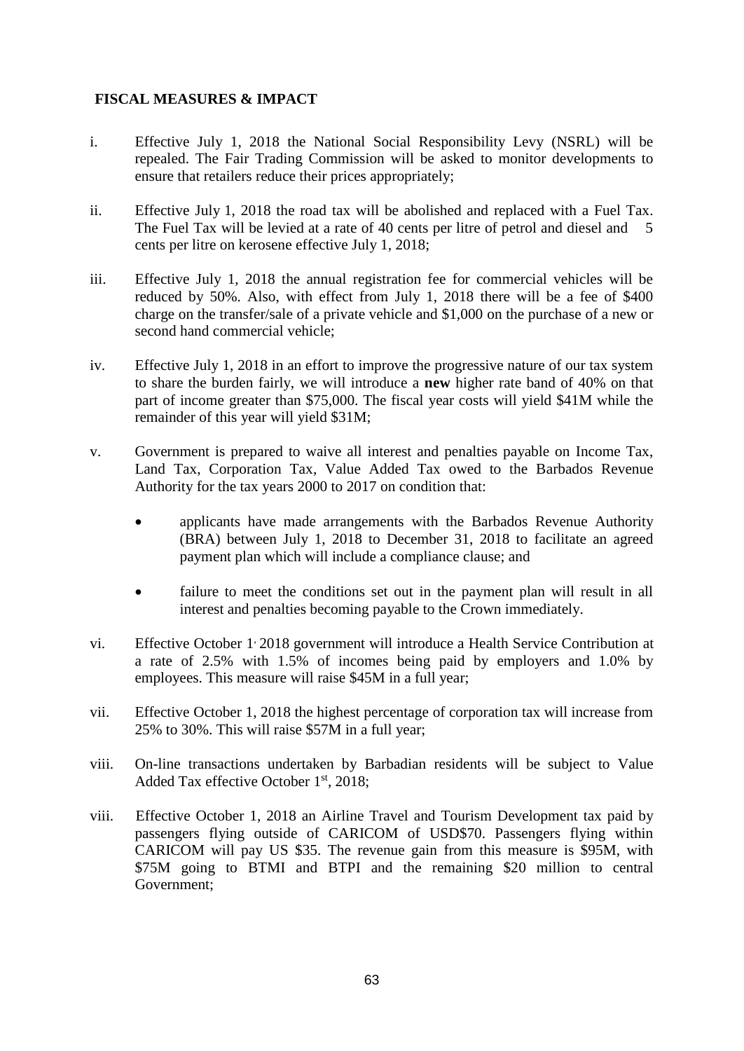**FISCAL MEASURES & IMPACT**

i. Effective July 1, 2018 the National Social Responsibility Levy (NSRL) will be repealed. The Fair Trading Commission will be asked to monitor developments to ensure that retailers reduce their prices appropriately;

ii. Effective July 1, 2018 the road tax will be abolished and replaced with a Fuel Tax. The Fuel Tax will be levied at a rate of 40 cents per litre of petrol and diesel and 5 cents per litre on kerosene effective July 1, 2018;

iii. Effective July 1, 2018 the annual registration fee for commercial vehicles will be reduced by 50%. Also, with effect from July 1, 2018 there will be a fee of $400 charge on the transfer/sale of a private vehicle and $1,000 on the purchase of a new or second hand commercial vehicle;

iv. Effective July 1, 2018 in an effort to improve the progressive nature of our tax system to share the burden fairly, we will introduce a **new** higher rate band of 40% on that part of income greater than $75,000. The fiscal year costs will yield $41M while the remainder of this year will yield $31M;

v. Government is prepared to waive all interest and penalties payable on Income Tax, Land Tax, Corporation Tax, Value Added Tax owed to the Barbados Revenue Authority for the tax years 2000 to 2017 on condition that:

   - applicants have made arrangements with the Barbados Revenue Authority (BRA) between July 1, 2018 to December 31, 2018 to facilitate an agreed payment plan which will include a compliance clause; and

   - failure to meet the conditions set out in the payment plan will result in all interest and penalties becoming payable to the Crown immediately.

vi. Effective October 1, 2018 government will introduce a Health Service Contribution at a rate of 2.5% with 1.5% of incomes being paid by employers and 1.0% by employees. This measure will raise $45M in a full year;

vii. Effective October 1, 2018 the highest percentage of corporation tax will increase from 25% to 30%. This will raise $57M in a full year;

viii. On-line transactions undertaken by Barbadian residents will be subject to Value Added Tax effective October 1st, 2018;

viii. Effective October 1, 2018 an Airline Travel and Tourism Development tax paid by passengers flying outside of CARICOM of USD$70. Passengers flying within CARICOM will pay US $35. The revenue gain from this measure is $95M, with $75M going to BTMI and BTPI and the remaining $20 million to central Government;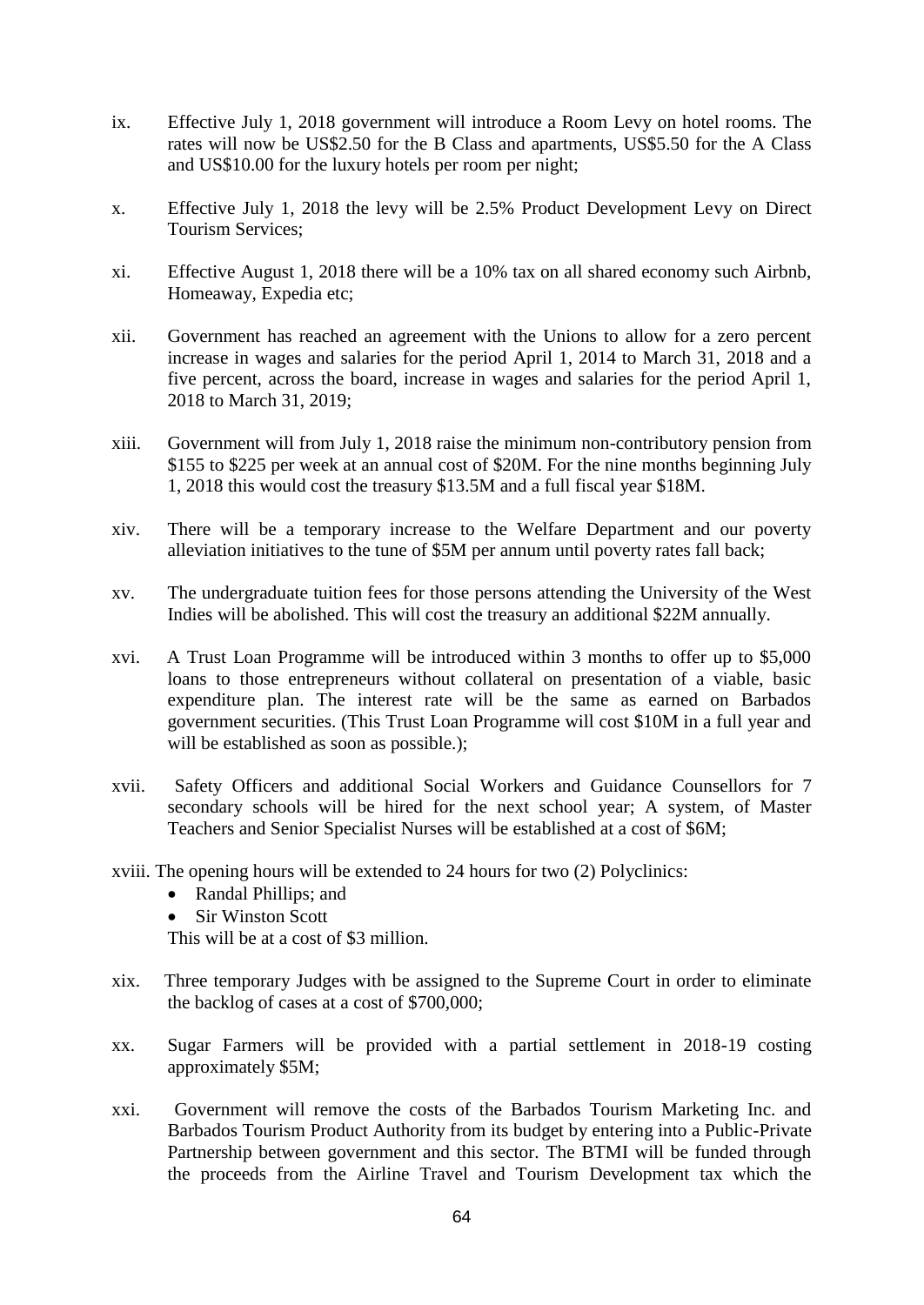ix. Effective July 1, 2018 government will introduce a Room Levy on hotel rooms. The rates will now be US$2.50 for the B Class and apartments, US$5.50 for the A Class and US$10.00 for the luxury hotels per room per night;

x. Effective July 1, 2018 the levy will be 2.5% Product Development Levy on Direct Tourism Services;

xi. Effective August 1, 2018 there will be a 10% tax on all shared economy such Airbnb, Homeaway, Expedia etc;

xii. Government has reached an agreement with the Unions to allow for a zero percent increase in wages and salaries for the period April 1, 2014 to March 31, 2018 and a five percent, across the board, increase in wages and salaries for the period April 1, 2018 to March 31, 2019;

xiii. Government will from July 1, 2018 raise the minimum non-contributory pension from $155 to $225 per week at an annual cost of $20M. For the nine months beginning July 1, 2018 this would cost the treasury $13.5M and a full fiscal year $18M.

xiv. There will be a temporary increase to the Welfare Department and our poverty alleviation initiatives to the tune of $5M per annum until poverty rates fall back;

xv. The undergraduate tuition fees for those persons attending the University of the West Indies will be abolished. This will cost the treasury an additional $22M annually.

xvi. A Trust Loan Programme will be introduced within 3 months to offer up to $5,000 loans to those entrepreneurs without collateral on presentation of a viable, basic expenditure plan. The interest rate will be the same as earned on Barbados government securities. (This Trust Loan Programme will cost $10M in a full year and will be established as soon as possible.);

xvii. Safety Officers and additional Social Workers and Guidance Counsellors for 7 secondary schools will be hired for the next school year; A system, of Master Teachers and Senior Specialist Nurses will be established at a cost of $6M;

xviii. The opening hours will be extended to 24 hours for two (2) Polyclinics:

- Randal Phillips; and
- Sir Winston Scott

This will be at a cost of $3 million.

xix. Three temporary Judges with be assigned to the Supreme Court in order to eliminate the backlog of cases at a cost of $700,000;

xx. Sugar Farmers will be provided with a partial settlement in 2018-19 costing approximately $5M;

xxi. Government will remove the costs of the Barbados Tourism Marketing Inc. and Barbados Tourism Product Authority from its budget by entering into a Public-Private Partnership between government and this sector. The BTMI will be funded through the proceeds from the Airline Travel and Tourism Development tax which the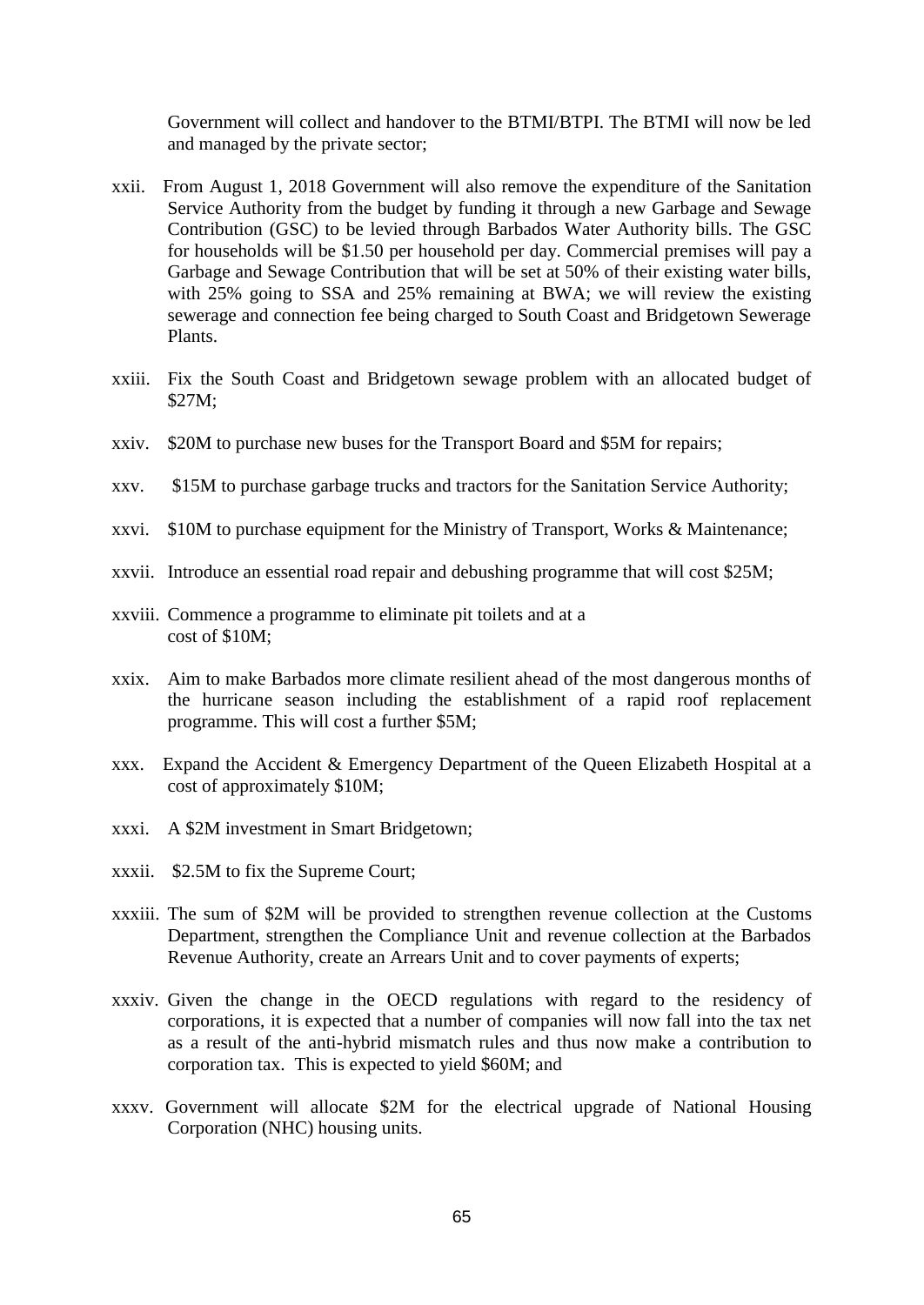Government will collect and handover to the BTMI/BTPI. The BTMI will now be led and managed by the private sector;

xxii. From August 1, 2018 Government will also remove the expenditure of the Sanitation Service Authority from the budget by funding it through a new Garbage and Sewage Contribution (GSC) to be levied through Barbados Water Authority bills. The GSC for households will be $1.50 per household per day. Commercial premises will pay a Garbage and Sewage Contribution that will be set at 50% of their existing water bills, with 25% going to SSA and 25% remaining at BWA; we will review the existing sewerage and connection fee being charged to South Coast and Bridgetown Sewerage Plants.

xxiii. Fix the South Coast and Bridgetown sewage problem with an allocated budget of $27M;

xxiv. $20M to purchase new buses for the Transport Board and $5M for repairs;

xxv. $15M to purchase garbage trucks and tractors for the Sanitation Service Authority;

xxvi. $10M to purchase equipment for the Ministry of Transport, Works & Maintenance;

xxvii. Introduce an essential road repair and debushing programme that will cost $25M;

xxviii. Commence a programme to eliminate pit toilets and at a cost of $10M;

xxix. Aim to make Barbados more climate resilient ahead of the most dangerous months of the hurricane season including the establishment of a rapid roof replacement programme. This will cost a further $5M;

xxx. Expand the Accident & Emergency Department of the Queen Elizabeth Hospital at a cost of approximately $10M;

xxxi. A $2M investment in Smart Bridgetown;

xxxii. $2.5M to fix the Supreme Court;

xxxiii. The sum of $2M will be provided to strengthen revenue collection at the Customs Department, strengthen the Compliance Unit and revenue collection at the Barbados Revenue Authority, create an Arrears Unit and to cover payments of experts;

xxxiv. Given the change in the OECD regulations with regard to the residency of corporations, it is expected that a number of companies will now fall into the tax net as a result of the anti-hybrid mismatch rules and thus now make a contribution to corporation tax. This is expected to yield $60M; and

xxxv. Government will allocate $2M for the electrical upgrade of National Housing Corporation (NHC) housing units.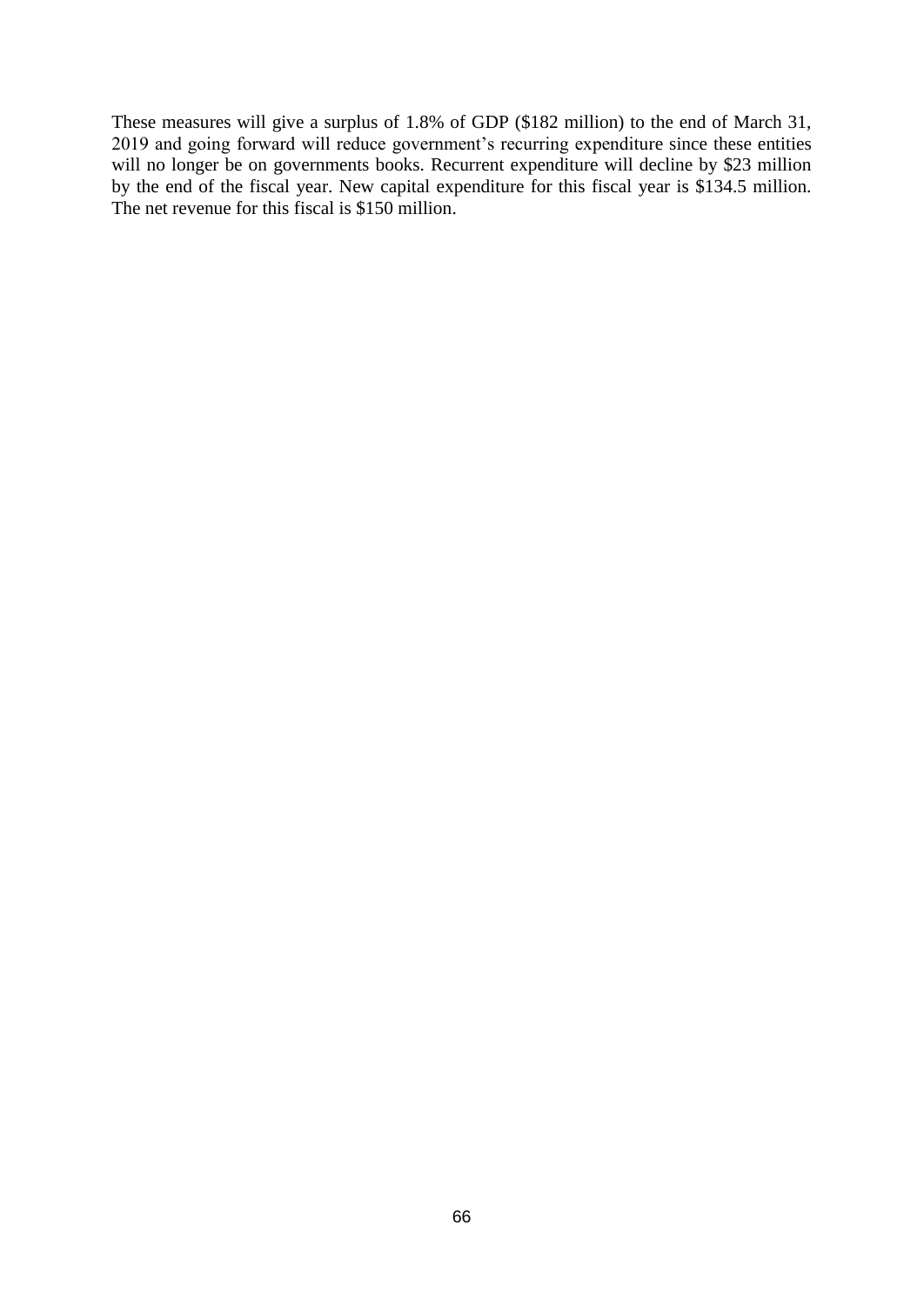These measures will give a surplus of 1.8% of GDP ($182 million) to the end of March 31, 2019 and going forward will reduce government's recurring expenditure since these entities will no longer be on governments books. Recurrent expenditure will decline by $23 million by the end of the fiscal year. New capital expenditure for this fiscal year is $134.5 million. The net revenue for this fiscal is $150 million.